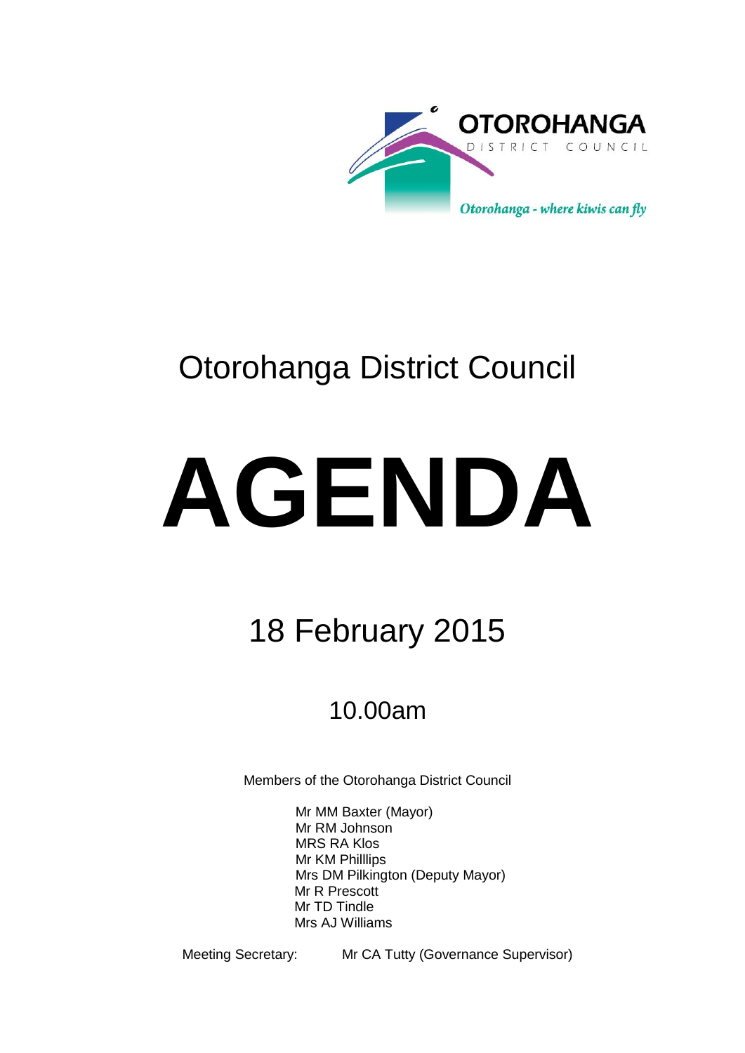OTOROHANGA

DISTRICT COUNCIL

*Otorohanga - where kiwis can fly*

# Otorohanga District Council

# AGENDA

## 18 February 2015

### 10.00am

Members of the Otorohanga District Council

Mr MM Baxter (Mayor)
Mr RM Johnson
MRS RA Klos
Mr KM Philllips
Mrs DM Pilkington (Deputy Mayor)
Mr R Prescott
Mr TD Tindle
Mrs AJ Williams

Meeting Secretary: Mr CA Tutty (Governance Supervisor)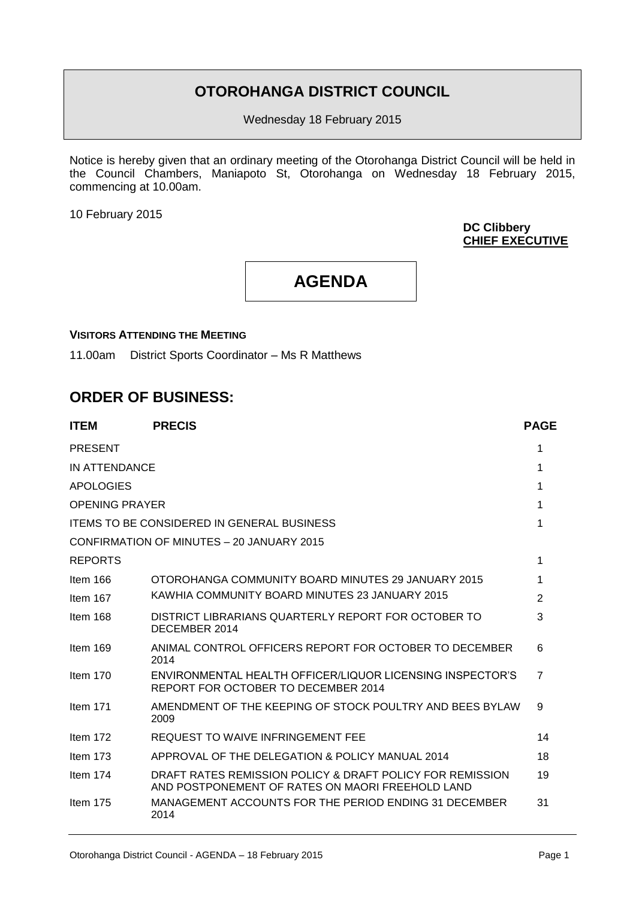# OTOROHANGA DISTRICT COUNCIL

Wednesday 18 February 2015

Notice is hereby given that an ordinary meeting of the Otorohanga District Council will be held in the Council Chambers, Maniapoto St, Otorohanga on Wednesday 18 February 2015, commencing at 10.00am.

10 February 2015

**DC Clibbery**
**CHIEF EXECUTIVE**

# AGENDA

**VISITORS ATTENDING THE MEETING**

11.00am District Sports Coordinator – Ms R Matthews

## ORDER OF BUSINESS:

| ITEM | PRECIS | PAGE |
|---|---|---|
| PRESENT | | 1 |
| IN ATTENDANCE | | 1 |
| APOLOGIES | | 1 |
| OPENING PRAYER | | 1 |
| ITEMS TO BE CONSIDERED IN GENERAL BUSINESS | | 1 |
| CONFIRMATION OF MINUTES – 20 JANUARY 2015 | | |
| REPORTS | | 1 |
| Item 166 | OTOROHANGA COMMUNITY BOARD MINUTES 29 JANUARY 2015 | 1 |
| Item 167 | KAWHIA COMMUNITY BOARD MINUTES 23 JANUARY 2015 | 2 |
| Item 168 | DISTRICT LIBRARIANS QUARTERLY REPORT FOR OCTOBER TO DECEMBER 2014 | 3 |
| Item 169 | ANIMAL CONTROL OFFICERS REPORT FOR OCTOBER TO DECEMBER 2014 | 6 |
| Item 170 | ENVIRONMENTAL HEALTH OFFICER/LIQUOR LICENSING INSPECTOR'S REPORT FOR OCTOBER TO DECEMBER 2014 | 7 |
| Item 171 | AMENDMENT OF THE KEEPING OF STOCK POULTRY AND BEES BYLAW 2009 | 9 |
| Item 172 | REQUEST TO WAIVE INFRINGEMENT FEE | 14 |
| Item 173 | APPROVAL OF THE DELEGATION & POLICY MANUAL 2014 | 18 |
| Item 174 | DRAFT RATES REMISSION POLICY & DRAFT POLICY FOR REMISSION AND POSTPONEMENT OF RATES ON MAORI FREEHOLD LAND | 19 |
| Item 175 | MANAGEMENT ACCOUNTS FOR THE PERIOD ENDING 31 DECEMBER 2014 | 31 |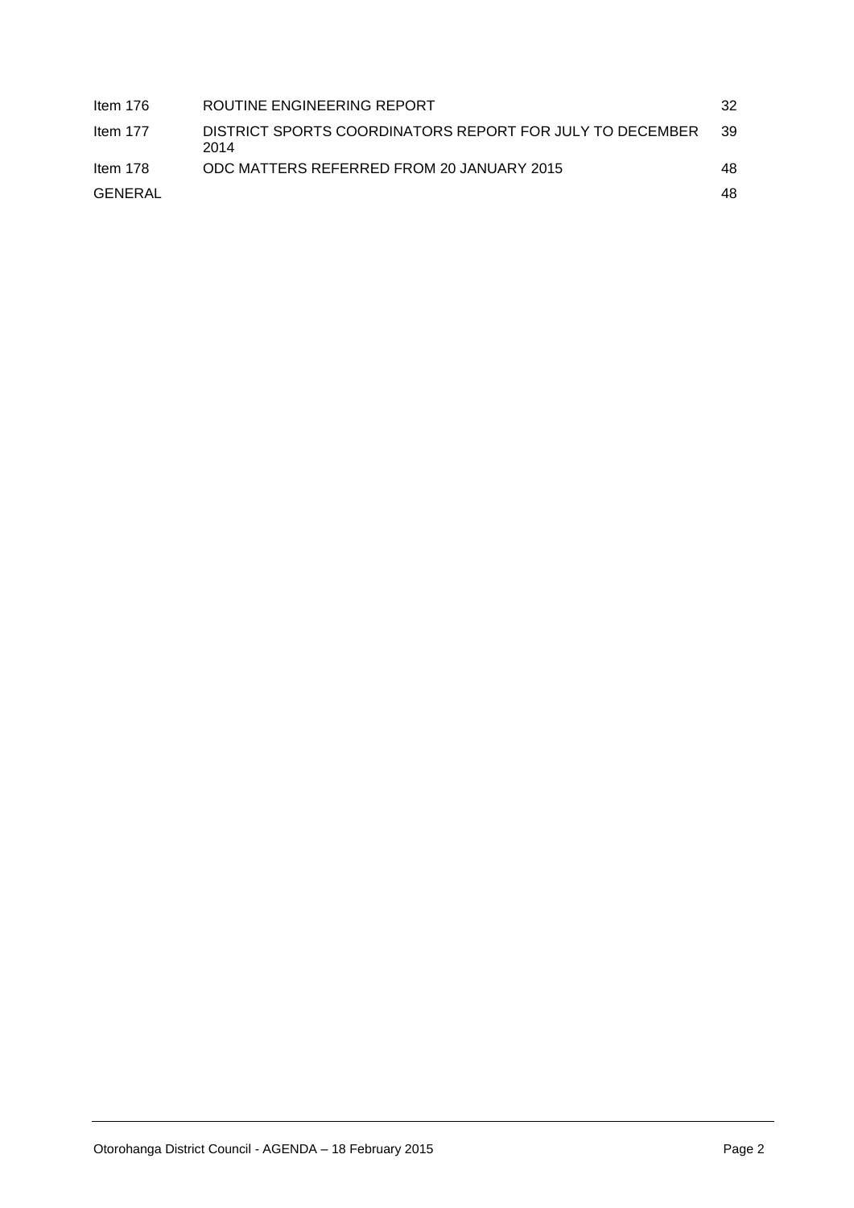| | | |
|---|---|---|
| Item 176 | ROUTINE ENGINEERING REPORT | 32 |
| Item 177 | DISTRICT SPORTS COORDINATORS REPORT FOR JULY TO DECEMBER 2014 | 39 |
| Item 178 | ODC MATTERS REFERRED FROM 20 JANUARY 2015 | 48 |
| GENERAL | | 48 |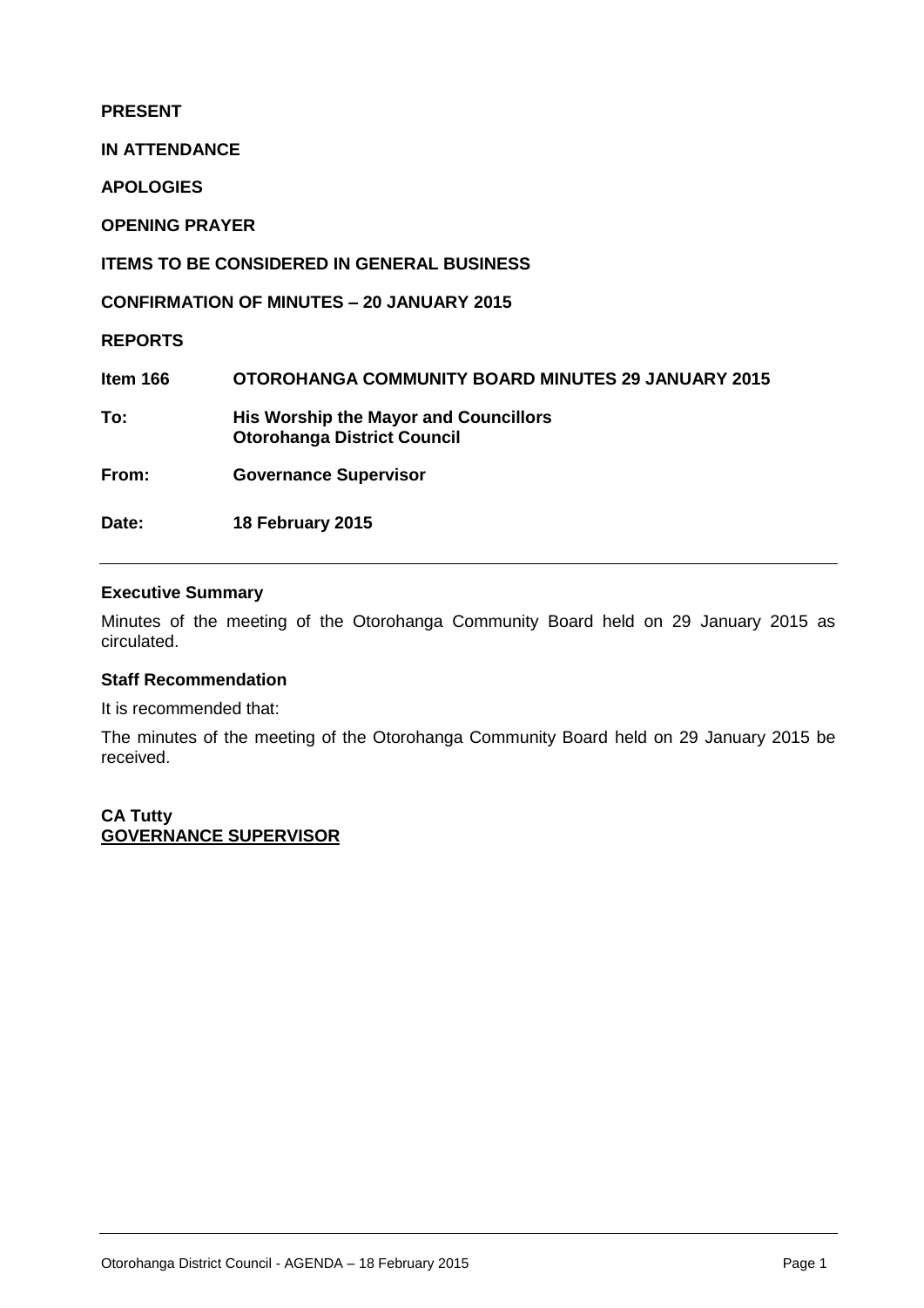**PRESENT**

**IN ATTENDANCE**

**APOLOGIES**

**OPENING PRAYER**

**ITEMS TO BE CONSIDERED IN GENERAL BUSINESS**

**CONFIRMATION OF MINUTES – 20 JANUARY 2015**

**REPORTS**

| | |
|---|---|
| **Item 166** | **OTOROHANGA COMMUNITY BOARD MINUTES 29 JANUARY 2015** |
| **To:** | **His Worship the Mayor and Councillors Otorohanga District Council** |
| **From:** | **Governance Supervisor** |
| **Date:** | **18 February 2015** |

---

**Executive Summary**

Minutes of the meeting of the Otorohanga Community Board held on 29 January 2015 as circulated.

**Staff Recommendation**

It is recommended that:

The minutes of the meeting of the Otorohanga Community Board held on 29 January 2015 be received.

**CA Tutty**
**GOVERNANCE SUPERVISOR**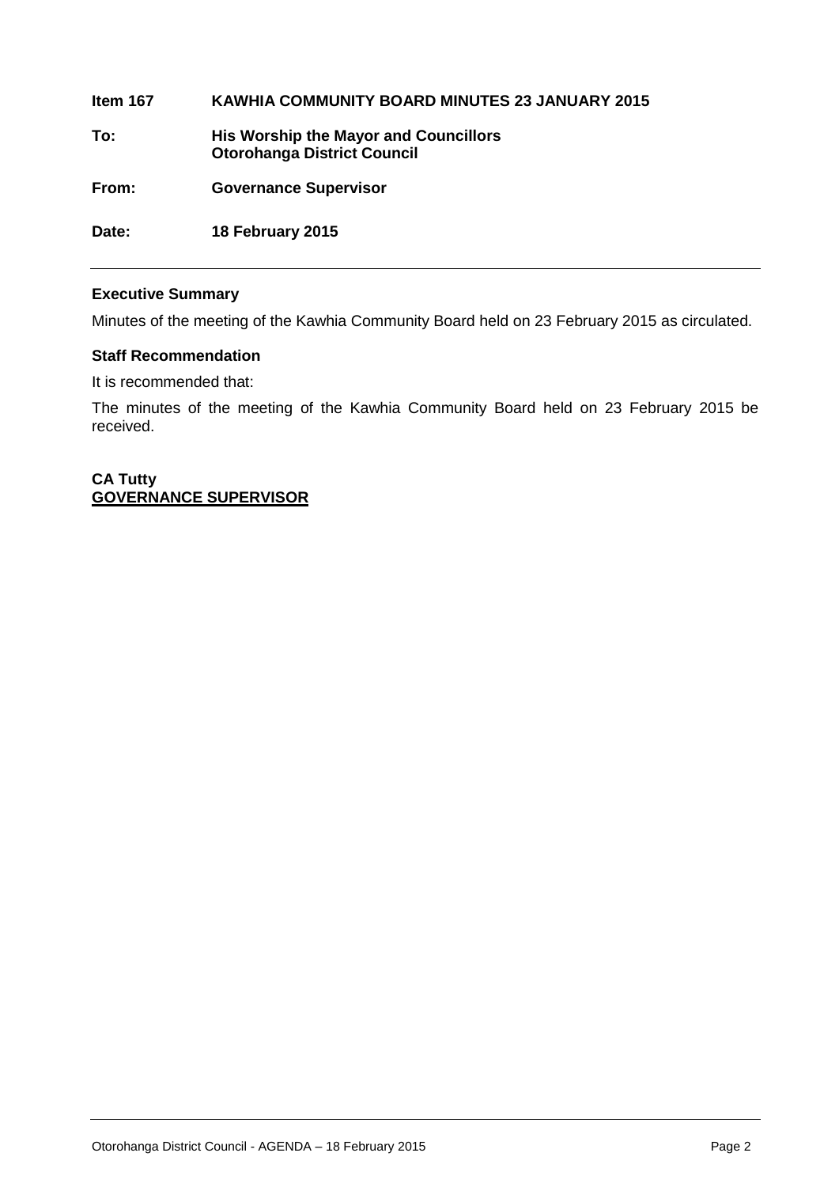**Item 167 KAWHIA COMMUNITY BOARD MINUTES 23 JANUARY 2015**

**To: His Worship the Mayor and Councillors**
**Otorohanga District Council**

**From: Governance Supervisor**

**Date: 18 February 2015**

---

**Executive Summary**

Minutes of the meeting of the Kawhia Community Board held on 23 February 2015 as circulated.

**Staff Recommendation**

It is recommended that:

The minutes of the meeting of the Kawhia Community Board held on 23 February 2015 be received.

**CA Tutty**
**<u>GOVERNANCE SUPERVISOR</u>**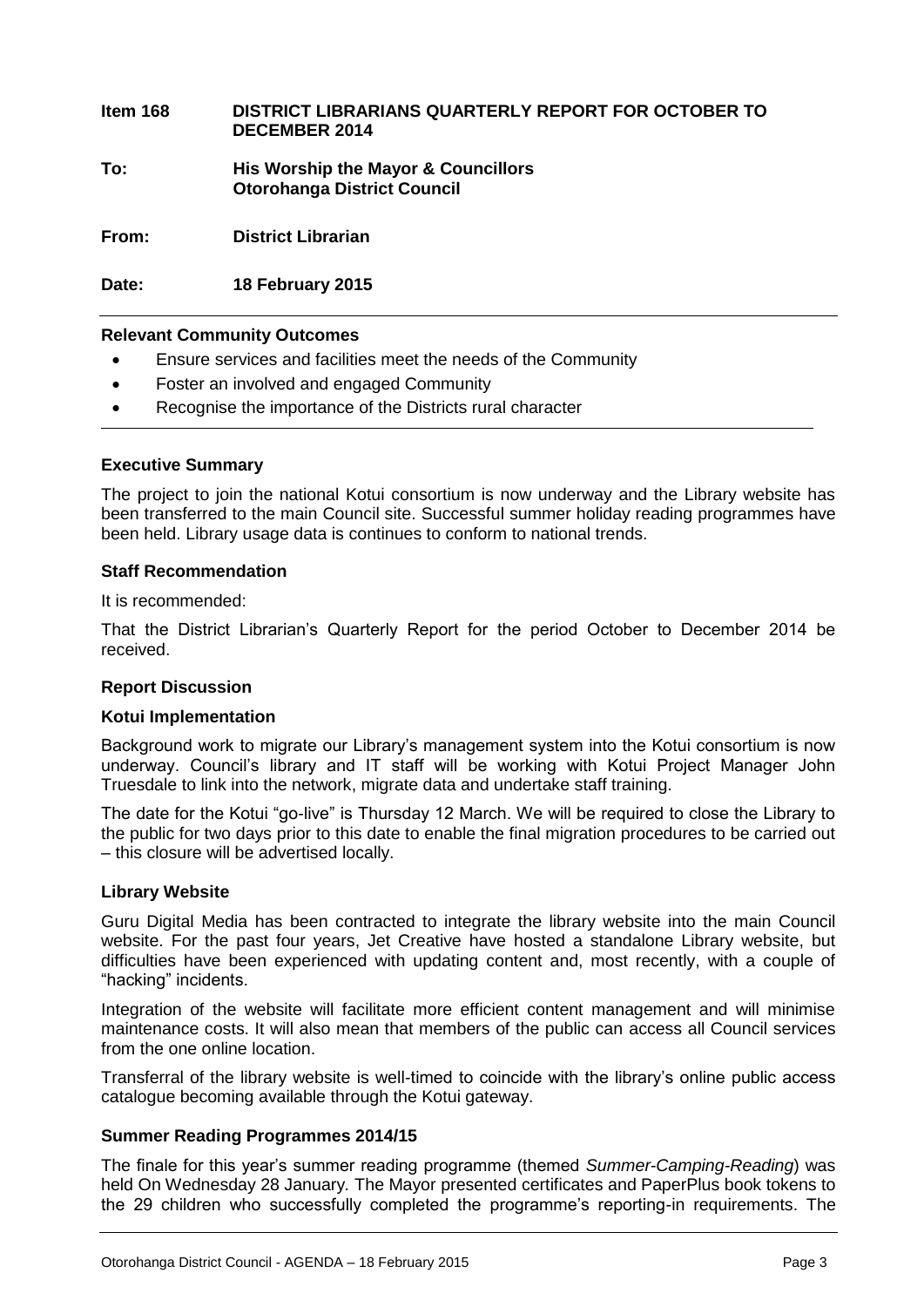**Item 168 DISTRICT LIBRARIANS QUARTERLY REPORT FOR OCTOBER TO DECEMBER 2014**

**To: His Worship the Mayor & Councillors**
**Otorohanga District Council**

**From: District Librarian**

**Date: 18 February 2015**

**Relevant Community Outcomes**

- Ensure services and facilities meet the needs of the Community
- Foster an involved and engaged Community
- Recognise the importance of the Districts rural character

**Executive Summary**

The project to join the national Kotui consortium is now underway and the Library website has been transferred to the main Council site. Successful summer holiday reading programmes have been held. Library usage data is continues to conform to national trends.

**Staff Recommendation**

It is recommended:

That the District Librarian's Quarterly Report for the period October to December 2014 be received.

**Report Discussion**

**Kotui Implementation**

Background work to migrate our Library's management system into the Kotui consortium is now underway. Council's library and IT staff will be working with Kotui Project Manager John Truesdale to link into the network, migrate data and undertake staff training.

The date for the Kotui "go-live" is Thursday 12 March. We will be required to close the Library to the public for two days prior to this date to enable the final migration procedures to be carried out – this closure will be advertised locally.

**Library Website**

Guru Digital Media has been contracted to integrate the library website into the main Council website. For the past four years, Jet Creative have hosted a standalone Library website, but difficulties have been experienced with updating content and, most recently, with a couple of "hacking" incidents.

Integration of the website will facilitate more efficient content management and will minimise maintenance costs. It will also mean that members of the public can access all Council services from the one online location.

Transferral of the library website is well-timed to coincide with the library's online public access catalogue becoming available through the Kotui gateway.

**Summer Reading Programmes 2014/15**

The finale for this year's summer reading programme (themed *Summer-Camping-Reading*) was held On Wednesday 28 January. The Mayor presented certificates and PaperPlus book tokens to the 29 children who successfully completed the programme's reporting-in requirements. The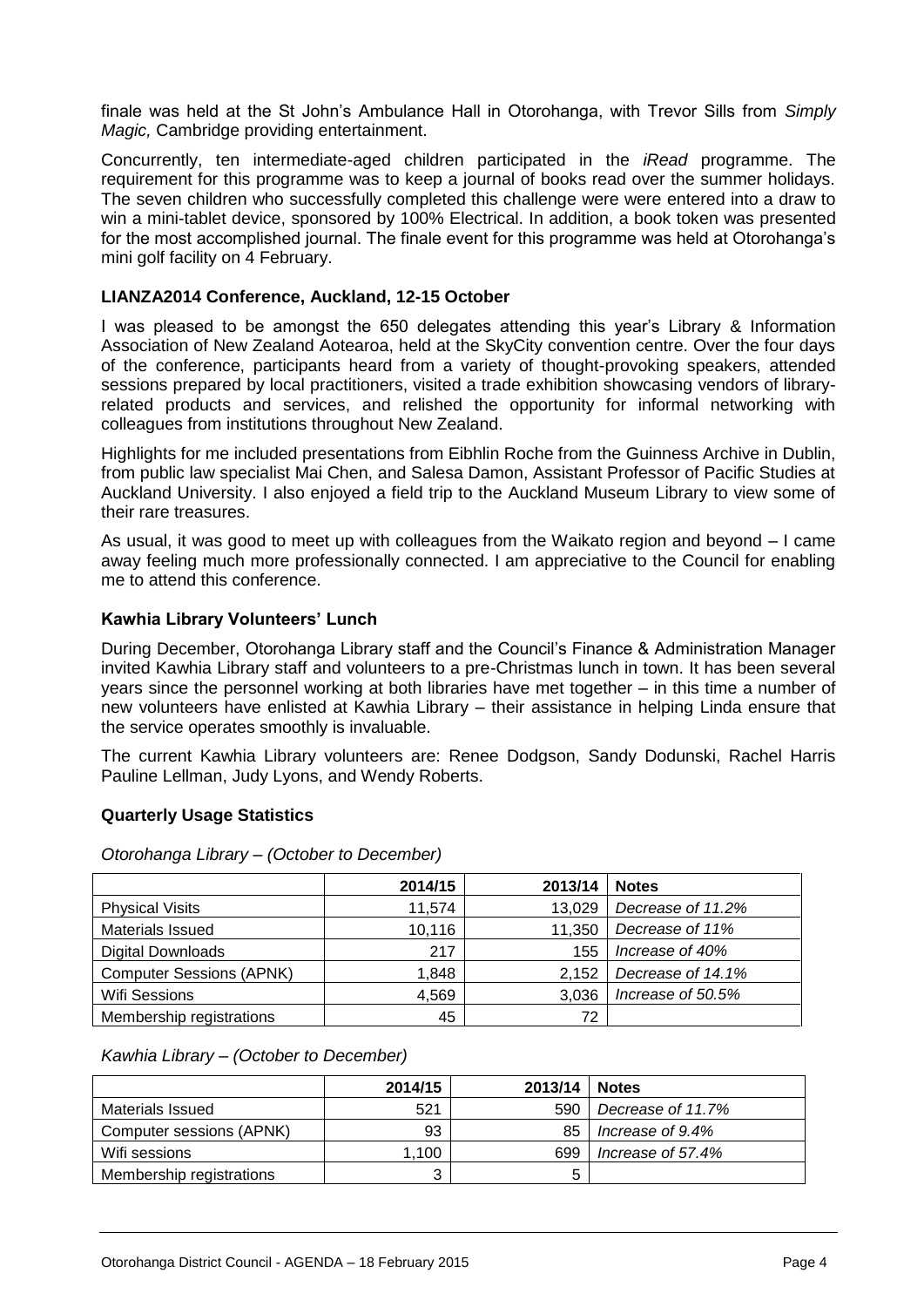finale was held at the St John's Ambulance Hall in Otorohanga, with Trevor Sills from *Simply Magic,* Cambridge providing entertainment.

Concurrently, ten intermediate-aged children participated in the *iRead* programme. The requirement for this programme was to keep a journal of books read over the summer holidays. The seven children who successfully completed this challenge were were entered into a draw to win a mini-tablet device, sponsored by 100% Electrical. In addition, a book token was presented for the most accomplished journal. The finale event for this programme was held at Otorohanga's mini golf facility on 4 February.

**LIANZA2014 Conference, Auckland, 12-15 October**

I was pleased to be amongst the 650 delegates attending this year's Library & Information Association of New Zealand Aotearoa, held at the SkyCity convention centre. Over the four days of the conference, participants heard from a variety of thought-provoking speakers, attended sessions prepared by local practitioners, visited a trade exhibition showcasing vendors of library-related products and services, and relished the opportunity for informal networking with colleagues from institutions throughout New Zealand.

Highlights for me included presentations from Eibhlin Roche from the Guinness Archive in Dublin, from public law specialist Mai Chen, and Salesa Damon, Assistant Professor of Pacific Studies at Auckland University. I also enjoyed a field trip to the Auckland Museum Library to view some of their rare treasures.

As usual, it was good to meet up with colleagues from the Waikato region and beyond – I came away feeling much more professionally connected. I am appreciative to the Council for enabling me to attend this conference.

**Kawhia Library Volunteers' Lunch**

During December, Otorohanga Library staff and the Council's Finance & Administration Manager invited Kawhia Library staff and volunteers to a pre-Christmas lunch in town. It has been several years since the personnel working at both libraries have met together – in this time a number of new volunteers have enlisted at Kawhia Library – their assistance in helping Linda ensure that the service operates smoothly is invaluable.

The current Kawhia Library volunteers are: Renee Dodgson, Sandy Dodunski, Rachel Harris Pauline Lellman, Judy Lyons, and Wendy Roberts.

**Quarterly Usage Statistics**

*Otorohanga Library – (October to December)*

| | 2014/15 | 2013/14 | Notes |
|---|---|---|---|
| Physical Visits | 11,574 | 13,029 | *Decrease of 11.2%* |
| Materials Issued | 10,116 | 11,350 | *Decrease of 11%* |
| Digital Downloads | 217 | 155 | *Increase of 40%* |
| Computer Sessions (APNK) | 1,848 | 2,152 | *Decrease of 14.1%* |
| Wifi Sessions | 4,569 | 3,036 | *Increase of 50.5%* |
| Membership registrations | 45 | 72 | |

*Kawhia Library – (October to December)*

| | 2014/15 | 2013/14 | Notes |
|---|---|---|---|
| Materials Issued | 521 | 590 | *Decrease of 11.7%* |
| Computer sessions (APNK) | 93 | 85 | *Increase of 9.4%* |
| Wifi sessions | 1,100 | 699 | *Increase of 57.4%* |
| Membership registrations | 3 | 5 | |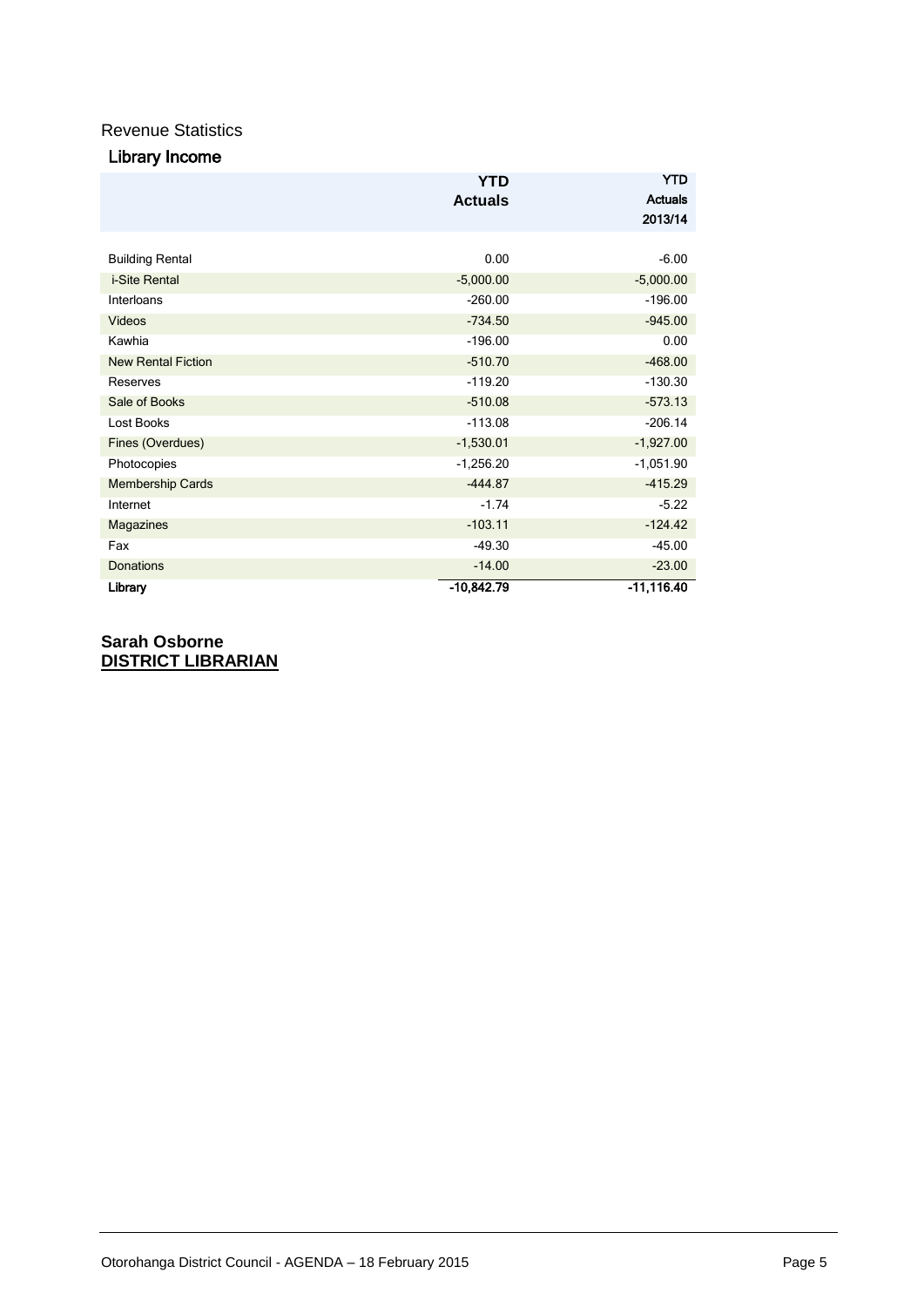Revenue Statistics

## Library Income

| | YTD Actuals | YTD Actuals 2013/14 |
|---|---|---|
| Building Rental | 0.00 | -6.00 |
| i-Site Rental | -5,000.00 | -5,000.00 |
| Interloans | -260.00 | -196.00 |
| Videos | -734.50 | -945.00 |
| Kawhia | -196.00 | 0.00 |
| New Rental Fiction | -510.70 | -468.00 |
| Reserves | -119.20 | -130.30 |
| Sale of Books | -510.08 | -573.13 |
| Lost Books | -113.08 | -206.14 |
| Fines (Overdues) | -1,530.01 | -1,927.00 |
| Photocopies | -1,256.20 | -1,051.90 |
| Membership Cards | -444.87 | -415.29 |
| Internet | -1.74 | -5.22 |
| Magazines | -103.11 | -124.42 |
| Fax | -49.30 | -45.00 |
| Donations | -14.00 | -23.00 |
| **Library** | **-10,842.79** | **-11,116.40** |

**Sarah Osborne**
**DISTRICT LIBRARIAN**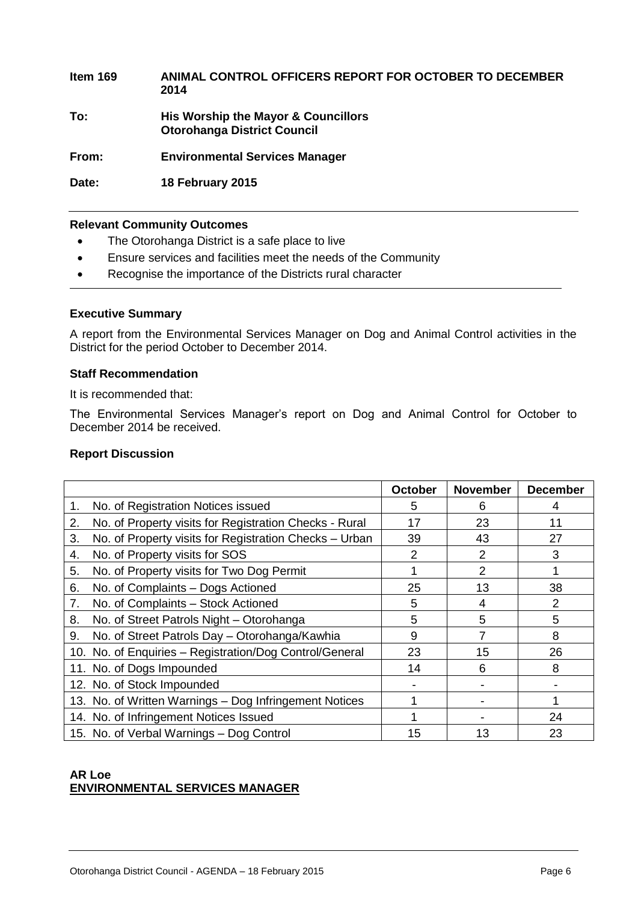**Item 169** **ANIMAL CONTROL OFFICERS REPORT FOR OCTOBER TO DECEMBER 2014**

**To:** **His Worship the Mayor & Councillors**
**Otorohanga District Council**

**From:** **Environmental Services Manager**

**Date:** **18 February 2015**

**Relevant Community Outcomes**

- The Otorohanga District is a safe place to live
- Ensure services and facilities meet the needs of the Community
- Recognise the importance of the Districts rural character

**Executive Summary**

A report from the Environmental Services Manager on Dog and Animal Control activities in the District for the period October to December 2014.

**Staff Recommendation**

It is recommended that:

The Environmental Services Manager's report on Dog and Animal Control for October to December 2014 be received.

**Report Discussion**

| | October | November | December |
|---|---|---|---|
| 1. No. of Registration Notices issued | 5 | 6 | 4 |
| 2. No. of Property visits for Registration Checks - Rural | 17 | 23 | 11 |
| 3. No. of Property visits for Registration Checks – Urban | 39 | 43 | 27 |
| 4. No. of Property visits for SOS | 2 | 2 | 3 |
| 5. No. of Property visits for Two Dog Permit | 1 | 2 | 1 |
| 6. No. of Complaints – Dogs Actioned | 25 | 13 | 38 |
| 7. No. of Complaints – Stock Actioned | 5 | 4 | 2 |
| 8. No. of Street Patrols Night – Otorohanga | 5 | 5 | 5 |
| 9. No. of Street Patrols Day – Otorohanga/Kawhia | 9 | 7 | 8 |
| 10. No. of Enquiries – Registration/Dog Control/General | 23 | 15 | 26 |
| 11. No. of Dogs Impounded | 14 | 6 | 8 |
| 12. No. of Stock Impounded | - | - | - |
| 13. No. of Written Warnings – Dog Infringement Notices | 1 | - | 1 |
| 14. No. of Infringement Notices Issued | 1 | - | 24 |
| 15. No. of Verbal Warnings – Dog Control | 15 | 13 | 23 |

**AR Loe**
**ENVIRONMENTAL SERVICES MANAGER**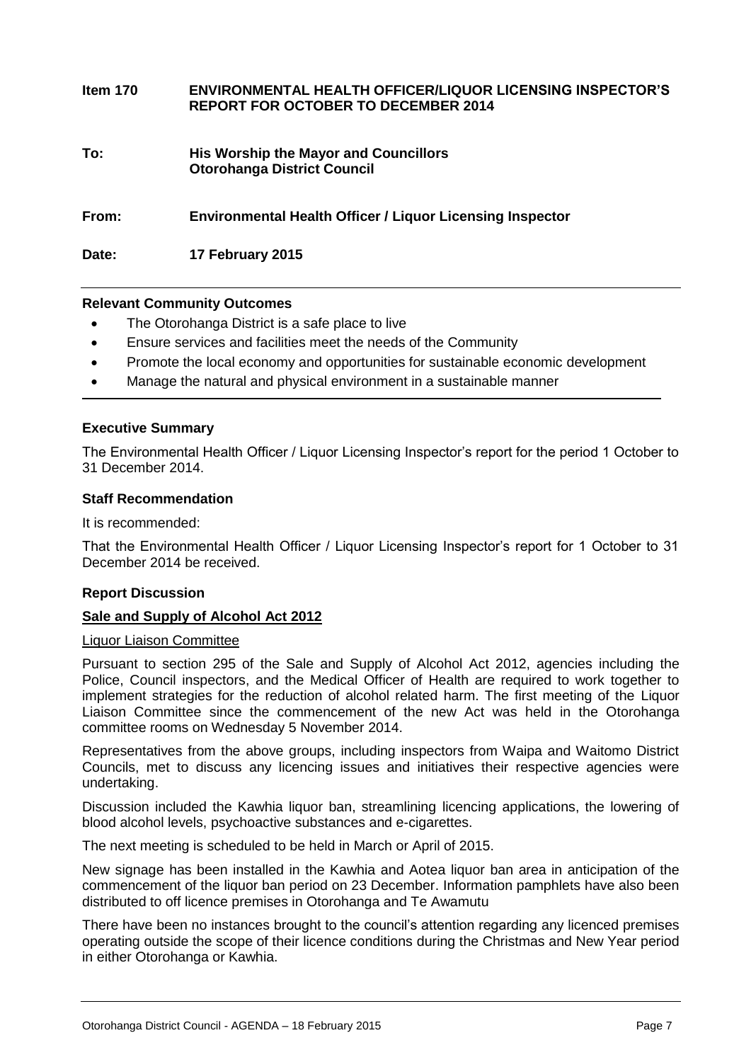**Item 170 ENVIRONMENTAL HEALTH OFFICER/LIQUOR LICENSING INSPECTOR'S REPORT FOR OCTOBER TO DECEMBER 2014**

**To: His Worship the Mayor and Councillors**
**Otorohanga District Council**

**From: Environmental Health Officer / Liquor Licensing Inspector**

**Date: 17 February 2015**

---

**Relevant Community Outcomes**

- The Otorohanga District is a safe place to live
- Ensure services and facilities meet the needs of the Community
- Promote the local economy and opportunities for sustainable economic development
- Manage the natural and physical environment in a sustainable manner

---

**Executive Summary**

The Environmental Health Officer / Liquor Licensing Inspector's report for the period 1 October to 31 December 2014.

**Staff Recommendation**

It is recommended:

That the Environmental Health Officer / Liquor Licensing Inspector's report for 1 October to 31 December 2014 be received.

**Report Discussion**

**Sale and Supply of Alcohol Act 2012**

Liquor Liaison Committee

Pursuant to section 295 of the Sale and Supply of Alcohol Act 2012, agencies including the Police, Council inspectors, and the Medical Officer of Health are required to work together to implement strategies for the reduction of alcohol related harm. The first meeting of the Liquor Liaison Committee since the commencement of the new Act was held in the Otorohanga committee rooms on Wednesday 5 November 2014.

Representatives from the above groups, including inspectors from Waipa and Waitomo District Councils, met to discuss any licencing issues and initiatives their respective agencies were undertaking.

Discussion included the Kawhia liquor ban, streamlining licencing applications, the lowering of blood alcohol levels, psychoactive substances and e-cigarettes.

The next meeting is scheduled to be held in March or April of 2015.

New signage has been installed in the Kawhia and Aotea liquor ban area in anticipation of the commencement of the liquor ban period on 23 December. Information pamphlets have also been distributed to off licence premises in Otorohanga and Te Awamutu

There have been no instances brought to the council's attention regarding any licenced premises operating outside the scope of their licence conditions during the Christmas and New Year period in either Otorohanga or Kawhia.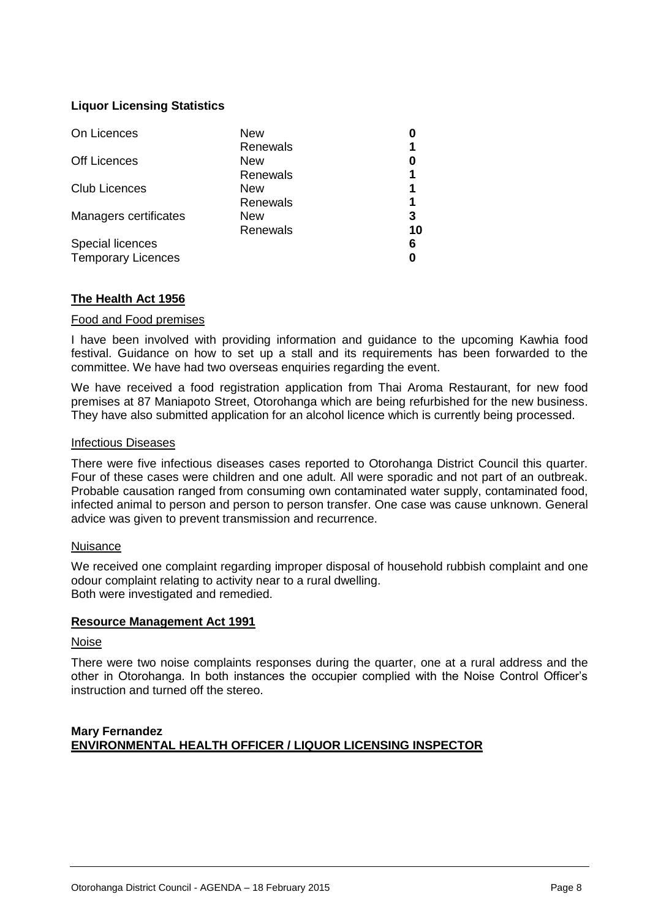**Liquor Licensing Statistics**

| | | |
|---|---|---|
| On Licences | New | **0** |
| | Renewals | **1** |
| Off Licences | New | **0** |
| | Renewals | **1** |
| Club Licences | New | **1** |
| | Renewals | **1** |
| Managers certificates | New | **3** |
| | Renewals | **10** |
| Special licences | | **6** |
| Temporary Licences | | **0** |

**<u>The Health Act 1956</u>**

<u>Food and Food premises</u>

I have been involved with providing information and guidance to the upcoming Kawhia food festival. Guidance on how to set up a stall and its requirements has been forwarded to the committee. We have had two overseas enquiries regarding the event.

We have received a food registration application from Thai Aroma Restaurant, for new food premises at 87 Maniapoto Street, Otorohanga which are being refurbished for the new business. They have also submitted application for an alcohol licence which is currently being processed.

<u>Infectious Diseases</u>

There were five infectious diseases cases reported to Otorohanga District Council this quarter. Four of these cases were children and one adult. All were sporadic and not part of an outbreak. Probable causation ranged from consuming own contaminated water supply, contaminated food, infected animal to person and person to person transfer. One case was cause unknown. General advice was given to prevent transmission and recurrence.

<u>Nuisance</u>

We received one complaint regarding improper disposal of household rubbish complaint and one odour complaint relating to activity near to a rural dwelling.
Both were investigated and remedied.

**<u>Resource Management Act 1991</u>**

<u>Noise</u>

There were two noise complaints responses during the quarter, one at a rural address and the other in Otorohanga. In both instances the occupier complied with the Noise Control Officer's instruction and turned off the stereo.

**Mary Fernandez**
**<u>ENVIRONMENTAL HEALTH OFFICER / LIQUOR LICENSING INSPECTOR</u>**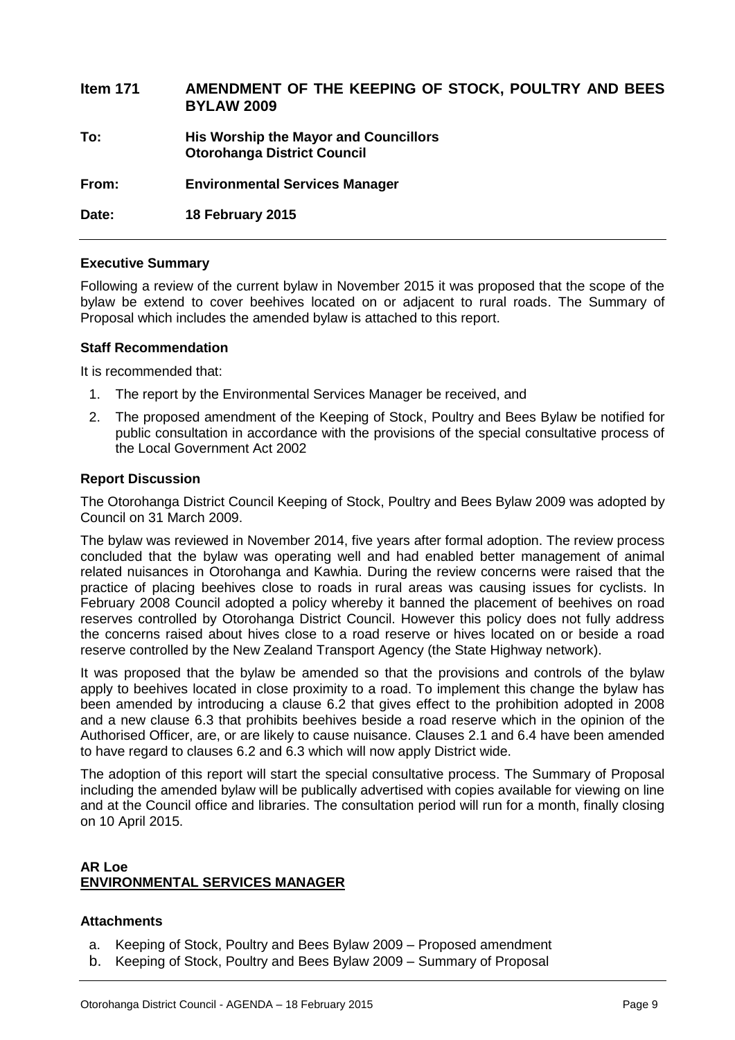## Item 171 AMENDMENT OF THE KEEPING OF STOCK, POULTRY AND BEES BYLAW 2009

**To:** His Worship the Mayor and Councillors
Otorohanga District Council

**From:** Environmental Services Manager

**Date:** 18 February 2015

---

### Executive Summary

Following a review of the current bylaw in November 2015 it was proposed that the scope of the bylaw be extend to cover beehives located on or adjacent to rural roads. The Summary of Proposal which includes the amended bylaw is attached to this report.

### Staff Recommendation

It is recommended that:

1. The report by the Environmental Services Manager be received, and
2. The proposed amendment of the Keeping of Stock, Poultry and Bees Bylaw be notified for public consultation in accordance with the provisions of the special consultative process of the Local Government Act 2002

### Report Discussion

The Otorohanga District Council Keeping of Stock, Poultry and Bees Bylaw 2009 was adopted by Council on 31 March 2009.

The bylaw was reviewed in November 2014, five years after formal adoption. The review process concluded that the bylaw was operating well and had enabled better management of animal related nuisances in Otorohanga and Kawhia. During the review concerns were raised that the practice of placing beehives close to roads in rural areas was causing issues for cyclists. In February 2008 Council adopted a policy whereby it banned the placement of beehives on road reserves controlled by Otorohanga District Council. However this policy does not fully address the concerns raised about hives close to a road reserve or hives located on or beside a road reserve controlled by the New Zealand Transport Agency (the State Highway network).

It was proposed that the bylaw be amended so that the provisions and controls of the bylaw apply to beehives located in close proximity to a road. To implement this change the bylaw has been amended by introducing a clause 6.2 that gives effect to the prohibition adopted in 2008 and a new clause 6.3 that prohibits beehives beside a road reserve which in the opinion of the Authorised Officer, are, or are likely to cause nuisance. Clauses 2.1 and 6.4 have been amended to have regard to clauses 6.2 and 6.3 which will now apply District wide.

The adoption of this report will start the special consultative process. The Summary of Proposal including the amended bylaw will be publically advertised with copies available for viewing on line and at the Council office and libraries. The consultation period will run for a month, finally closing on 10 April 2015.

**AR Loe**
**ENVIRONMENTAL SERVICES MANAGER**

### Attachments

a. Keeping of Stock, Poultry and Bees Bylaw 2009 – Proposed amendment
b. Keeping of Stock, Poultry and Bees Bylaw 2009 – Summary of Proposal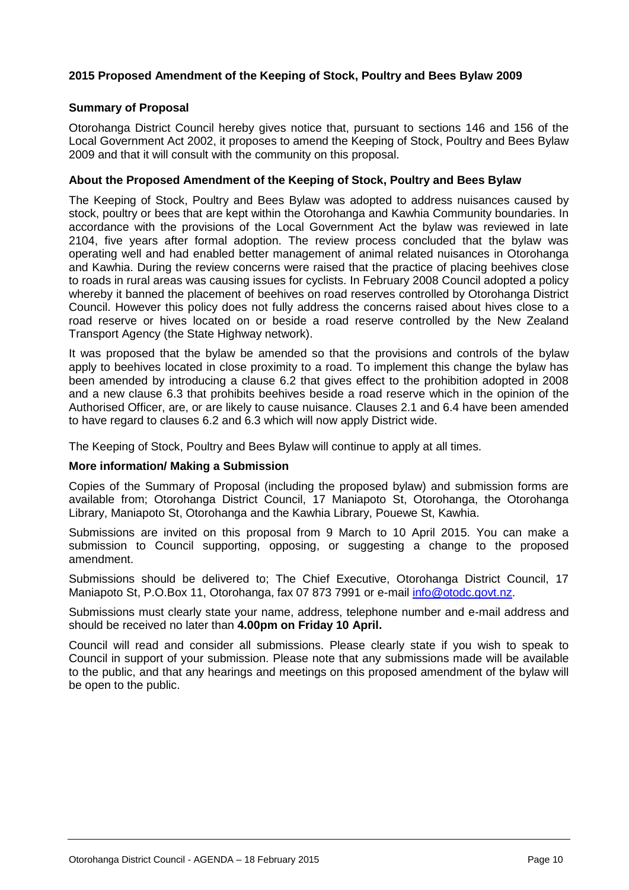### 2015 Proposed Amendment of the Keeping of Stock, Poultry and Bees Bylaw 2009

#### Summary of Proposal

Otorohanga District Council hereby gives notice that, pursuant to sections 146 and 156 of the Local Government Act 2002, it proposes to amend the Keeping of Stock, Poultry and Bees Bylaw 2009 and that it will consult with the community on this proposal.

#### About the Proposed Amendment of the Keeping of Stock, Poultry and Bees Bylaw

The Keeping of Stock, Poultry and Bees Bylaw was adopted to address nuisances caused by stock, poultry or bees that are kept within the Otorohanga and Kawhia Community boundaries. In accordance with the provisions of the Local Government Act the bylaw was reviewed in late 2104, five years after formal adoption. The review process concluded that the bylaw was operating well and had enabled better management of animal related nuisances in Otorohanga and Kawhia. During the review concerns were raised that the practice of placing beehives close to roads in rural areas was causing issues for cyclists. In February 2008 Council adopted a policy whereby it banned the placement of beehives on road reserves controlled by Otorohanga District Council. However this policy does not fully address the concerns raised about hives close to a road reserve or hives located on or beside a road reserve controlled by the New Zealand Transport Agency (the State Highway network).

It was proposed that the bylaw be amended so that the provisions and controls of the bylaw apply to beehives located in close proximity to a road. To implement this change the bylaw has been amended by introducing a clause 6.2 that gives effect to the prohibition adopted in 2008 and a new clause 6.3 that prohibits beehives beside a road reserve which in the opinion of the Authorised Officer, are, or are likely to cause nuisance. Clauses 2.1 and 6.4 have been amended to have regard to clauses 6.2 and 6.3 which will now apply District wide.

The Keeping of Stock, Poultry and Bees Bylaw will continue to apply at all times.

#### More information/ Making a Submission

Copies of the Summary of Proposal (including the proposed bylaw) and submission forms are available from; Otorohanga District Council, 17 Maniapoto St, Otorohanga, the Otorohanga Library, Maniapoto St, Otorohanga and the Kawhia Library, Pouewe St, Kawhia.

Submissions are invited on this proposal from 9 March to 10 April 2015. You can make a submission to Council supporting, opposing, or suggesting a change to the proposed amendment.

Submissions should be delivered to; The Chief Executive, Otorohanga District Council, 17 Maniapoto St, P.O.Box 11, Otorohanga, fax 07 873 7991 or e-mail info@otodc.govt.nz.

Submissions must clearly state your name, address, telephone number and e-mail address and should be received no later than **4.00pm on Friday 10 April.**

Council will read and consider all submissions. Please clearly state if you wish to speak to Council in support of your submission. Please note that any submissions made will be available to the public, and that any hearings and meetings on this proposed amendment of the bylaw will be open to the public.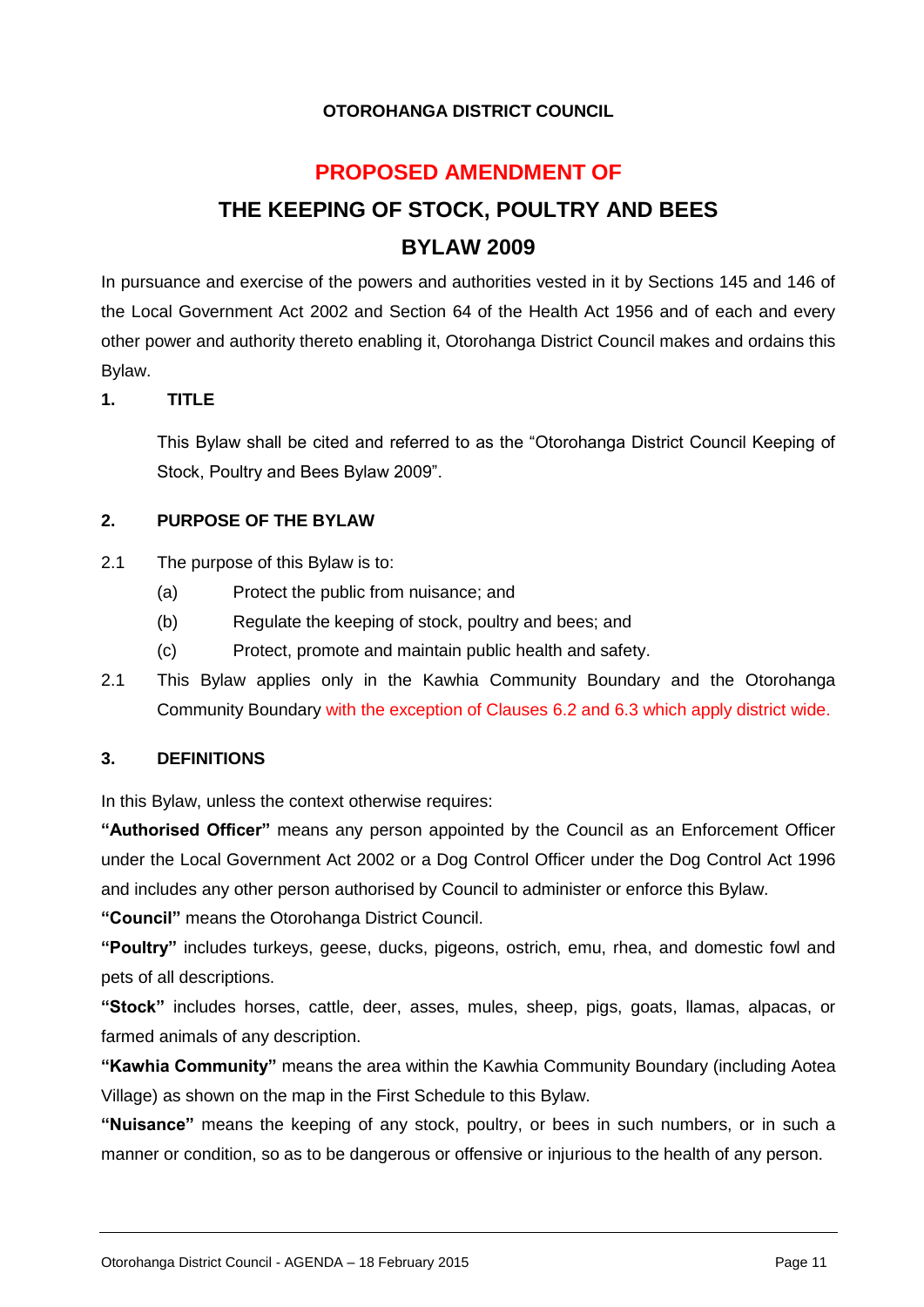**OTOROHANGA DISTRICT COUNCIL**

# PROPOSED AMENDMENT OF

# THE KEEPING OF STOCK, POULTRY AND BEES BYLAW 2009

In pursuance and exercise of the powers and authorities vested in it by Sections 145 and 146 of the Local Government Act 2002 and Section 64 of the Health Act 1956 and of each and every other power and authority thereto enabling it, Otorohanga District Council makes and ordains this Bylaw.

## 1. TITLE

This Bylaw shall be cited and referred to as the "Otorohanga District Council Keeping of Stock, Poultry and Bees Bylaw 2009".

## 2. PURPOSE OF THE BYLAW

2.1 The purpose of this Bylaw is to:

- (a) Protect the public from nuisance; and
- (b) Regulate the keeping of stock, poultry and bees; and
- (c) Protect, promote and maintain public health and safety.

2.1 This Bylaw applies only in the Kawhia Community Boundary and the Otorohanga Community Boundary with the exception of Clauses 6.2 and 6.3 which apply district wide.

## 3. DEFINITIONS

In this Bylaw, unless the context otherwise requires:

**"Authorised Officer"** means any person appointed by the Council as an Enforcement Officer under the Local Government Act 2002 or a Dog Control Officer under the Dog Control Act 1996 and includes any other person authorised by Council to administer or enforce this Bylaw.

**"Council"** means the Otorohanga District Council.

**"Poultry"** includes turkeys, geese, ducks, pigeons, ostrich, emu, rhea, and domestic fowl and pets of all descriptions.

**"Stock"** includes horses, cattle, deer, asses, mules, sheep, pigs, goats, llamas, alpacas, or farmed animals of any description.

**"Kawhia Community"** means the area within the Kawhia Community Boundary (including Aotea Village) as shown on the map in the First Schedule to this Bylaw.

**"Nuisance"** means the keeping of any stock, poultry, or bees in such numbers, or in such a manner or condition, so as to be dangerous or offensive or injurious to the health of any person.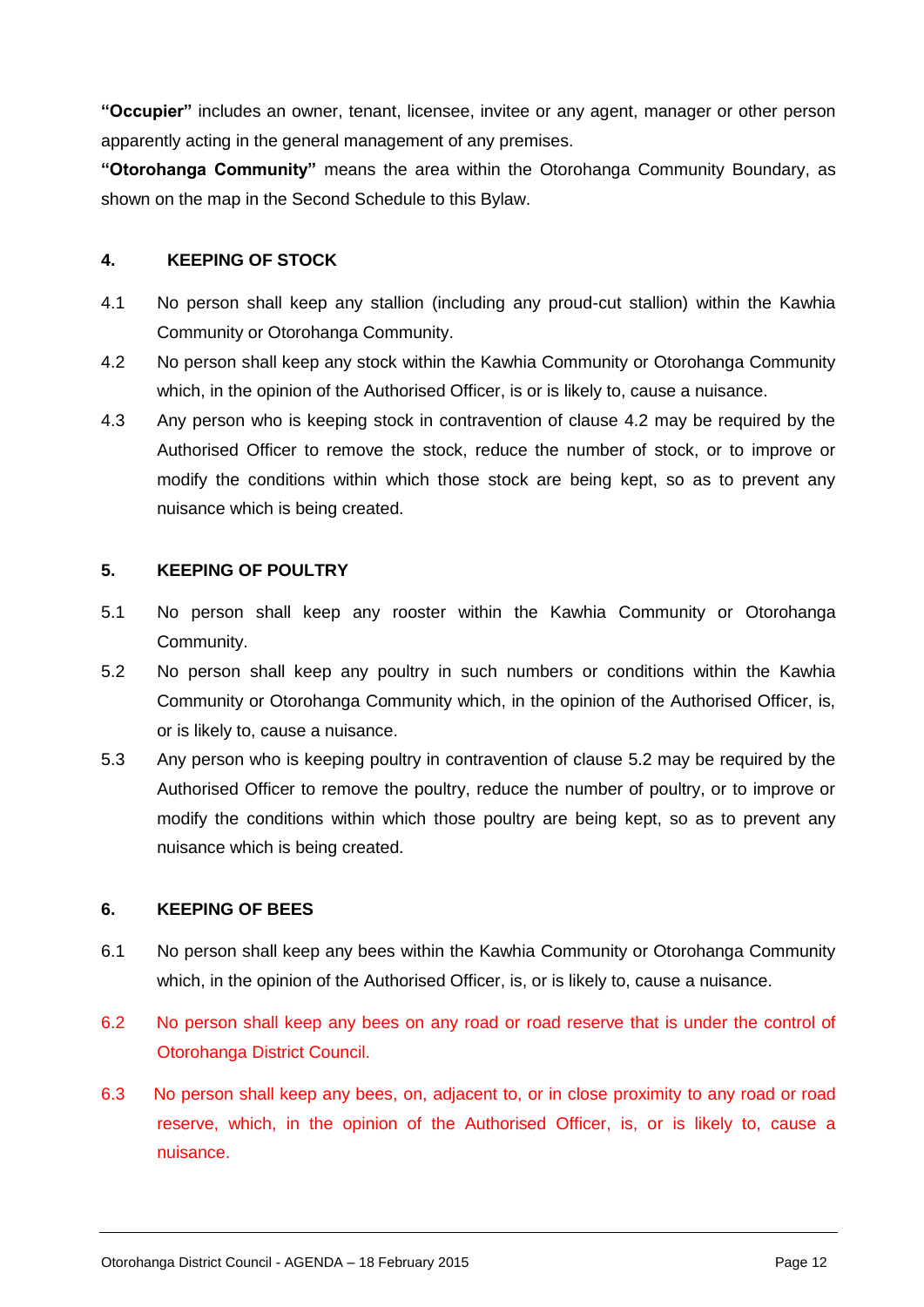**"Occupier"** includes an owner, tenant, licensee, invitee or any agent, manager or other person apparently acting in the general management of any premises.

**"Otorohanga Community"** means the area within the Otorohanga Community Boundary, as shown on the map in the Second Schedule to this Bylaw.

### 4. KEEPING OF STOCK

4.1 No person shall keep any stallion (including any proud-cut stallion) within the Kawhia Community or Otorohanga Community.

4.2 No person shall keep any stock within the Kawhia Community or Otorohanga Community which, in the opinion of the Authorised Officer, is or is likely to, cause a nuisance.

4.3 Any person who is keeping stock in contravention of clause 4.2 may be required by the Authorised Officer to remove the stock, reduce the number of stock, or to improve or modify the conditions within which those stock are being kept, so as to prevent any nuisance which is being created.

### 5. KEEPING OF POULTRY

5.1 No person shall keep any rooster within the Kawhia Community or Otorohanga Community.

5.2 No person shall keep any poultry in such numbers or conditions within the Kawhia Community or Otorohanga Community which, in the opinion of the Authorised Officer, is, or is likely to, cause a nuisance.

5.3 Any person who is keeping poultry in contravention of clause 5.2 may be required by the Authorised Officer to remove the poultry, reduce the number of poultry, or to improve or modify the conditions within which those poultry are being kept, so as to prevent any nuisance which is being created.

### 6. KEEPING OF BEES

6.1 No person shall keep any bees within the Kawhia Community or Otorohanga Community which, in the opinion of the Authorised Officer, is, or is likely to, cause a nuisance.

6.2 No person shall keep any bees on any road or road reserve that is under the control of Otorohanga District Council.

6.3 No person shall keep any bees, on, adjacent to, or in close proximity to any road or road reserve, which, in the opinion of the Authorised Officer, is, or is likely to, cause a nuisance.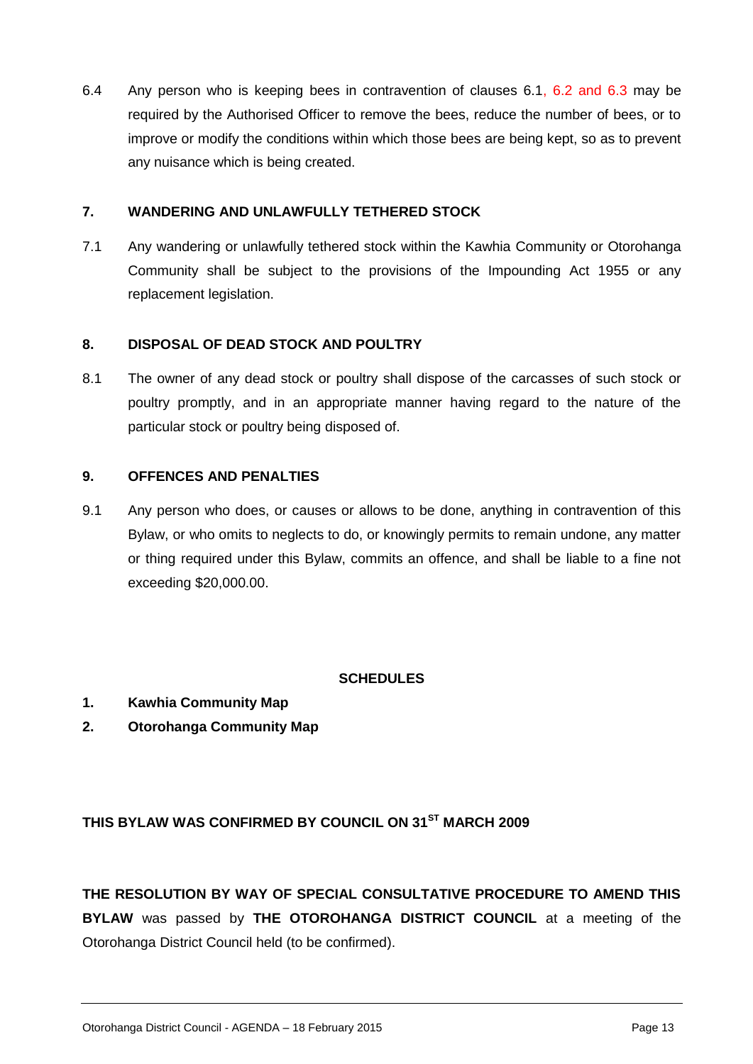6.4 Any person who is keeping bees in contravention of clauses 6.1, 6.2 and 6.3 may be required by the Authorised Officer to remove the bees, reduce the number of bees, or to improve or modify the conditions within which those bees are being kept, so as to prevent any nuisance which is being created.

## 7. WANDERING AND UNLAWFULLY TETHERED STOCK

7.1 Any wandering or unlawfully tethered stock within the Kawhia Community or Otorohanga Community shall be subject to the provisions of the Impounding Act 1955 or any replacement legislation.

## 8. DISPOSAL OF DEAD STOCK AND POULTRY

8.1 The owner of any dead stock or poultry shall dispose of the carcasses of such stock or poultry promptly, and in an appropriate manner having regard to the nature of the particular stock or poultry being disposed of.

## 9. OFFENCES AND PENALTIES

9.1 Any person who does, or causes or allows to be done, anything in contravention of this Bylaw, or who omits to neglects to do, or knowingly permits to remain undone, any matter or thing required under this Bylaw, commits an offence, and shall be liable to a fine not exceeding $20,000.00.

## SCHEDULES

1. **Kawhia Community Map**
2. **Otorohanga Community Map**

**THIS BYLAW WAS CONFIRMED BY COUNCIL ON 31ST MARCH 2009**

**THE RESOLUTION BY WAY OF SPECIAL CONSULTATIVE PROCEDURE TO AMEND THIS BYLAW** was passed by **THE OTOROHANGA DISTRICT COUNCIL** at a meeting of the Otorohanga District Council held (to be confirmed).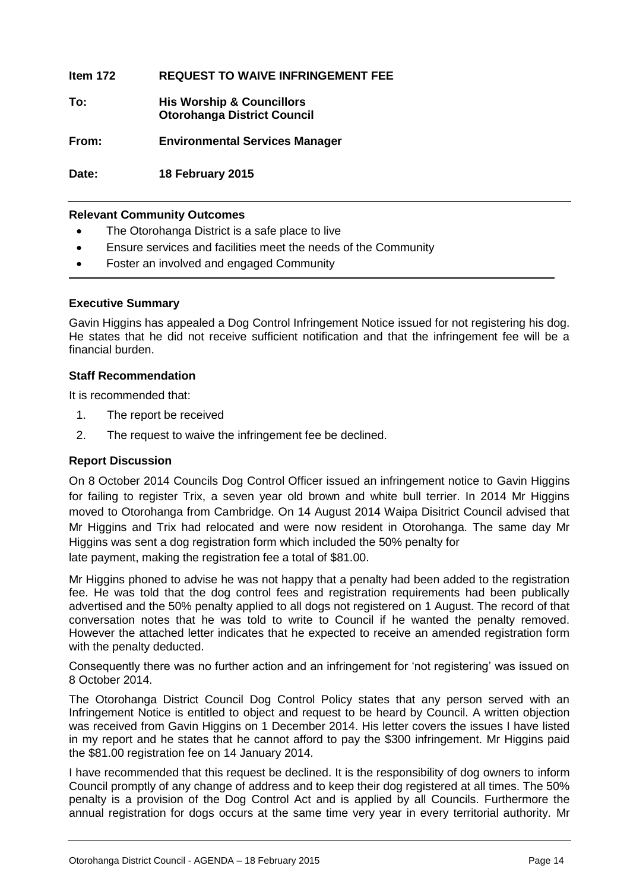**Item 172 REQUEST TO WAIVE INFRINGEMENT FEE**

**To: His Worship & Councillors**
**Otorohanga District Council**

**From: Environmental Services Manager**

**Date: 18 February 2015**

---

**Relevant Community Outcomes**

- The Otorohanga District is a safe place to live
- Ensure services and facilities meet the needs of the Community
- Foster an involved and engaged Community

---

**Executive Summary**

Gavin Higgins has appealed a Dog Control Infringement Notice issued for not registering his dog. He states that he did not receive sufficient notification and that the infringement fee will be a financial burden.

**Staff Recommendation**

It is recommended that:

1. The report be received
2. The request to waive the infringement fee be declined.

**Report Discussion**

On 8 October 2014 Councils Dog Control Officer issued an infringement notice to Gavin Higgins for failing to register Trix, a seven year old brown and white bull terrier. In 2014 Mr Higgins moved to Otorohanga from Cambridge. On 14 August 2014 Waipa Disitrict Council advised that Mr Higgins and Trix had relocated and were now resident in Otorohanga. The same day Mr Higgins was sent a dog registration form which included the 50% penalty for late payment, making the registration fee a total of $81.00.

Mr Higgins phoned to advise he was not happy that a penalty had been added to the registration fee. He was told that the dog control fees and registration requirements had been publically advertised and the 50% penalty applied to all dogs not registered on 1 August. The record of that conversation notes that he was told to write to Council if he wanted the penalty removed. However the attached letter indicates that he expected to receive an amended registration form with the penalty deducted.

Consequently there was no further action and an infringement for 'not registering' was issued on 8 October 2014.

The Otorohanga District Council Dog Control Policy states that any person served with an Infringement Notice is entitled to object and request to be heard by Council. A written objection was received from Gavin Higgins on 1 December 2014. His letter covers the issues I have listed in my report and he states that he cannot afford to pay the $300 infringement. Mr Higgins paid the $81.00 registration fee on 14 January 2014.

I have recommended that this request be declined. It is the responsibility of dog owners to inform Council promptly of any change of address and to keep their dog registered at all times. The 50% penalty is a provision of the Dog Control Act and is applied by all Councils. Furthermore the annual registration for dogs occurs at the same time very year in every territorial authority. Mr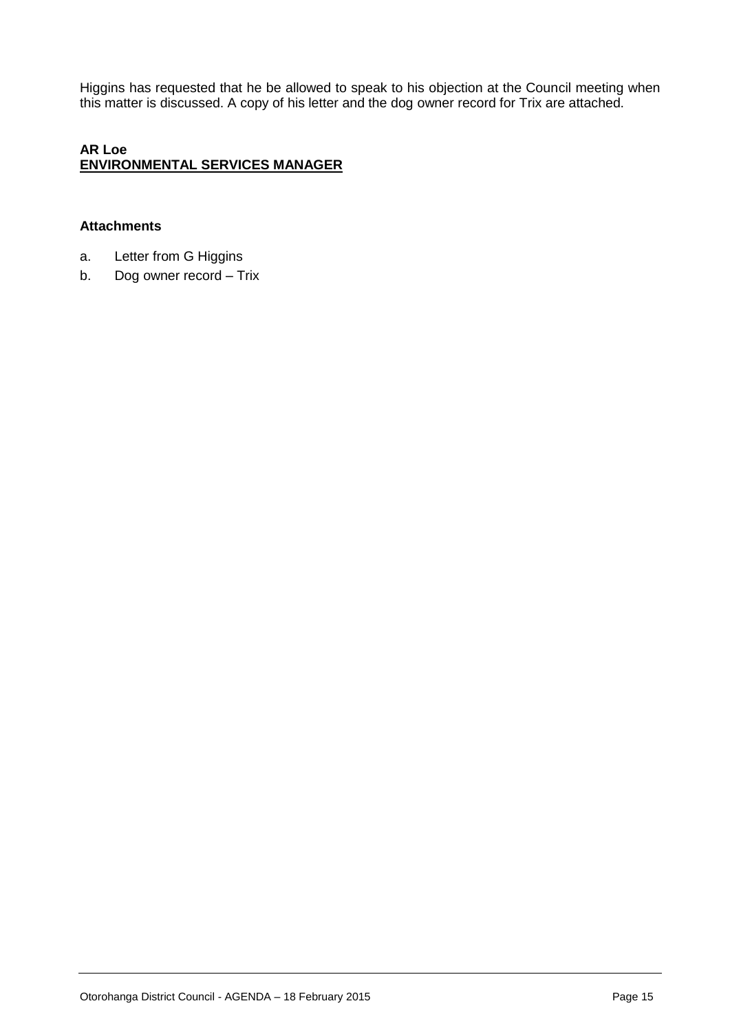Higgins has requested that he be allowed to speak to his objection at the Council meeting when this matter is discussed. A copy of his letter and the dog owner record for Trix are attached.

**AR Loe**
**<u>ENVIRONMENTAL SERVICES MANAGER</u>**

**Attachments**

a. Letter from G Higgins

b. Dog owner record – Trix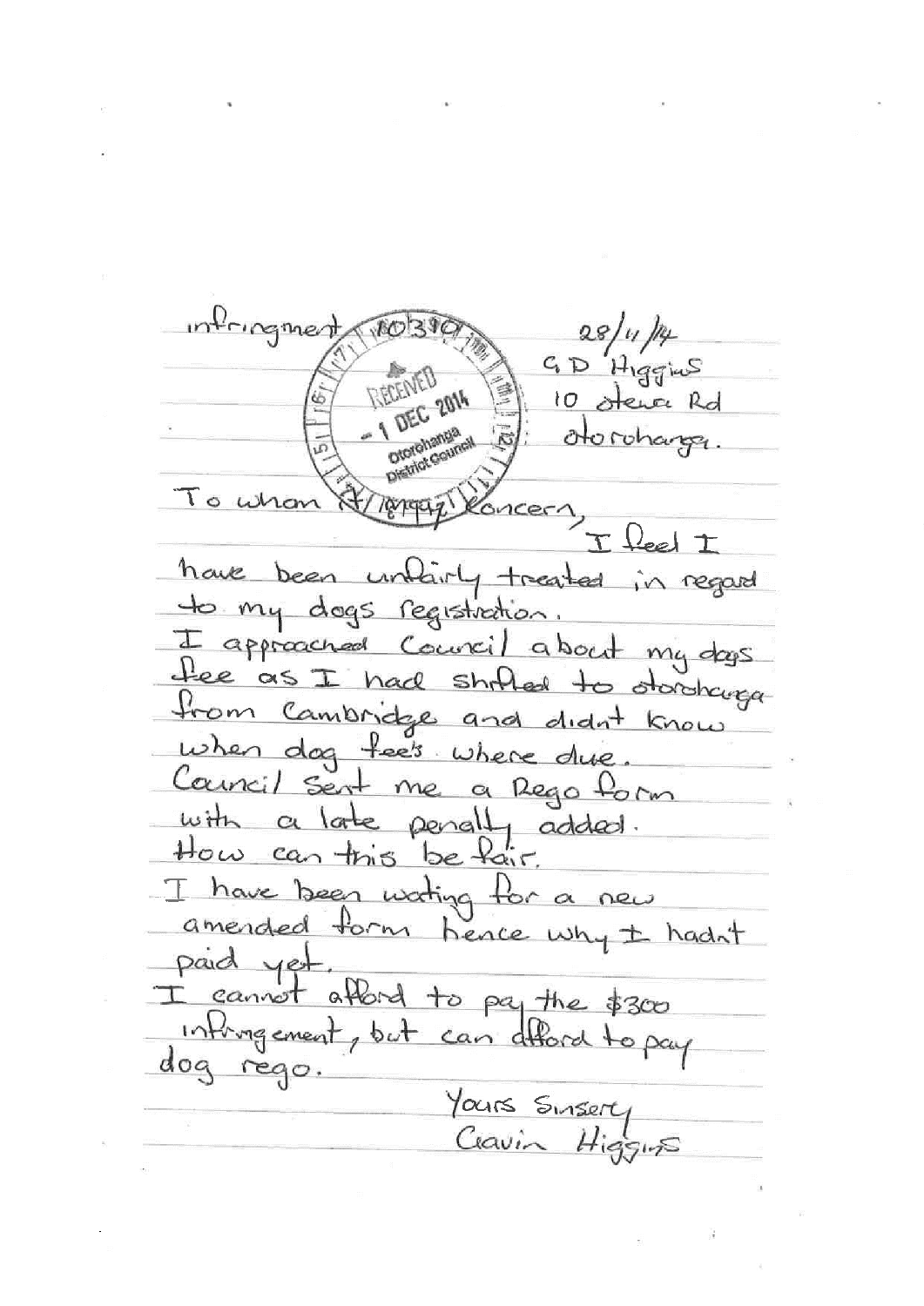infringment 180390

28/11/14
G D Higgins
10 Otewa Rd
otorohanga.

RECEIVED
- 1 DEC 2014
Otorohanga District Council

To whom it may concern,

I feel I have been unfairly treated in regard to my dogs registration.

I approached Council about my dogs fee as I had shifted to otorohanga from Cambridge and didnt know when dog fee's where due.

Council sent me a Rego form with a late penalty added.

How can this be fair.

I have been waiting for a new amended form hence why I hadn't paid yet.

I cannot afford to pay the $300 infringement, but can afford to pay dog rego.

Yours Sinsery
Gavin Higgins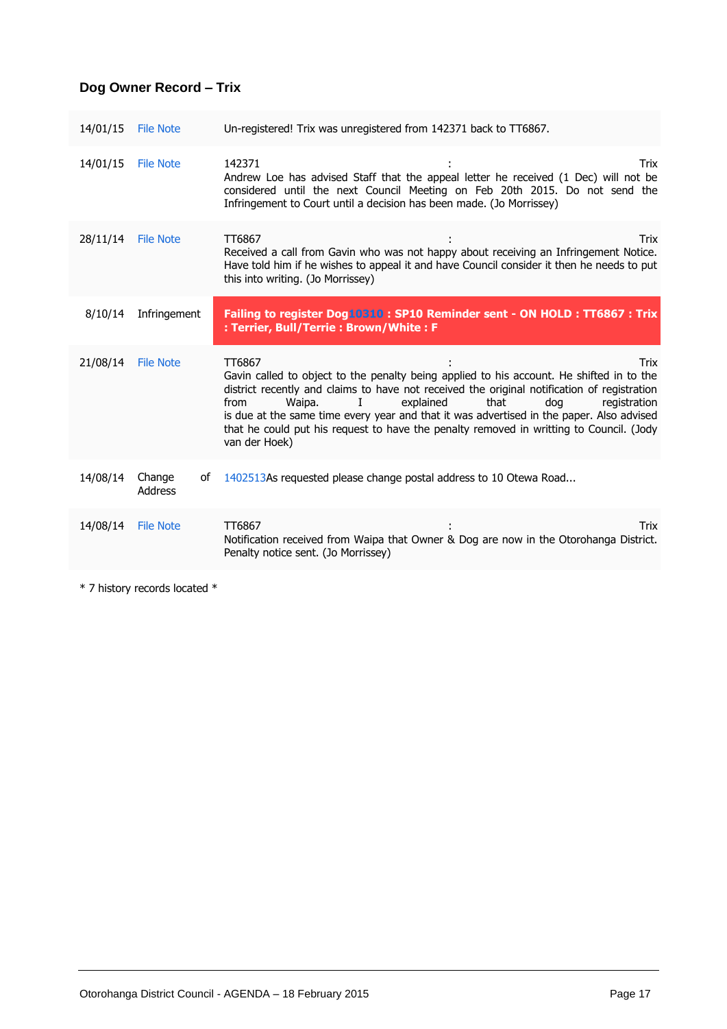## Dog Owner Record – Trix

| | | |
|---|---|---|
| 14/01/15 | File Note | Un-registered! Trix was unregistered from 142371 back to TT6867. |
| 14/01/15 | File Note | 142371 : Trix<br>Andrew Loe has advised Staff that the appeal letter he received (1 Dec) will not be considered until the next Council Meeting on Feb 20th 2015. Do not send the Infringement to Court until a decision has been made. (Jo Morrissey) |
| 28/11/14 | File Note | TT6867 : Trix<br>Received a call from Gavin who was not happy about receiving an Infringement Notice. Have told him if he wishes to appeal it and have Council consider it then he needs to put this into writing. (Jo Morrissey) |
| 8/10/14 | Infringement | **Failing to register Dog10310 : SP10 Reminder sent - ON HOLD : TT6867 : Trix : Terrier, Bull/Terrie : Brown/White : F** |
| 21/08/14 | File Note | TT6867 : Trix<br>Gavin called to object to the penalty being applied to his account. He shifted in to the district recently and claims to have not received the original notification of registration from Waipa. I explained that dog registration is due at the same time every year and that it was advertised in the paper. Also advised that he could put his request to have the penalty removed in writting to Council. (Jody van der Hoek) |
| 14/08/14 | Change of Address | 1402513As requested please change postal address to 10 Otewa Road... |
| 14/08/14 | File Note | TT6867 : Trix<br>Notification received from Waipa that Owner & Dog are now in the Otorohanga District. Penalty notice sent. (Jo Morrissey) |

* 7 history records located *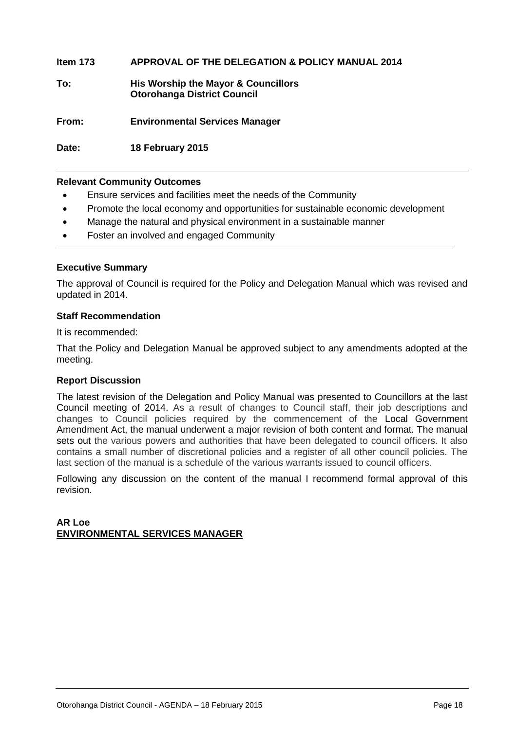**Item 173** **APPROVAL OF THE DELEGATION & POLICY MANUAL 2014**

**To:** **His Worship the Mayor & Councillors**
**Otorohanga District Council**

**From:** **Environmental Services Manager**

**Date:** **18 February 2015**

---

**Relevant Community Outcomes**

- Ensure services and facilities meet the needs of the Community
- Promote the local economy and opportunities for sustainable economic development
- Manage the natural and physical environment in a sustainable manner
- Foster an involved and engaged Community

---

**Executive Summary**

The approval of Council is required for the Policy and Delegation Manual which was revised and updated in 2014.

**Staff Recommendation**

It is recommended:

That the Policy and Delegation Manual be approved subject to any amendments adopted at the meeting.

**Report Discussion**

The latest revision of the Delegation and Policy Manual was presented to Councillors at the last Council meeting of 2014. As a result of changes to Council staff, their job descriptions and changes to Council policies required by the commencement of the Local Government Amendment Act, the manual underwent a major revision of both content and format. The manual sets out the various powers and authorities that have been delegated to council officers. It also contains a small number of discretional policies and a register of all other council policies. The last section of the manual is a schedule of the various warrants issued to council officers.

Following any discussion on the content of the manual I recommend formal approval of this revision.

**AR Loe**
**ENVIRONMENTAL SERVICES MANAGER**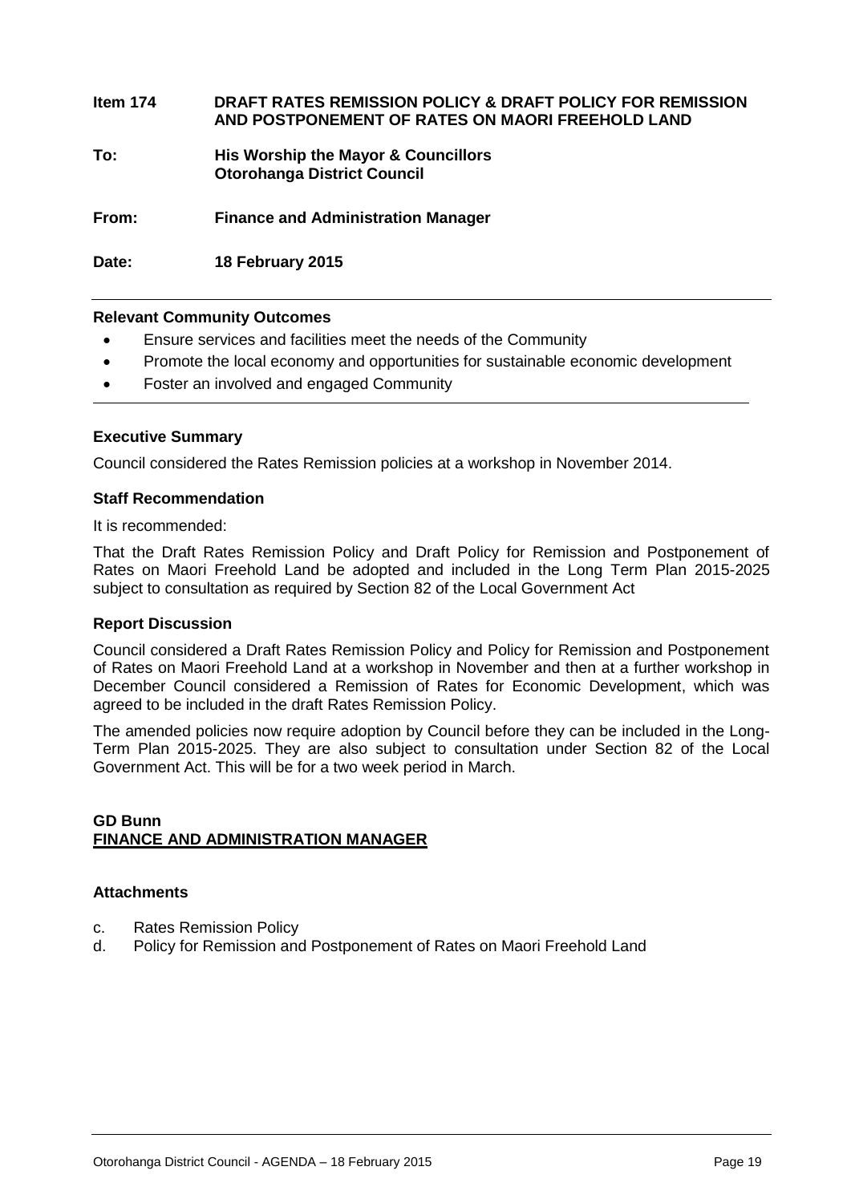**Item 174** **DRAFT RATES REMISSION POLICY & DRAFT POLICY FOR REMISSION AND POSTPONEMENT OF RATES ON MAORI FREEHOLD LAND**

**To:** **His Worship the Mayor & Councillors**
**Otorohanga District Council**

**From:** **Finance and Administration Manager**

**Date:** **18 February 2015**

---

**Relevant Community Outcomes**

- Ensure services and facilities meet the needs of the Community
- Promote the local economy and opportunities for sustainable economic development
- Foster an involved and engaged Community

---

**Executive Summary**

Council considered the Rates Remission policies at a workshop in November 2014.

**Staff Recommendation**

It is recommended:

That the Draft Rates Remission Policy and Draft Policy for Remission and Postponement of Rates on Maori Freehold Land be adopted and included in the Long Term Plan 2015-2025 subject to consultation as required by Section 82 of the Local Government Act

**Report Discussion**

Council considered a Draft Rates Remission Policy and Policy for Remission and Postponement of Rates on Maori Freehold Land at a workshop in November and then at a further workshop in December Council considered a Remission of Rates for Economic Development, which was agreed to be included in the draft Rates Remission Policy.

The amended policies now require adoption by Council before they can be included in the Long-Term Plan 2015-2025. They are also subject to consultation under Section 82 of the Local Government Act. This will be for a two week period in March.

**GD Bunn**
**FINANCE AND ADMINISTRATION MANAGER**

**Attachments**

c. Rates Remission Policy
d. Policy for Remission and Postponement of Rates on Maori Freehold Land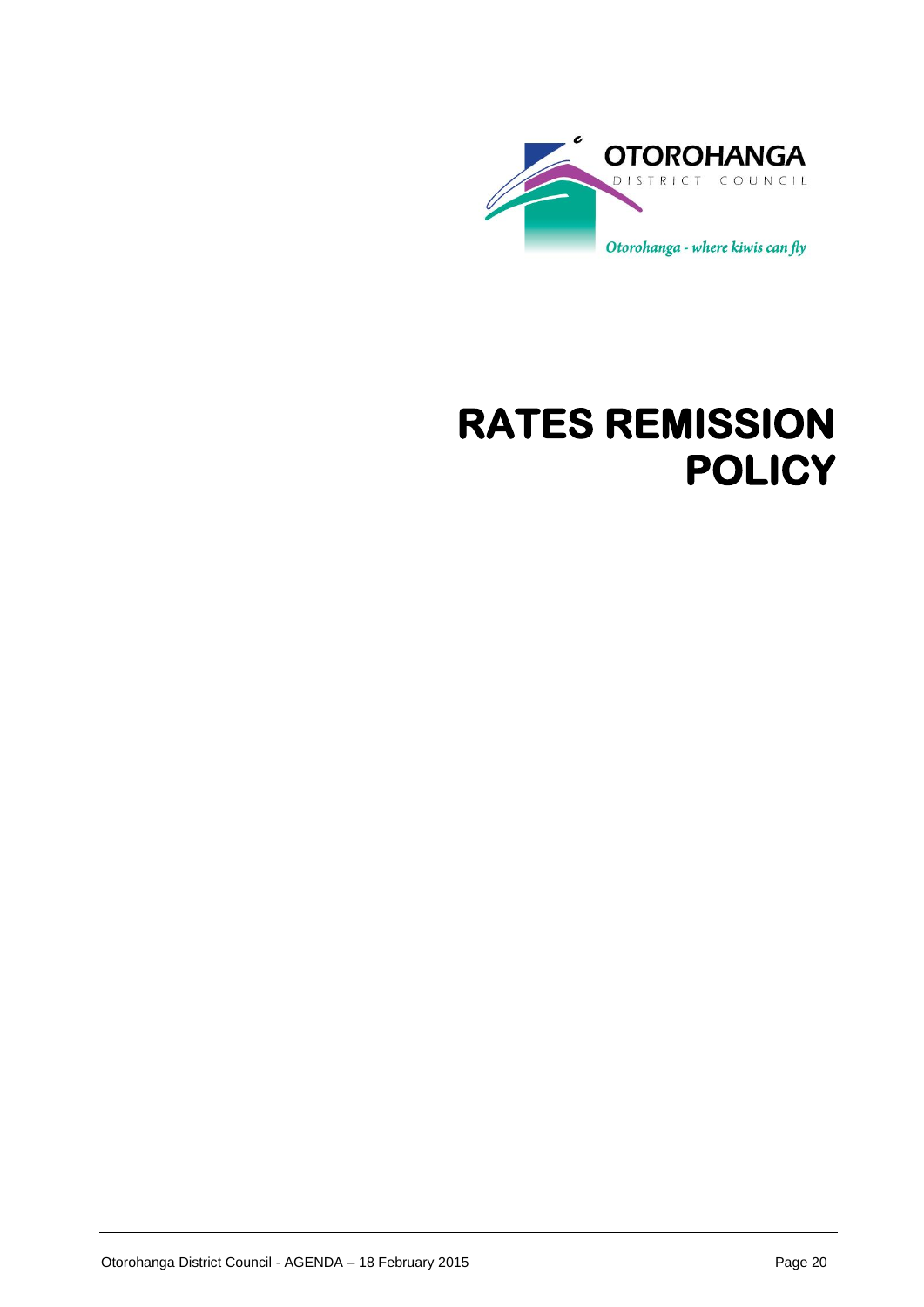OTOROHANGA

DISTRICT COUNCIL

*Otorohanga - where kiwis can fly*

# RATES REMISSION POLICY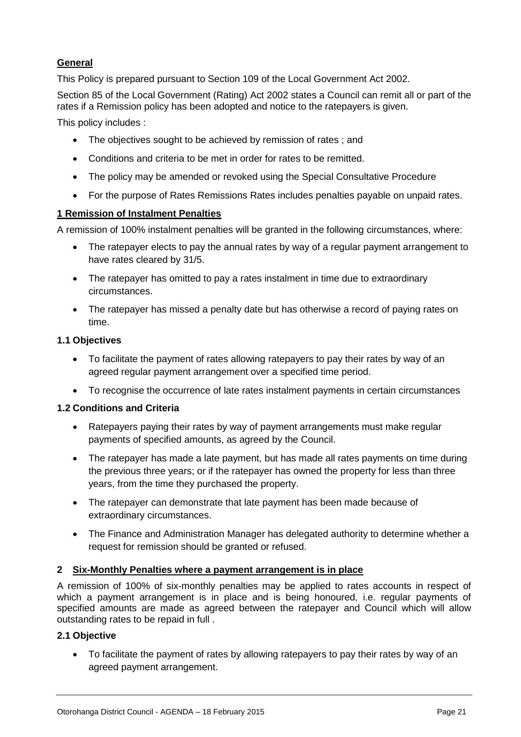**General**

This Policy is prepared pursuant to Section 109 of the Local Government Act 2002.

Section 85 of the Local Government (Rating) Act 2002 states a Council can remit all or part of the rates if a Remission policy has been adopted and notice to the ratepayers is given.

This policy includes :

- The objectives sought to be achieved by remission of rates ; and
- Conditions and criteria to be met in order for rates to be remitted.
- The policy may be amended or revoked using the Special Consultative Procedure
- For the purpose of Rates Remissions Rates includes penalties payable on unpaid rates.

**1 Remission of Instalment Penalties**

A remission of 100% instalment penalties will be granted in the following circumstances, where:

- The ratepayer elects to pay the annual rates by way of a regular payment arrangement to have rates cleared by 31/5.
- The ratepayer has omitted to pay a rates instalment in time due to extraordinary circumstances.
- The ratepayer has missed a penalty date but has otherwise a record of paying rates on time.

**1.1 Objectives**

- To facilitate the payment of rates allowing ratepayers to pay their rates by way of an agreed regular payment arrangement over a specified time period.
- To recognise the occurrence of late rates instalment payments in certain circumstances

**1.2 Conditions and Criteria**

- Ratepayers paying their rates by way of payment arrangements must make regular payments of specified amounts, as agreed by the Council.
- The ratepayer has made a late payment, but has made all rates payments on time during the previous three years; or if the ratepayer has owned the property for less than three years, from the time they purchased the property.
- The ratepayer can demonstrate that late payment has been made because of extraordinary circumstances.
- The Finance and Administration Manager has delegated authority to determine whether a request for remission should be granted or refused.

**2 Six-Monthly Penalties where a payment arrangement is in place**

A remission of 100% of six-monthly penalties may be applied to rates accounts in respect of which a payment arrangement is in place and is being honoured, i.e. regular payments of specified amounts are made as agreed between the ratepayer and Council which will allow outstanding rates to be repaid in full .

**2.1 Objective**

- To facilitate the payment of rates by allowing ratepayers to pay their rates by way of an agreed payment arrangement.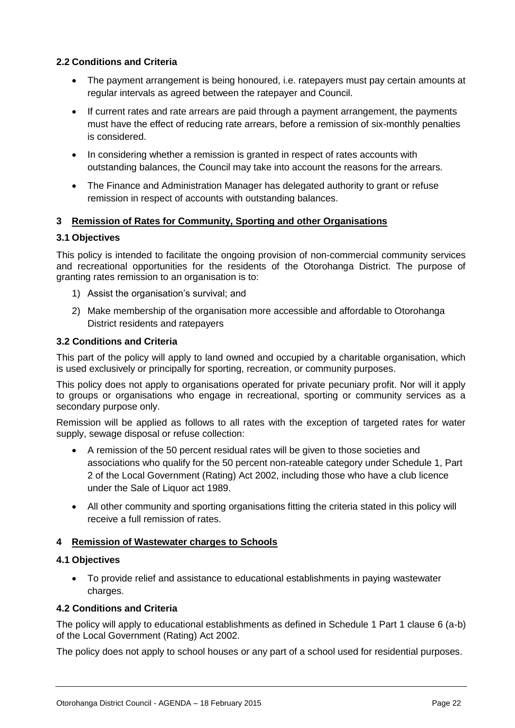### 2.2 Conditions and Criteria

- The payment arrangement is being honoured, i.e. ratepayers must pay certain amounts at regular intervals as agreed between the ratepayer and Council.
- If current rates and rate arrears are paid through a payment arrangement, the payments must have the effect of reducing rate arrears, before a remission of six-monthly penalties is considered.
- In considering whether a remission is granted in respect of rates accounts with outstanding balances, the Council may take into account the reasons for the arrears.
- The Finance and Administration Manager has delegated authority to grant or refuse remission in respect of accounts with outstanding balances.

## 3 Remission of Rates for Community, Sporting and other Organisations

### 3.1 Objectives

This policy is intended to facilitate the ongoing provision of non-commercial community services and recreational opportunities for the residents of the Otorohanga District. The purpose of granting rates remission to an organisation is to:

1) Assist the organisation's survival; and
2) Make membership of the organisation more accessible and affordable to Otorohanga District residents and ratepayers

### 3.2 Conditions and Criteria

This part of the policy will apply to land owned and occupied by a charitable organisation, which is used exclusively or principally for sporting, recreation, or community purposes.

This policy does not apply to organisations operated for private pecuniary profit. Nor will it apply to groups or organisations who engage in recreational, sporting or community services as a secondary purpose only.

Remission will be applied as follows to all rates with the exception of targeted rates for water supply, sewage disposal or refuse collection:

- A remission of the 50 percent residual rates will be given to those societies and associations who qualify for the 50 percent non-rateable category under Schedule 1, Part 2 of the Local Government (Rating) Act 2002, including those who have a club licence under the Sale of Liquor act 1989.
- All other community and sporting organisations fitting the criteria stated in this policy will receive a full remission of rates.

## 4 Remission of Wastewater charges to Schools

### 4.1 Objectives

- To provide relief and assistance to educational establishments in paying wastewater charges.

### 4.2 Conditions and Criteria

The policy will apply to educational establishments as defined in Schedule 1 Part 1 clause 6 (a-b) of the Local Government (Rating) Act 2002.

The policy does not apply to school houses or any part of a school used for residential purposes.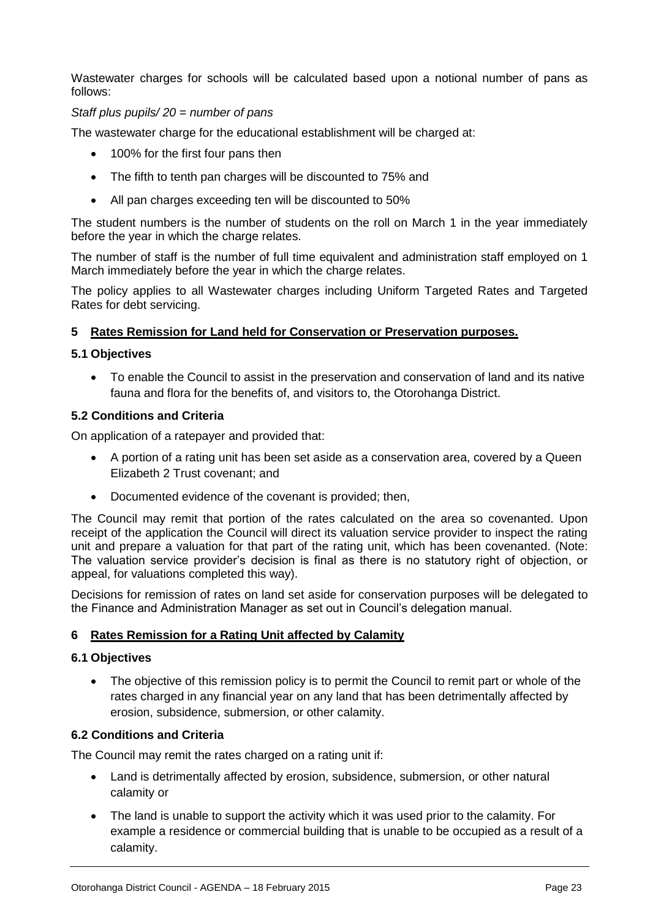Wastewater charges for schools will be calculated based upon a notional number of pans as follows:

*Staff plus pupils/ 20 = number of pans*

The wastewater charge for the educational establishment will be charged at:

- 100% for the first four pans then
- The fifth to tenth pan charges will be discounted to 75% and
- All pan charges exceeding ten will be discounted to 50%

The student numbers is the number of students on the roll on March 1 in the year immediately before the year in which the charge relates.

The number of staff is the number of full time equivalent and administration staff employed on 1 March immediately before the year in which the charge relates.

The policy applies to all Wastewater charges including Uniform Targeted Rates and Targeted Rates for debt servicing.

## 5 <u>Rates Remission for Land held for Conservation or Preservation purposes.</u>

### 5.1 Objectives

- To enable the Council to assist in the preservation and conservation of land and its native fauna and flora for the benefits of, and visitors to, the Otorohanga District.

### 5.2 Conditions and Criteria

On application of a ratepayer and provided that:

- A portion of a rating unit has been set aside as a conservation area, covered by a Queen Elizabeth 2 Trust covenant; and
- Documented evidence of the covenant is provided; then,

The Council may remit that portion of the rates calculated on the area so covenanted. Upon receipt of the application the Council will direct its valuation service provider to inspect the rating unit and prepare a valuation for that part of the rating unit, which has been covenanted. (Note: The valuation service provider's decision is final as there is no statutory right of objection, or appeal, for valuations completed this way).

Decisions for remission of rates on land set aside for conservation purposes will be delegated to the Finance and Administration Manager as set out in Council's delegation manual.

## 6 <u>Rates Remission for a Rating Unit affected by Calamity</u>

### 6.1 Objectives

- The objective of this remission policy is to permit the Council to remit part or whole of the rates charged in any financial year on any land that has been detrimentally affected by erosion, subsidence, submersion, or other calamity.

### 6.2 Conditions and Criteria

The Council may remit the rates charged on a rating unit if:

- Land is detrimentally affected by erosion, subsidence, submersion, or other natural calamity or
- The land is unable to support the activity which it was used prior to the calamity. For example a residence or commercial building that is unable to be occupied as a result of a calamity.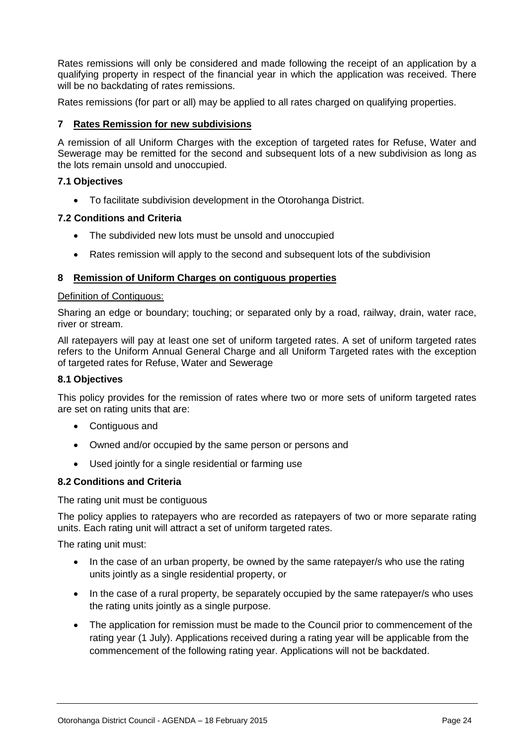Rates remissions will only be considered and made following the receipt of an application by a qualifying property in respect of the financial year in which the application was received. There will be no backdating of rates remissions.

Rates remissions (for part or all) may be applied to all rates charged on qualifying properties.

## 7 Rates Remission for new subdivisions

A remission of all Uniform Charges with the exception of targeted rates for Refuse, Water and Sewerage may be remitted for the second and subsequent lots of a new subdivision as long as the lots remain unsold and unoccupied.

### 7.1 Objectives

- To facilitate subdivision development in the Otorohanga District.

### 7.2 Conditions and Criteria

- The subdivided new lots must be unsold and unoccupied
- Rates remission will apply to the second and subsequent lots of the subdivision

## 8 Remission of Uniform Charges on contiguous properties

Definition of Contiguous:

Sharing an edge or boundary; touching; or separated only by a road, railway, drain, water race, river or stream.

All ratepayers will pay at least one set of uniform targeted rates. A set of uniform targeted rates refers to the Uniform Annual General Charge and all Uniform Targeted rates with the exception of targeted rates for Refuse, Water and Sewerage

### 8.1 Objectives

This policy provides for the remission of rates where two or more sets of uniform targeted rates are set on rating units that are:

- Contiguous and
- Owned and/or occupied by the same person or persons and
- Used jointly for a single residential or farming use

### 8.2 Conditions and Criteria

The rating unit must be contiguous

The policy applies to ratepayers who are recorded as ratepayers of two or more separate rating units. Each rating unit will attract a set of uniform targeted rates.

The rating unit must:

- In the case of an urban property, be owned by the same ratepayer/s who use the rating units jointly as a single residential property, or
- In the case of a rural property, be separately occupied by the same ratepayer/s who uses the rating units jointly as a single purpose.
- The application for remission must be made to the Council prior to commencement of the rating year (1 July). Applications received during a rating year will be applicable from the commencement of the following rating year. Applications will not be backdated.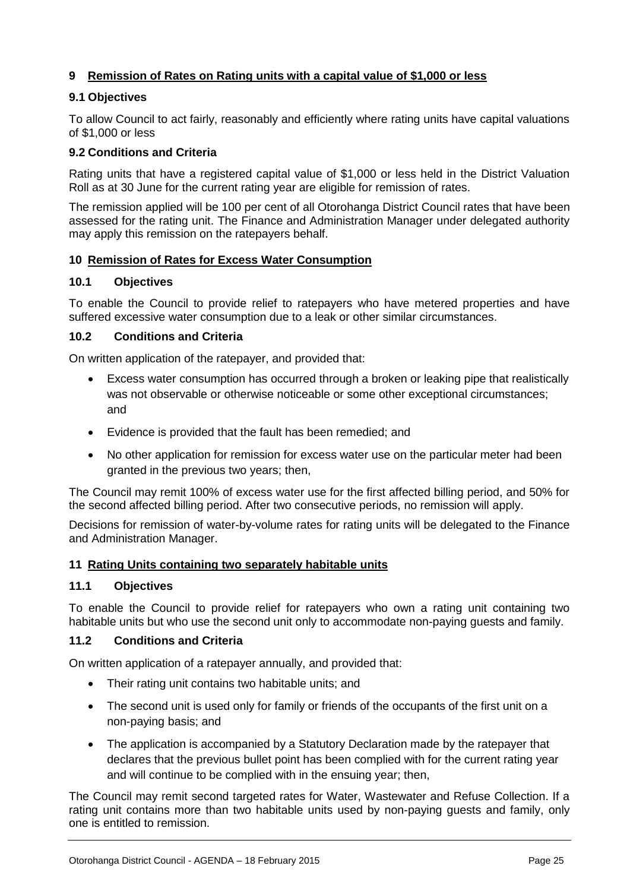## 9 Remission of Rates on Rating units with a capital value of $1,000 or less

### 9.1 Objectives

To allow Council to act fairly, reasonably and efficiently where rating units have capital valuations of $1,000 or less

### 9.2 Conditions and Criteria

Rating units that have a registered capital value of $1,000 or less held in the District Valuation Roll as at 30 June for the current rating year are eligible for remission of rates.

The remission applied will be 100 per cent of all Otorohanga District Council rates that have been assessed for the rating unit. The Finance and Administration Manager under delegated authority may apply this remission on the ratepayers behalf.

## 10 Remission of Rates for Excess Water Consumption

### 10.1 Objectives

To enable the Council to provide relief to ratepayers who have metered properties and have suffered excessive water consumption due to a leak or other similar circumstances.

### 10.2 Conditions and Criteria

On written application of the ratepayer, and provided that:

- Excess water consumption has occurred through a broken or leaking pipe that realistically was not observable or otherwise noticeable or some other exceptional circumstances; and
- Evidence is provided that the fault has been remedied; and
- No other application for remission for excess water use on the particular meter had been granted in the previous two years; then,

The Council may remit 100% of excess water use for the first affected billing period, and 50% for the second affected billing period. After two consecutive periods, no remission will apply.

Decisions for remission of water-by-volume rates for rating units will be delegated to the Finance and Administration Manager.

## 11 Rating Units containing two separately habitable units

### 11.1 Objectives

To enable the Council to provide relief for ratepayers who own a rating unit containing two habitable units but who use the second unit only to accommodate non-paying guests and family.

### 11.2 Conditions and Criteria

On written application of a ratepayer annually, and provided that:

- Their rating unit contains two habitable units; and
- The second unit is used only for family or friends of the occupants of the first unit on a non-paying basis; and
- The application is accompanied by a Statutory Declaration made by the ratepayer that declares that the previous bullet point has been complied with for the current rating year and will continue to be complied with in the ensuing year; then,

The Council may remit second targeted rates for Water, Wastewater and Refuse Collection. If a rating unit contains more than two habitable units used by non-paying guests and family, only one is entitled to remission.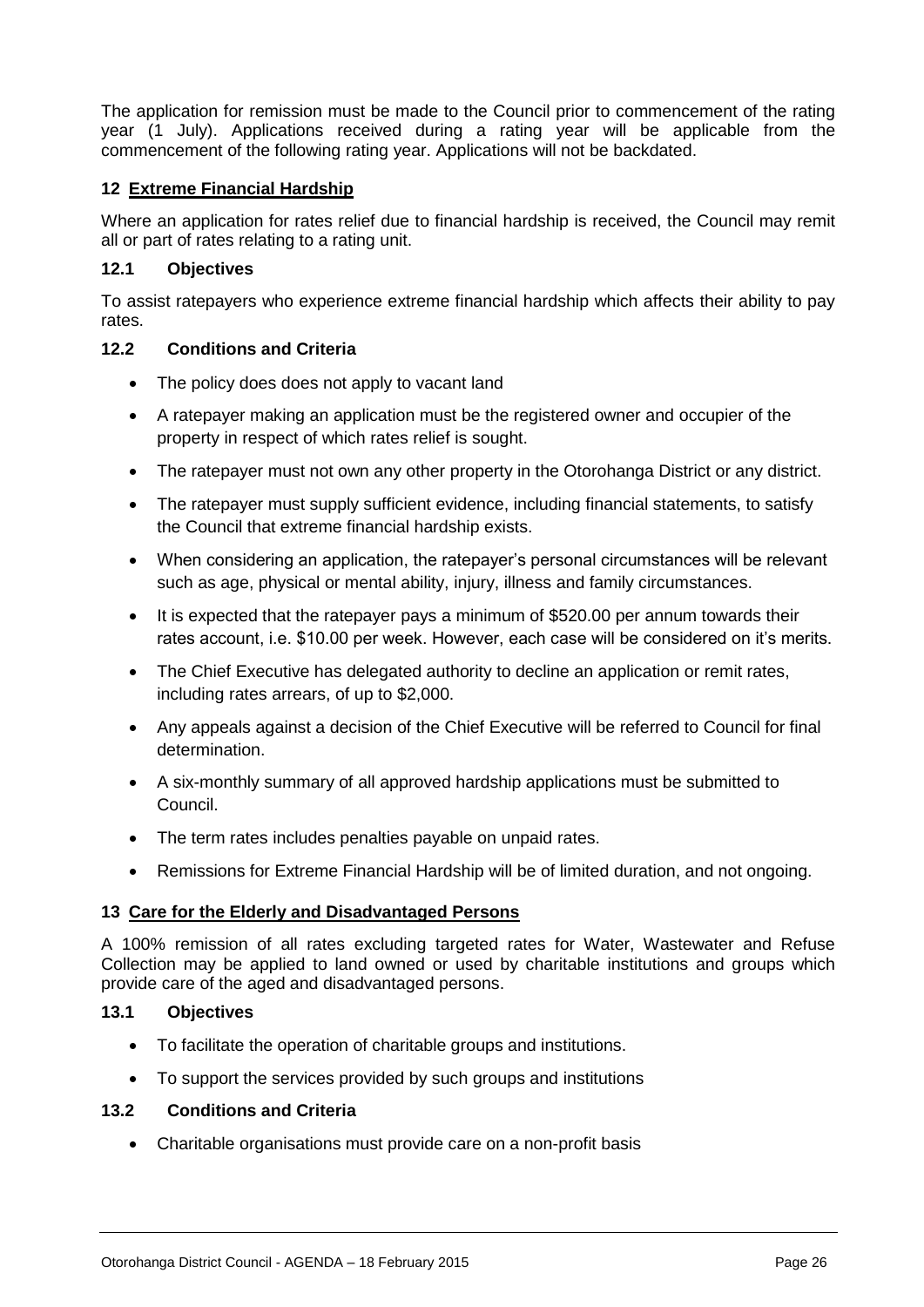The application for remission must be made to the Council prior to commencement of the rating year (1 July). Applications received during a rating year will be applicable from the commencement of the following rating year. Applications will not be backdated.

## 12 Extreme Financial Hardship

Where an application for rates relief due to financial hardship is received, the Council may remit all or part of rates relating to a rating unit.

### 12.1 Objectives

To assist ratepayers who experience extreme financial hardship which affects their ability to pay rates.

### 12.2 Conditions and Criteria

- The policy does does not apply to vacant land
- A ratepayer making an application must be the registered owner and occupier of the property in respect of which rates relief is sought.
- The ratepayer must not own any other property in the Otorohanga District or any district.
- The ratepayer must supply sufficient evidence, including financial statements, to satisfy the Council that extreme financial hardship exists.
- When considering an application, the ratepayer's personal circumstances will be relevant such as age, physical or mental ability, injury, illness and family circumstances.
- It is expected that the ratepayer pays a minimum of $520.00 per annum towards their rates account, i.e. $10.00 per week. However, each case will be considered on it's merits.
- The Chief Executive has delegated authority to decline an application or remit rates, including rates arrears, of up to $2,000.
- Any appeals against a decision of the Chief Executive will be referred to Council for final determination.
- A six-monthly summary of all approved hardship applications must be submitted to Council.
- The term rates includes penalties payable on unpaid rates.
- Remissions for Extreme Financial Hardship will be of limited duration, and not ongoing.

## 13 Care for the Elderly and Disadvantaged Persons

A 100% remission of all rates excluding targeted rates for Water, Wastewater and Refuse Collection may be applied to land owned or used by charitable institutions and groups which provide care of the aged and disadvantaged persons.

### 13.1 Objectives

- To facilitate the operation of charitable groups and institutions.
- To support the services provided by such groups and institutions

### 13.2 Conditions and Criteria

- Charitable organisations must provide care on a non-profit basis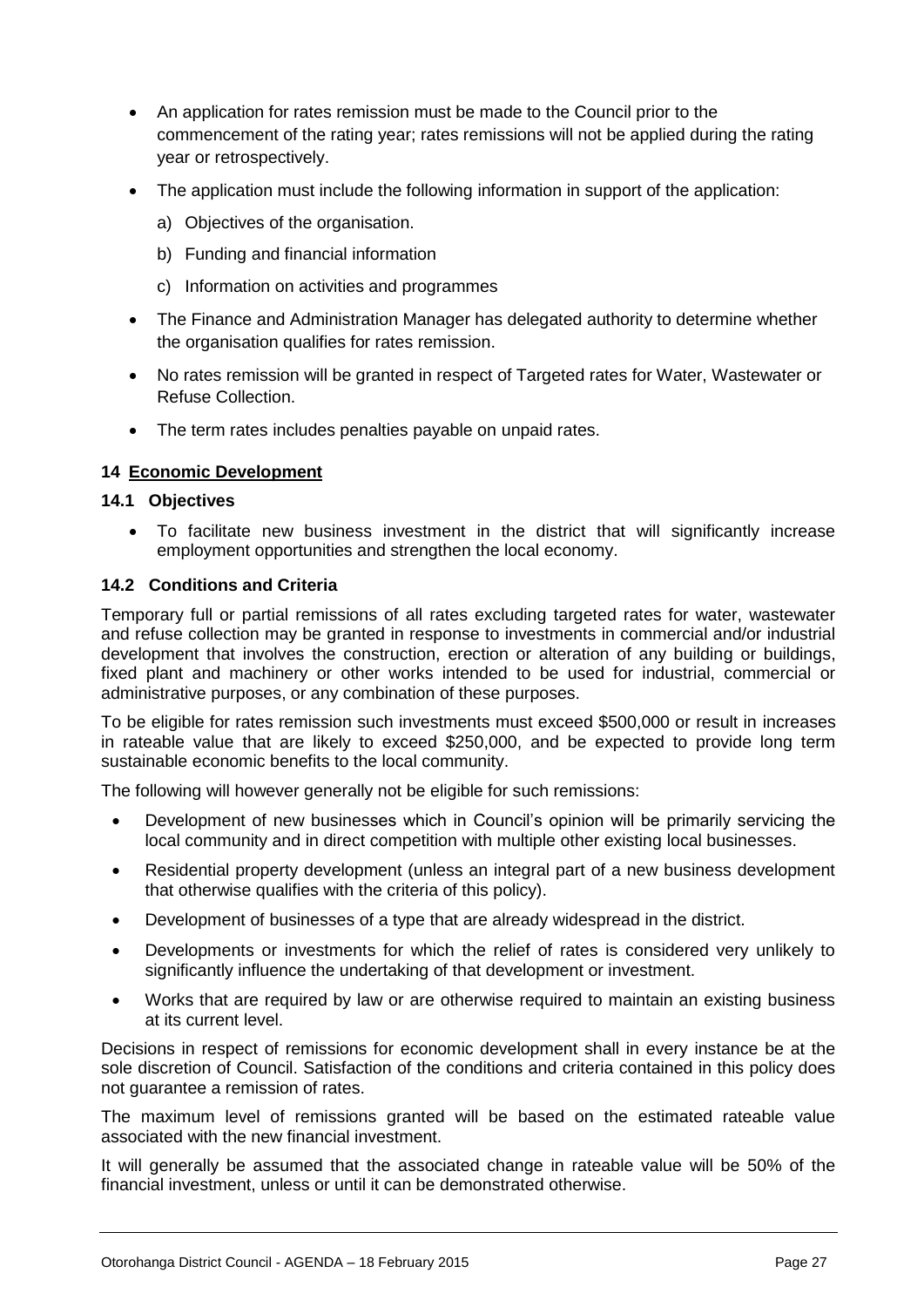- An application for rates remission must be made to the Council prior to the commencement of the rating year; rates remissions will not be applied during the rating year or retrospectively.
- The application must include the following information in support of the application:
  a) Objectives of the organisation.
  b) Funding and financial information
  c) Information on activities and programmes
- The Finance and Administration Manager has delegated authority to determine whether the organisation qualifies for rates remission.
- No rates remission will be granted in respect of Targeted rates for Water, Wastewater or Refuse Collection.
- The term rates includes penalties payable on unpaid rates.

### 14 Economic Development

#### 14.1 Objectives

- To facilitate new business investment in the district that will significantly increase employment opportunities and strengthen the local economy.

#### 14.2 Conditions and Criteria

Temporary full or partial remissions of all rates excluding targeted rates for water, wastewater and refuse collection may be granted in response to investments in commercial and/or industrial development that involves the construction, erection or alteration of any building or buildings, fixed plant and machinery or other works intended to be used for industrial, commercial or administrative purposes, or any combination of these purposes.

To be eligible for rates remission such investments must exceed $500,000 or result in increases in rateable value that are likely to exceed $250,000, and be expected to provide long term sustainable economic benefits to the local community.

The following will however generally not be eligible for such remissions:

- Development of new businesses which in Council's opinion will be primarily servicing the local community and in direct competition with multiple other existing local businesses.
- Residential property development (unless an integral part of a new business development that otherwise qualifies with the criteria of this policy).
- Development of businesses of a type that are already widespread in the district.
- Developments or investments for which the relief of rates is considered very unlikely to significantly influence the undertaking of that development or investment.
- Works that are required by law or are otherwise required to maintain an existing business at its current level.

Decisions in respect of remissions for economic development shall in every instance be at the sole discretion of Council. Satisfaction of the conditions and criteria contained in this policy does not guarantee a remission of rates.

The maximum level of remissions granted will be based on the estimated rateable value associated with the new financial investment.

It will generally be assumed that the associated change in rateable value will be 50% of the financial investment, unless or until it can be demonstrated otherwise.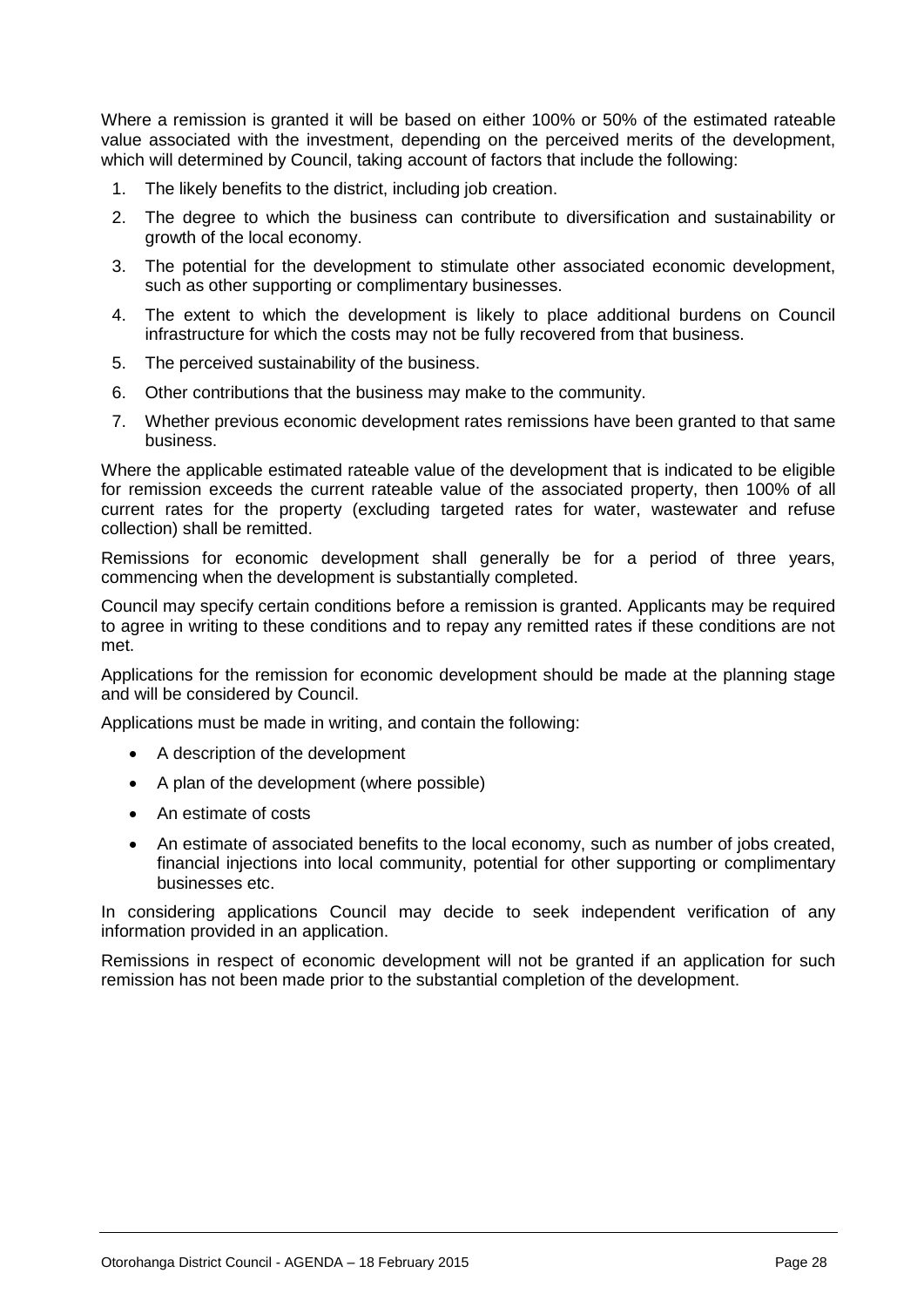Where a remission is granted it will be based on either 100% or 50% of the estimated rateable value associated with the investment, depending on the perceived merits of the development, which will determined by Council, taking account of factors that include the following:

1. The likely benefits to the district, including job creation.
2. The degree to which the business can contribute to diversification and sustainability or growth of the local economy.
3. The potential for the development to stimulate other associated economic development, such as other supporting or complimentary businesses.
4. The extent to which the development is likely to place additional burdens on Council infrastructure for which the costs may not be fully recovered from that business.
5. The perceived sustainability of the business.
6. Other contributions that the business may make to the community.
7. Whether previous economic development rates remissions have been granted to that same business.

Where the applicable estimated rateable value of the development that is indicated to be eligible for remission exceeds the current rateable value of the associated property, then 100% of all current rates for the property (excluding targeted rates for water, wastewater and refuse collection) shall be remitted.

Remissions for economic development shall generally be for a period of three years, commencing when the development is substantially completed.

Council may specify certain conditions before a remission is granted. Applicants may be required to agree in writing to these conditions and to repay any remitted rates if these conditions are not met.

Applications for the remission for economic development should be made at the planning stage and will be considered by Council.

Applications must be made in writing, and contain the following:

- A description of the development
- A plan of the development (where possible)
- An estimate of costs
- An estimate of associated benefits to the local economy, such as number of jobs created, financial injections into local community, potential for other supporting or complimentary businesses etc.

In considering applications Council may decide to seek independent verification of any information provided in an application.

Remissions in respect of economic development will not be granted if an application for such remission has not been made prior to the substantial completion of the development.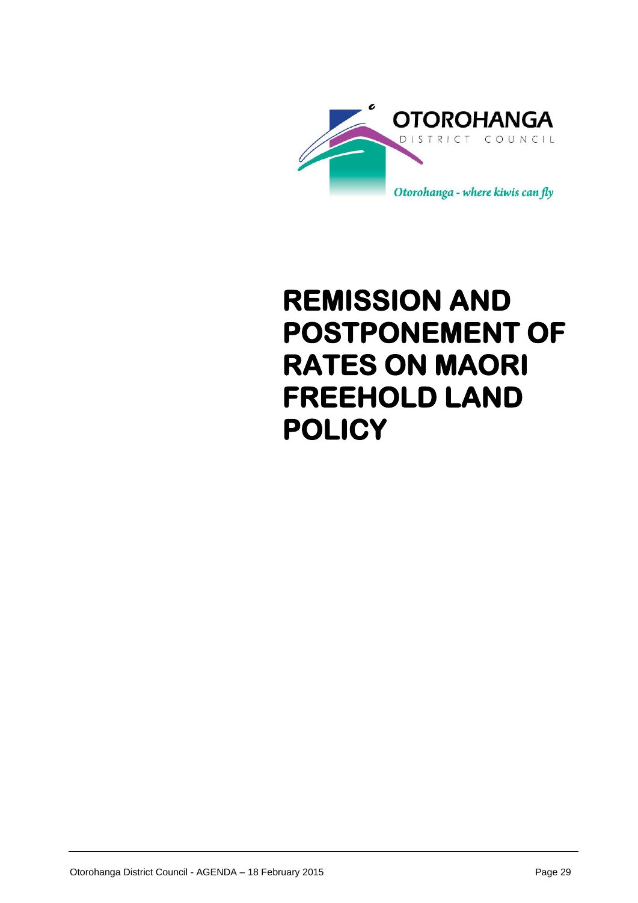OTOROHANGA

DISTRICT COUNCIL

*Otorohanga - where kiwis can fly*

# REMISSION AND POSTPONEMENT OF RATES ON MAORI FREEHOLD LAND POLICY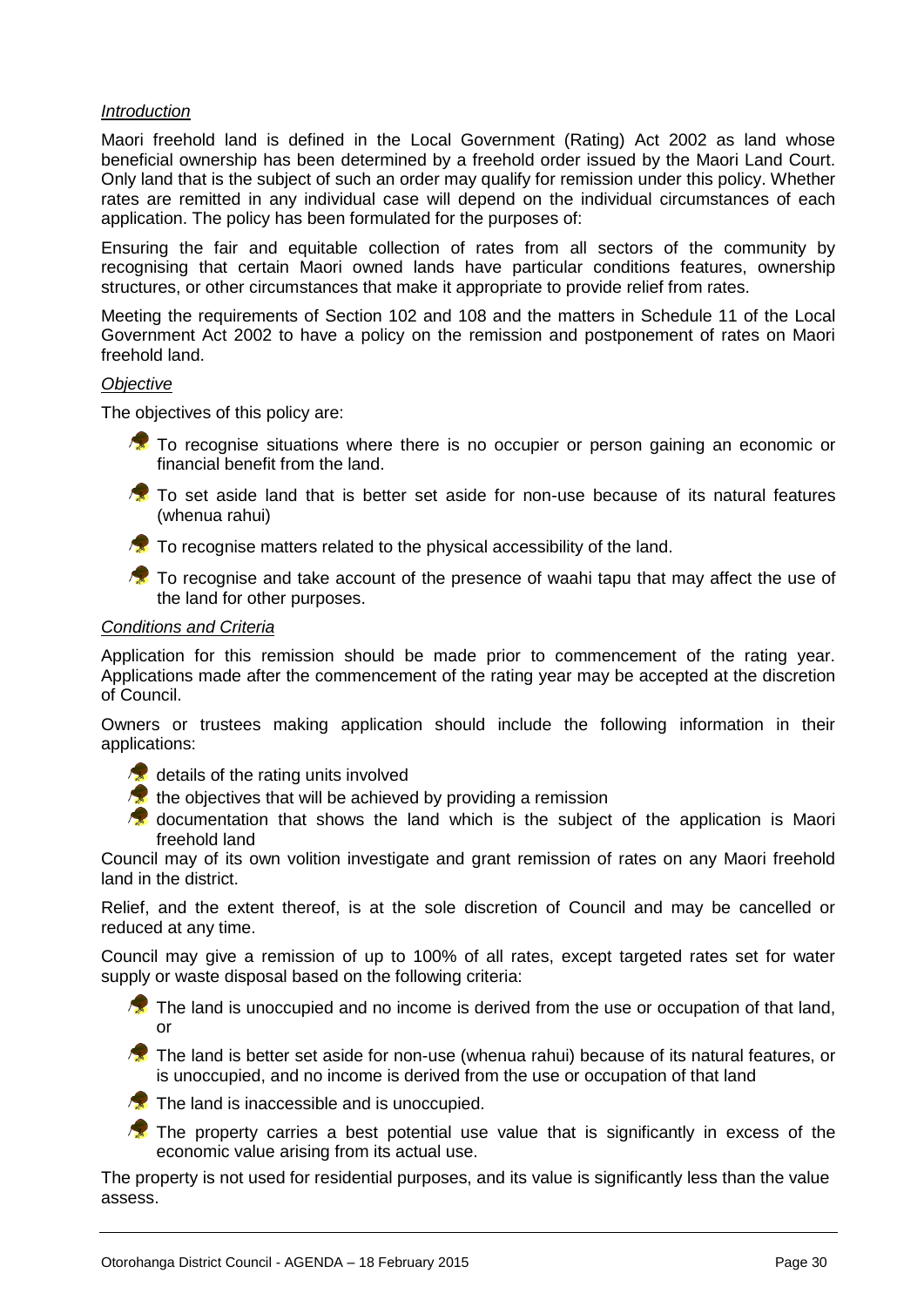*Introduction*

Maori freehold land is defined in the Local Government (Rating) Act 2002 as land whose beneficial ownership has been determined by a freehold order issued by the Maori Land Court. Only land that is the subject of such an order may qualify for remission under this policy. Whether rates are remitted in any individual case will depend on the individual circumstances of each application. The policy has been formulated for the purposes of:

Ensuring the fair and equitable collection of rates from all sectors of the community by recognising that certain Maori owned lands have particular conditions features, ownership structures, or other circumstances that make it appropriate to provide relief from rates.

Meeting the requirements of Section 102 and 108 and the matters in Schedule 11 of the Local Government Act 2002 to have a policy on the remission and postponement of rates on Maori freehold land.

*Objective*

The objectives of this policy are:

- To recognise situations where there is no occupier or person gaining an economic or financial benefit from the land.
- To set aside land that is better set aside for non-use because of its natural features (whenua rahui)
- To recognise matters related to the physical accessibility of the land.
- To recognise and take account of the presence of waahi tapu that may affect the use of the land for other purposes.

*Conditions and Criteria*

Application for this remission should be made prior to commencement of the rating year. Applications made after the commencement of the rating year may be accepted at the discretion of Council.

Owners or trustees making application should include the following information in their applications:

- details of the rating units involved
- the objectives that will be achieved by providing a remission
- documentation that shows the land which is the subject of the application is Maori freehold land

Council may of its own volition investigate and grant remission of rates on any Maori freehold land in the district.

Relief, and the extent thereof, is at the sole discretion of Council and may be cancelled or reduced at any time.

Council may give a remission of up to 100% of all rates, except targeted rates set for water supply or waste disposal based on the following criteria:

- The land is unoccupied and no income is derived from the use or occupation of that land, or
- The land is better set aside for non-use (whenua rahui) because of its natural features, or is unoccupied, and no income is derived from the use or occupation of that land
- The land is inaccessible and is unoccupied.
- The property carries a best potential use value that is significantly in excess of the economic value arising from its actual use.

The property is not used for residential purposes, and its value is significantly less than the value assess.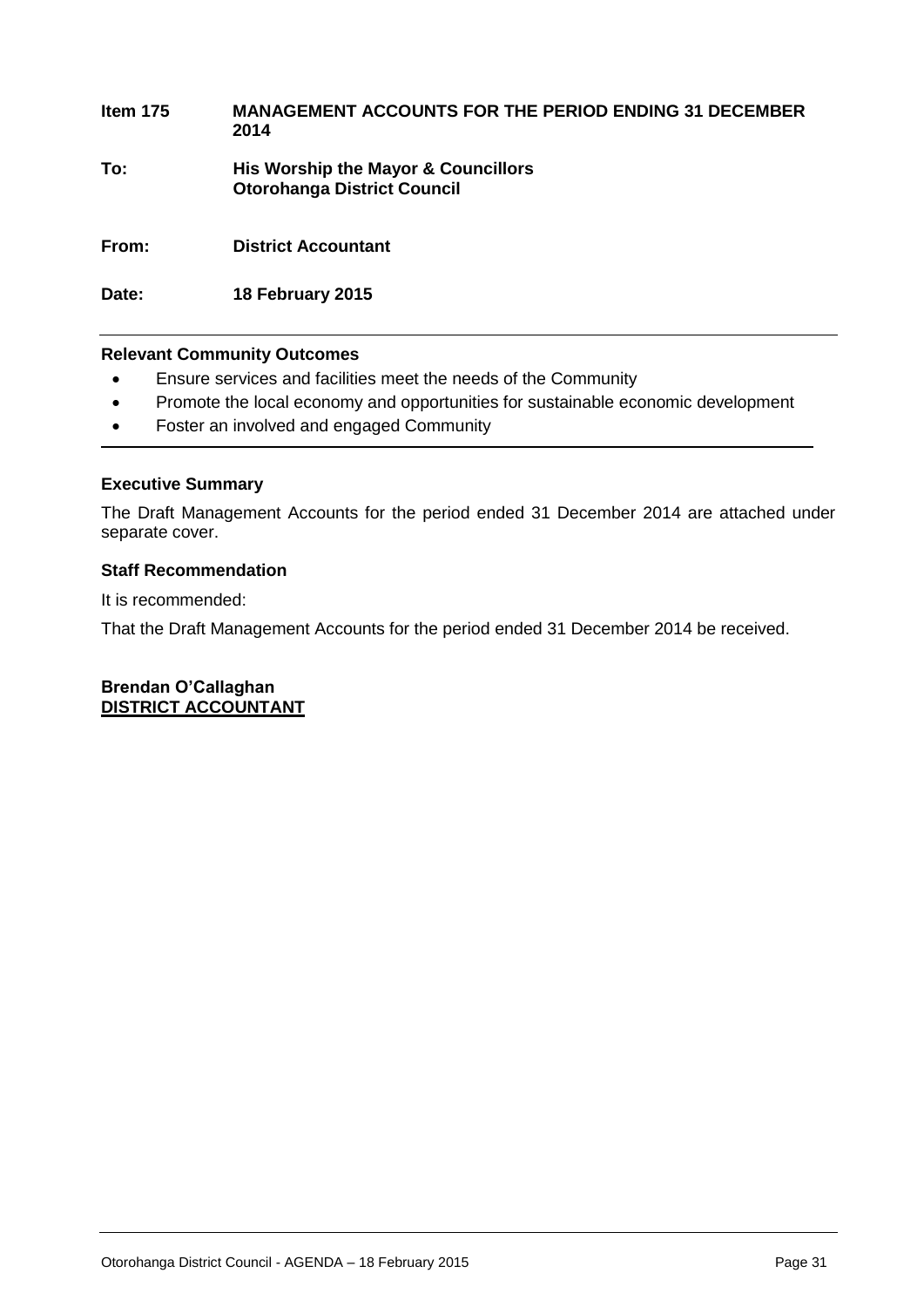**Item 175 MANAGEMENT ACCOUNTS FOR THE PERIOD ENDING 31 DECEMBER 2014**

**To: His Worship the Mayor & Councillors**
**Otorohanga District Council**

**From: District Accountant**

**Date: 18 February 2015**

---

**Relevant Community Outcomes**

- Ensure services and facilities meet the needs of the Community
- Promote the local economy and opportunities for sustainable economic development
- Foster an involved and engaged Community

---

**Executive Summary**

The Draft Management Accounts for the period ended 31 December 2014 are attached under separate cover.

**Staff Recommendation**

It is recommended:

That the Draft Management Accounts for the period ended 31 December 2014 be received.

**Brendan O'Callaghan**
**DISTRICT ACCOUNTANT**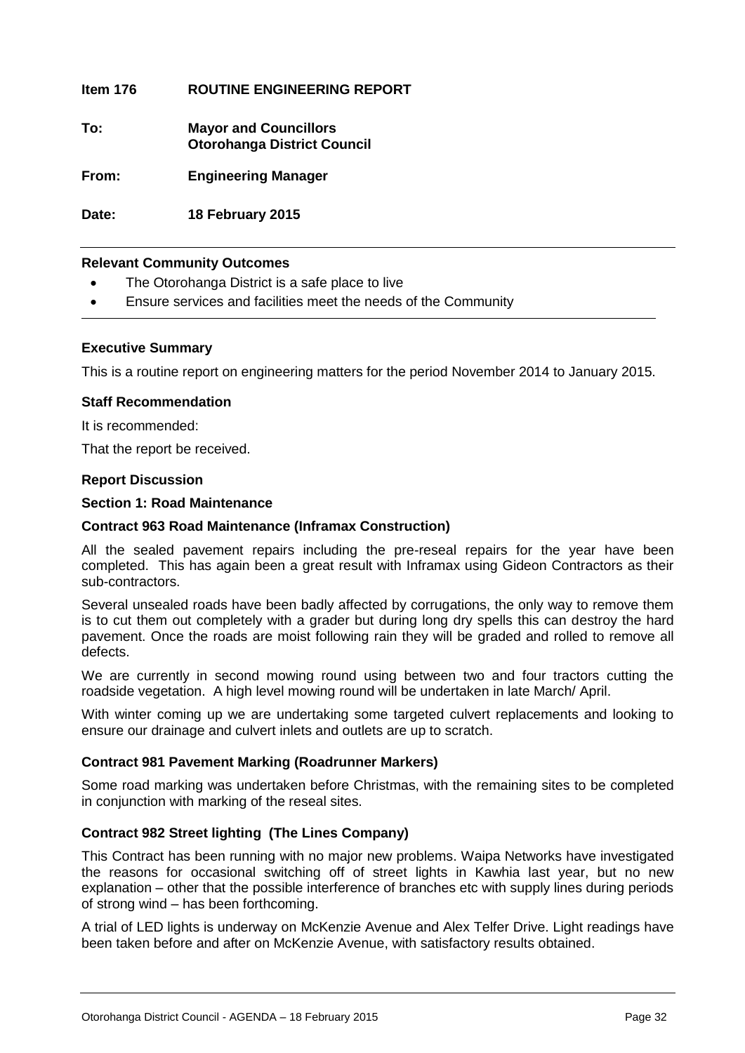**Item 176 ROUTINE ENGINEERING REPORT**

**To: Mayor and Councillors**
**Otorohanga District Council**

**From: Engineering Manager**

**Date: 18 February 2015**

---

**Relevant Community Outcomes**

- The Otorohanga District is a safe place to live
- Ensure services and facilities meet the needs of the Community

---

**Executive Summary**

This is a routine report on engineering matters for the period November 2014 to January 2015.

**Staff Recommendation**

It is recommended:

That the report be received.

**Report Discussion**

**Section 1: Road Maintenance**

**Contract 963 Road Maintenance (Inframax Construction)**

All the sealed pavement repairs including the pre-reseal repairs for the year have been completed. This has again been a great result with Inframax using Gideon Contractors as their sub-contractors.

Several unsealed roads have been badly affected by corrugations, the only way to remove them is to cut them out completely with a grader but during long dry spells this can destroy the hard pavement. Once the roads are moist following rain they will be graded and rolled to remove all defects.

We are currently in second mowing round using between two and four tractors cutting the roadside vegetation. A high level mowing round will be undertaken in late March/ April.

With winter coming up we are undertaking some targeted culvert replacements and looking to ensure our drainage and culvert inlets and outlets are up to scratch.

**Contract 981 Pavement Marking (Roadrunner Markers)**

Some road marking was undertaken before Christmas, with the remaining sites to be completed in conjunction with marking of the reseal sites.

**Contract 982 Street lighting (The Lines Company)**

This Contract has been running with no major new problems. Waipa Networks have investigated the reasons for occasional switching off of street lights in Kawhia last year, but no new explanation – other that the possible interference of branches etc with supply lines during periods of strong wind – has been forthcoming.

A trial of LED lights is underway on McKenzie Avenue and Alex Telfer Drive. Light readings have been taken before and after on McKenzie Avenue, with satisfactory results obtained.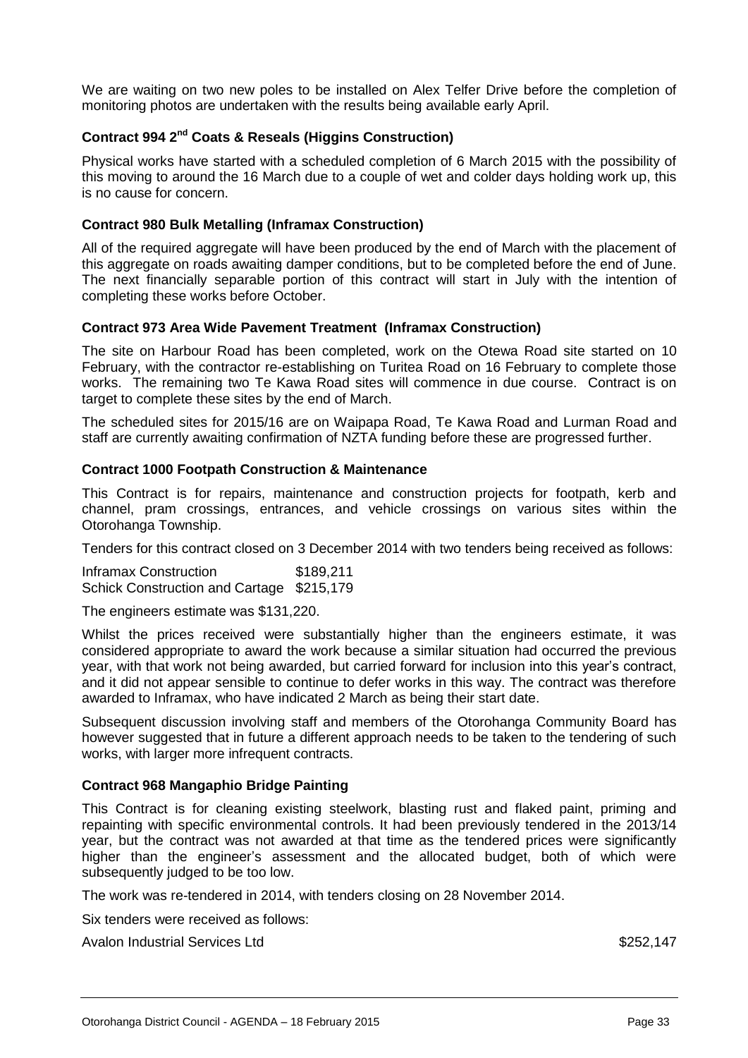We are waiting on two new poles to be installed on Alex Telfer Drive before the completion of monitoring photos are undertaken with the results being available early April.

### Contract 994 2nd Coats & Reseals (Higgins Construction)

Physical works have started with a scheduled completion of 6 March 2015 with the possibility of this moving to around the 16 March due to a couple of wet and colder days holding work up, this is no cause for concern.

### Contract 980 Bulk Metalling (Inframax Construction)

All of the required aggregate will have been produced by the end of March with the placement of this aggregate on roads awaiting damper conditions, but to be completed before the end of June. The next financially separable portion of this contract will start in July with the intention of completing these works before October.

### Contract 973 Area Wide Pavement Treatment (Inframax Construction)

The site on Harbour Road has been completed, work on the Otewa Road site started on 10 February, with the contractor re-establishing on Turitea Road on 16 February to complete those works. The remaining two Te Kawa Road sites will commence in due course. Contract is on target to complete these sites by the end of March.

The scheduled sites for 2015/16 are on Waipapa Road, Te Kawa Road and Lurman Road and staff are currently awaiting confirmation of NZTA funding before these are progressed further.

### Contract 1000 Footpath Construction & Maintenance

This Contract is for repairs, maintenance and construction projects for footpath, kerb and channel, pram crossings, entrances, and vehicle crossings on various sites within the Otorohanga Township.

Tenders for this contract closed on 3 December 2014 with two tenders being received as follows:

| | |
|---|---|
| Inframax Construction | $189,211 |
| Schick Construction and Cartage | $215,179 |

The engineers estimate was $131,220.

Whilst the prices received were substantially higher than the engineers estimate, it was considered appropriate to award the work because a similar situation had occurred the previous year, with that work not being awarded, but carried forward for inclusion into this year's contract, and it did not appear sensible to continue to defer works in this way. The contract was therefore awarded to Inframax, who have indicated 2 March as being their start date.

Subsequent discussion involving staff and members of the Otorohanga Community Board has however suggested that in future a different approach needs to be taken to the tendering of such works, with larger more infrequent contracts.

### Contract 968 Mangaphio Bridge Painting

This Contract is for cleaning existing steelwork, blasting rust and flaked paint, priming and repainting with specific environmental controls. It had been previously tendered in the 2013/14 year, but the contract was not awarded at that time as the tendered prices were significantly higher than the engineer's assessment and the allocated budget, both of which were subsequently judged to be too low.

The work was re-tendered in 2014, with tenders closing on 28 November 2014.

Six tenders were received as follows:

| | |
|---|---|
| Avalon Industrial Services Ltd | $252,147 |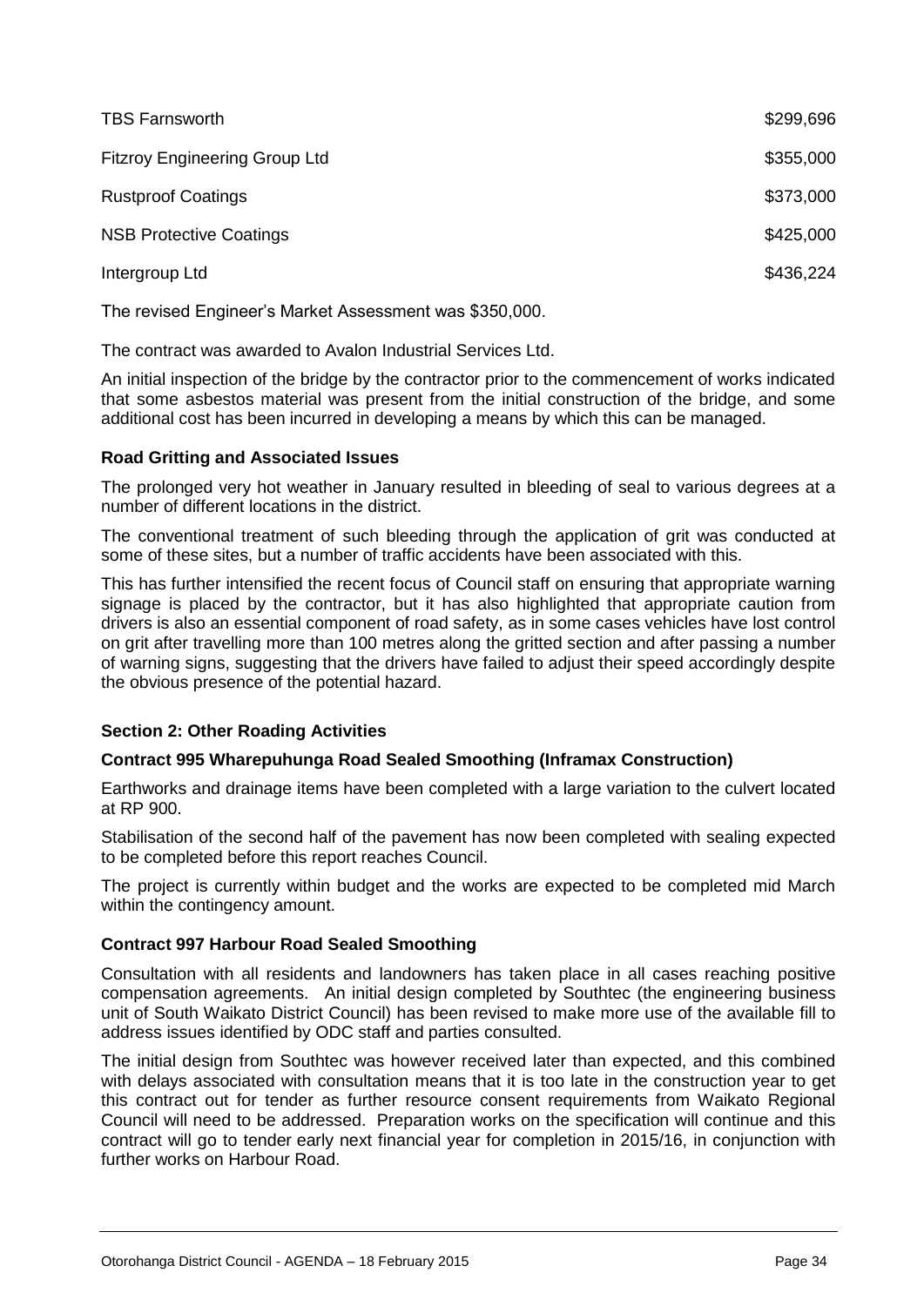| | |
|---|---|
| TBS Farnsworth | $299,696 |
| Fitzroy Engineering Group Ltd | $355,000 |
| Rustproof Coatings | $373,000 |
| NSB Protective Coatings | $425,000 |
| Intergroup Ltd | $436,224 |

The revised Engineer's Market Assessment was $350,000.

The contract was awarded to Avalon Industrial Services Ltd.

An initial inspection of the bridge by the contractor prior to the commencement of works indicated that some asbestos material was present from the initial construction of the bridge, and some additional cost has been incurred in developing a means by which this can be managed.

**Road Gritting and Associated Issues**

The prolonged very hot weather in January resulted in bleeding of seal to various degrees at a number of different locations in the district.

The conventional treatment of such bleeding through the application of grit was conducted at some of these sites, but a number of traffic accidents have been associated with this.

This has further intensified the recent focus of Council staff on ensuring that appropriate warning signage is placed by the contractor, but it has also highlighted that appropriate caution from drivers is also an essential component of road safety, as in some cases vehicles have lost control on grit after travelling more than 100 metres along the gritted section and after passing a number of warning signs, suggesting that the drivers have failed to adjust their speed accordingly despite the obvious presence of the potential hazard.

**Section 2: Other Roading Activities**

**Contract 995 Wharepuhunga Road Sealed Smoothing (Inframax Construction)**

Earthworks and drainage items have been completed with a large variation to the culvert located at RP 900.

Stabilisation of the second half of the pavement has now been completed with sealing expected to be completed before this report reaches Council.

The project is currently within budget and the works are expected to be completed mid March within the contingency amount.

**Contract 997 Harbour Road Sealed Smoothing**

Consultation with all residents and landowners has taken place in all cases reaching positive compensation agreements. An initial design completed by Southtec (the engineering business unit of South Waikato District Council) has been revised to make more use of the available fill to address issues identified by ODC staff and parties consulted.

The initial design from Southtec was however received later than expected, and this combined with delays associated with consultation means that it is too late in the construction year to get this contract out for tender as further resource consent requirements from Waikato Regional Council will need to be addressed. Preparation works on the specification will continue and this contract will go to tender early next financial year for completion in 2015/16, in conjunction with further works on Harbour Road.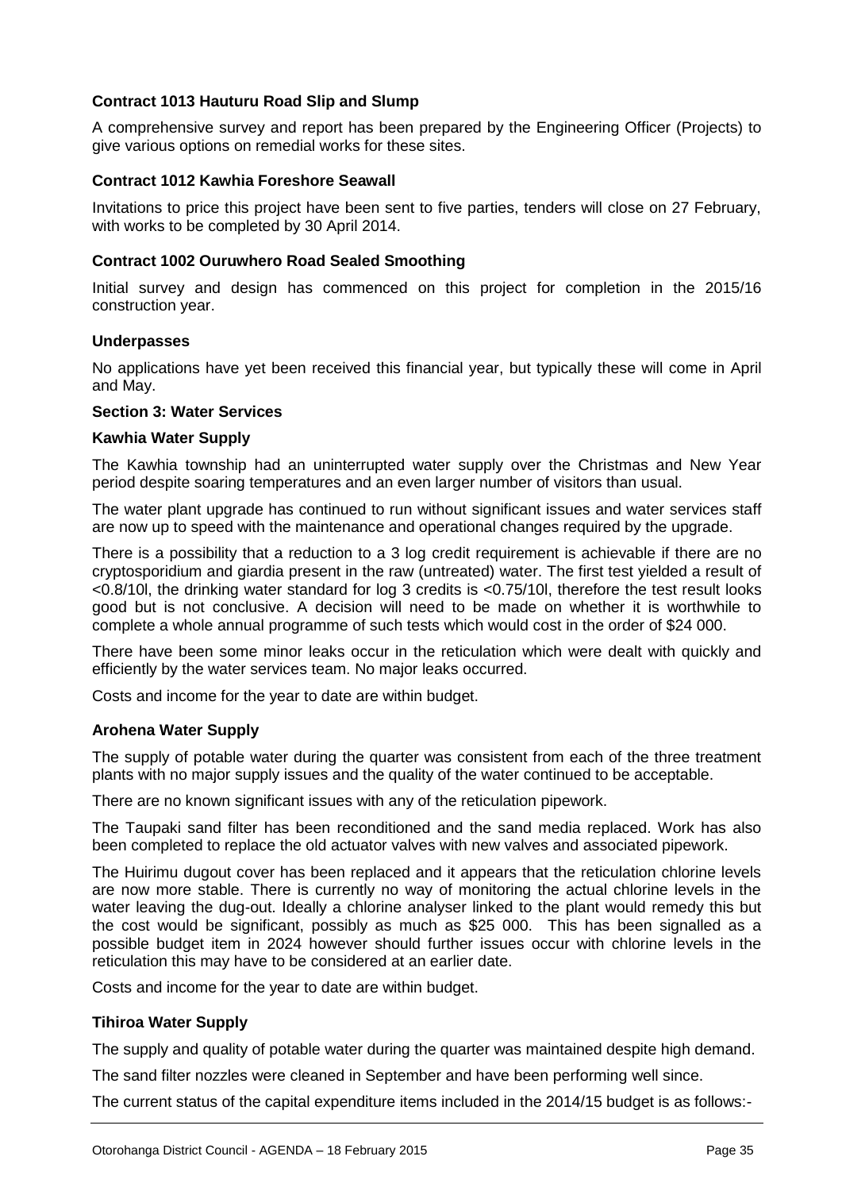**Contract 1013 Hauturu Road Slip and Slump**

A comprehensive survey and report has been prepared by the Engineering Officer (Projects) to give various options on remedial works for these sites.

**Contract 1012 Kawhia Foreshore Seawall**

Invitations to price this project have been sent to five parties, tenders will close on 27 February, with works to be completed by 30 April 2014.

**Contract 1002 Ouruwhero Road Sealed Smoothing**

Initial survey and design has commenced on this project for completion in the 2015/16 construction year.

**Underpasses**

No applications have yet been received this financial year, but typically these will come in April and May.

**Section 3: Water Services**

**Kawhia Water Supply**

The Kawhia township had an uninterrupted water supply over the Christmas and New Year period despite soaring temperatures and an even larger number of visitors than usual.

The water plant upgrade has continued to run without significant issues and water services staff are now up to speed with the maintenance and operational changes required by the upgrade.

There is a possibility that a reduction to a 3 log credit requirement is achievable if there are no cryptosporidium and giardia present in the raw (untreated) water. The first test yielded a result of <0.8/10l, the drinking water standard for log 3 credits is <0.75/10l, therefore the test result looks good but is not conclusive. A decision will need to be made on whether it is worthwhile to complete a whole annual programme of such tests which would cost in the order of $24 000.

There have been some minor leaks occur in the reticulation which were dealt with quickly and efficiently by the water services team. No major leaks occurred.

Costs and income for the year to date are within budget.

**Arohena Water Supply**

The supply of potable water during the quarter was consistent from each of the three treatment plants with no major supply issues and the quality of the water continued to be acceptable.

There are no known significant issues with any of the reticulation pipework.

The Taupaki sand filter has been reconditioned and the sand media replaced. Work has also been completed to replace the old actuator valves with new valves and associated pipework.

The Huirimu dugout cover has been replaced and it appears that the reticulation chlorine levels are now more stable. There is currently no way of monitoring the actual chlorine levels in the water leaving the dug-out. Ideally a chlorine analyser linked to the plant would remedy this but the cost would be significant, possibly as much as $25 000. This has been signalled as a possible budget item in 2024 however should further issues occur with chlorine levels in the reticulation this may have to be considered at an earlier date.

Costs and income for the year to date are within budget.

**Tihiroa Water Supply**

The supply and quality of potable water during the quarter was maintained despite high demand.

The sand filter nozzles were cleaned in September and have been performing well since.

The current status of the capital expenditure items included in the 2014/15 budget is as follows:-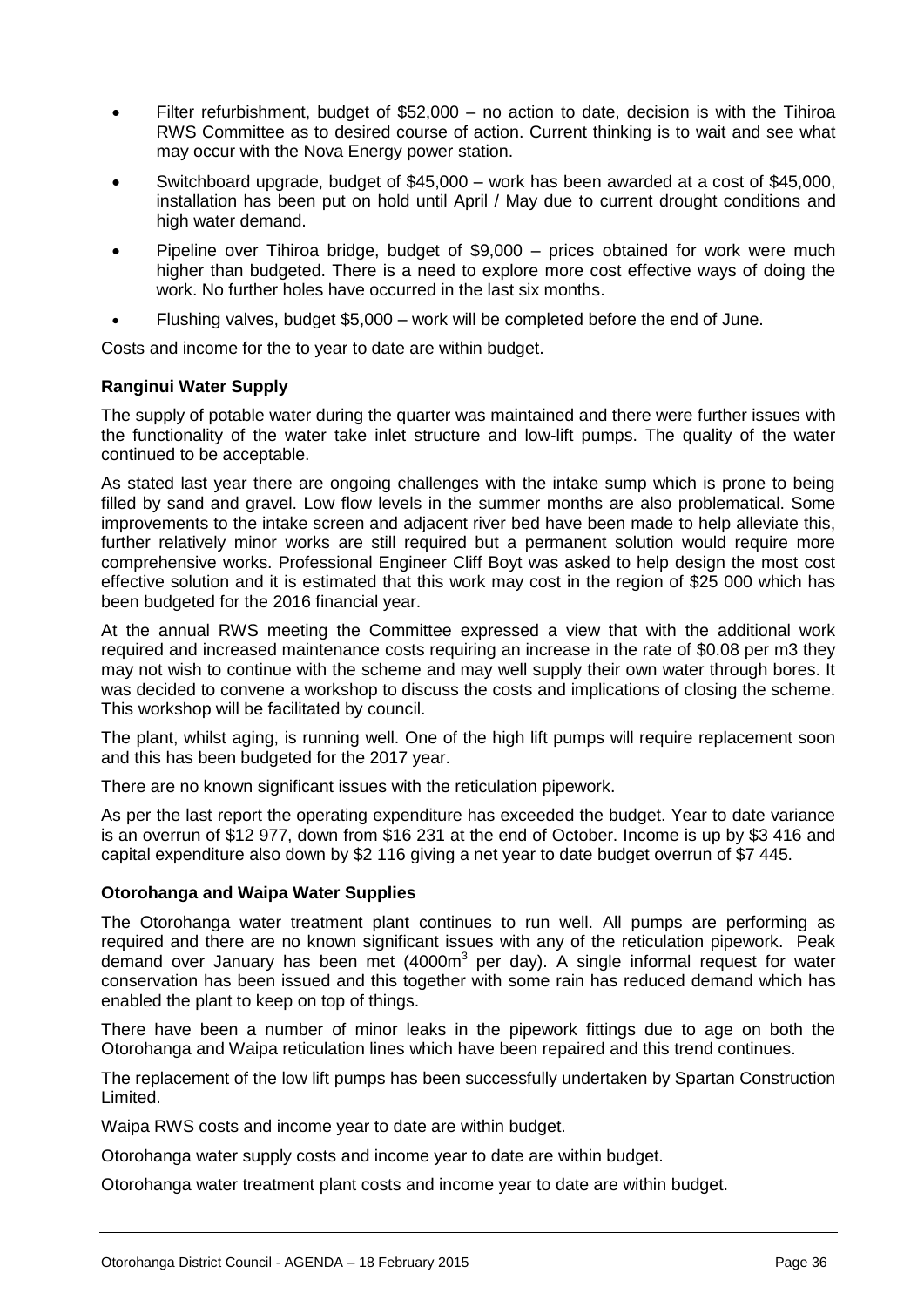- Filter refurbishment, budget of $52,000 – no action to date, decision is with the Tihiroa RWS Committee as to desired course of action. Current thinking is to wait and see what may occur with the Nova Energy power station.
- Switchboard upgrade, budget of $45,000 – work has been awarded at a cost of $45,000, installation has been put on hold until April / May due to current drought conditions and high water demand.
- Pipeline over Tihiroa bridge, budget of $9,000 – prices obtained for work were much higher than budgeted. There is a need to explore more cost effective ways of doing the work. No further holes have occurred in the last six months.
- Flushing valves, budget $5,000 – work will be completed before the end of June.

Costs and income for the to year to date are within budget.

**Ranginui Water Supply**

The supply of potable water during the quarter was maintained and there were further issues with the functionality of the water take inlet structure and low-lift pumps. The quality of the water continued to be acceptable.

As stated last year there are ongoing challenges with the intake sump which is prone to being filled by sand and gravel. Low flow levels in the summer months are also problematical. Some improvements to the intake screen and adjacent river bed have been made to help alleviate this, further relatively minor works are still required but a permanent solution would require more comprehensive works. Professional Engineer Cliff Boyt was asked to help design the most cost effective solution and it is estimated that this work may cost in the region of $25 000 which has been budgeted for the 2016 financial year.

At the annual RWS meeting the Committee expressed a view that with the additional work required and increased maintenance costs requiring an increase in the rate of $0.08 per m3 they may not wish to continue with the scheme and may well supply their own water through bores. It was decided to convene a workshop to discuss the costs and implications of closing the scheme. This workshop will be facilitated by council.

The plant, whilst aging, is running well. One of the high lift pumps will require replacement soon and this has been budgeted for the 2017 year.

There are no known significant issues with the reticulation pipework.

As per the last report the operating expenditure has exceeded the budget. Year to date variance is an overrun of $12 977, down from $16 231 at the end of October. Income is up by $3 416 and capital expenditure also down by $2 116 giving a net year to date budget overrun of $7 445.

**Otorohanga and Waipa Water Supplies**

The Otorohanga water treatment plant continues to run well. All pumps are performing as required and there are no known significant issues with any of the reticulation pipework. Peak demand over January has been met (4000m$^3$ per day). A single informal request for water conservation has been issued and this together with some rain has reduced demand which has enabled the plant to keep on top of things.

There have been a number of minor leaks in the pipework fittings due to age on both the Otorohanga and Waipa reticulation lines which have been repaired and this trend continues.

The replacement of the low lift pumps has been successfully undertaken by Spartan Construction Limited.

Waipa RWS costs and income year to date are within budget.

Otorohanga water supply costs and income year to date are within budget.

Otorohanga water treatment plant costs and income year to date are within budget.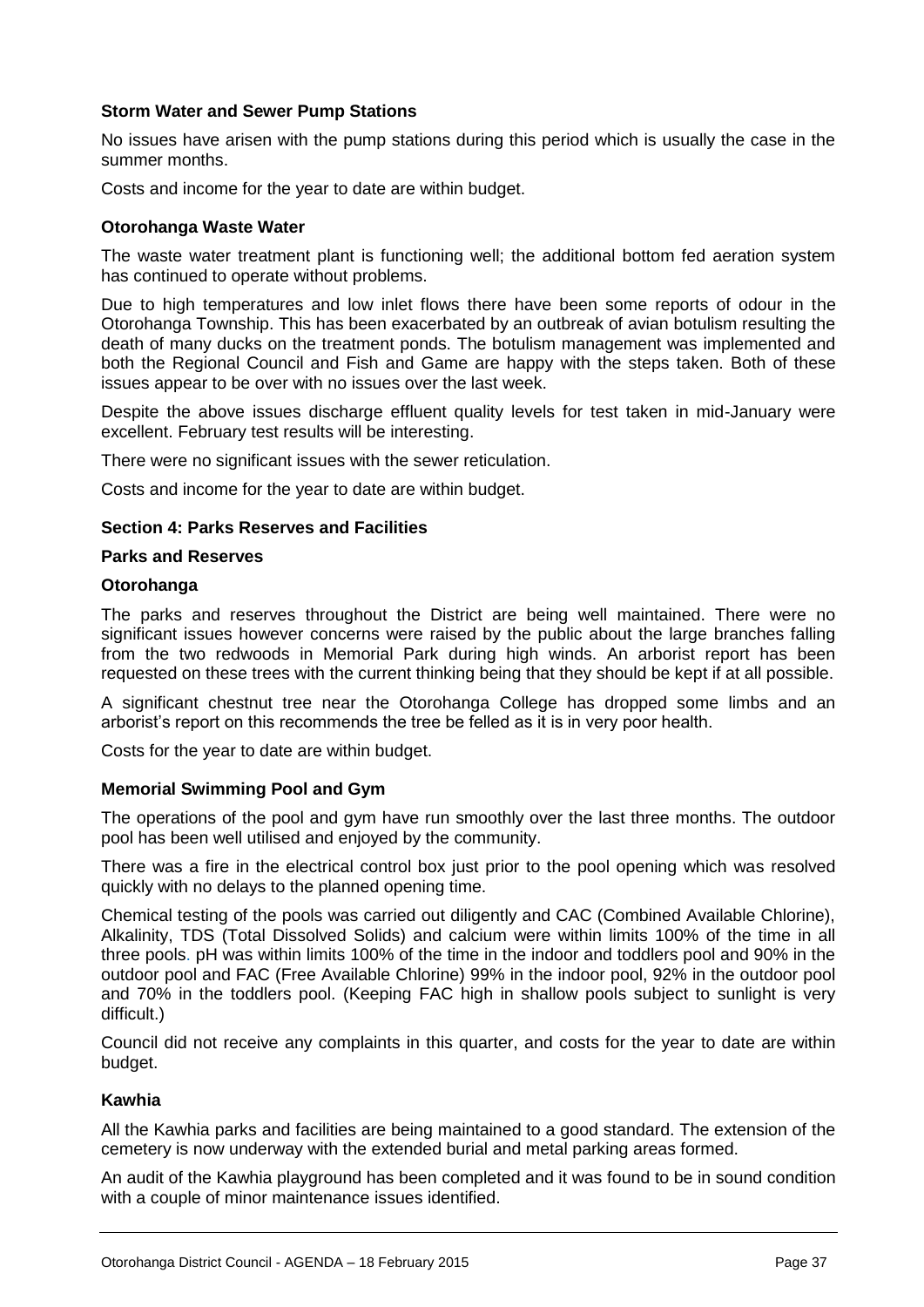**Storm Water and Sewer Pump Stations**

No issues have arisen with the pump stations during this period which is usually the case in the summer months.

Costs and income for the year to date are within budget.

**Otorohanga Waste Water**

The waste water treatment plant is functioning well; the additional bottom fed aeration system has continued to operate without problems.

Due to high temperatures and low inlet flows there have been some reports of odour in the Otorohanga Township. This has been exacerbated by an outbreak of avian botulism resulting the death of many ducks on the treatment ponds. The botulism management was implemented and both the Regional Council and Fish and Game are happy with the steps taken. Both of these issues appear to be over with no issues over the last week.

Despite the above issues discharge effluent quality levels for test taken in mid-January were excellent. February test results will be interesting.

There were no significant issues with the sewer reticulation.

Costs and income for the year to date are within budget.

**Section 4: Parks Reserves and Facilities**

**Parks and Reserves**

**Otorohanga**

The parks and reserves throughout the District are being well maintained. There were no significant issues however concerns were raised by the public about the large branches falling from the two redwoods in Memorial Park during high winds. An arborist report has been requested on these trees with the current thinking being that they should be kept if at all possible.

A significant chestnut tree near the Otorohanga College has dropped some limbs and an arborist's report on this recommends the tree be felled as it is in very poor health.

Costs for the year to date are within budget.

**Memorial Swimming Pool and Gym**

The operations of the pool and gym have run smoothly over the last three months. The outdoor pool has been well utilised and enjoyed by the community.

There was a fire in the electrical control box just prior to the pool opening which was resolved quickly with no delays to the planned opening time.

Chemical testing of the pools was carried out diligently and CAC (Combined Available Chlorine), Alkalinity, TDS (Total Dissolved Solids) and calcium were within limits 100% of the time in all three pools. pH was within limits 100% of the time in the indoor and toddlers pool and 90% in the outdoor pool and FAC (Free Available Chlorine) 99% in the indoor pool, 92% in the outdoor pool and 70% in the toddlers pool. (Keeping FAC high in shallow pools subject to sunlight is very difficult.)

Council did not receive any complaints in this quarter, and costs for the year to date are within budget.

**Kawhia**

All the Kawhia parks and facilities are being maintained to a good standard. The extension of the cemetery is now underway with the extended burial and metal parking areas formed.

An audit of the Kawhia playground has been completed and it was found to be in sound condition with a couple of minor maintenance issues identified.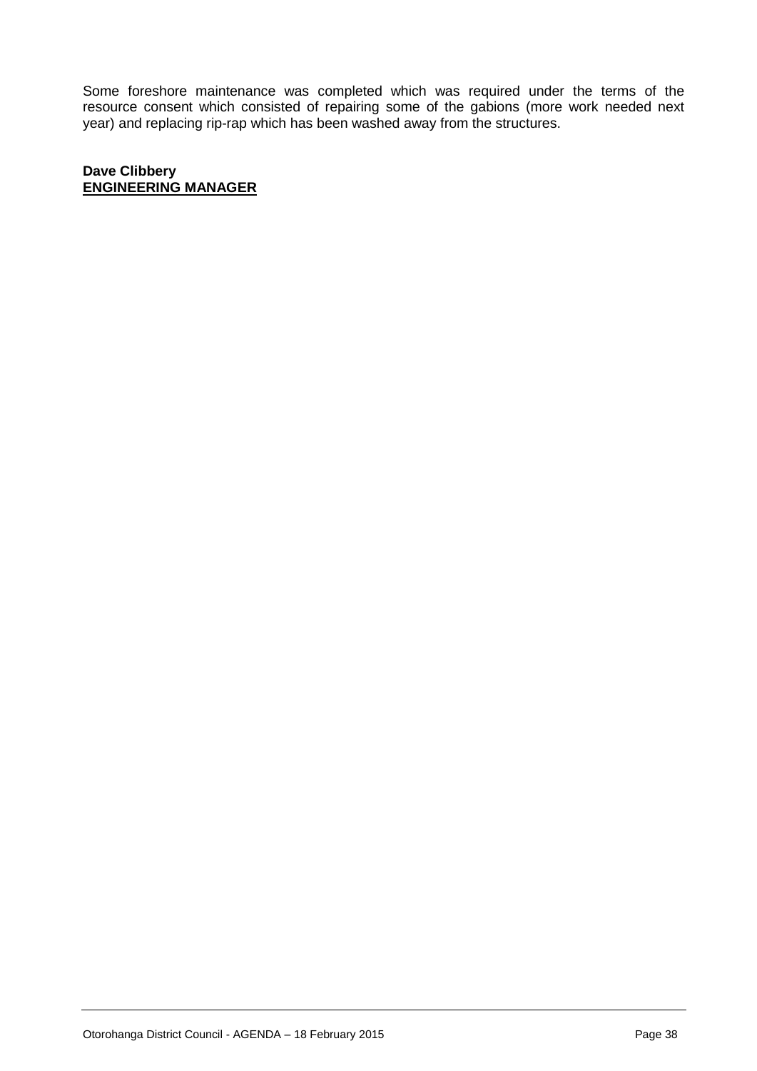Some foreshore maintenance was completed which was required under the terms of the resource consent which consisted of repairing some of the gabions (more work needed next year) and replacing rip-rap which has been washed away from the structures.

**Dave Clibbery**
**ENGINEERING MANAGER**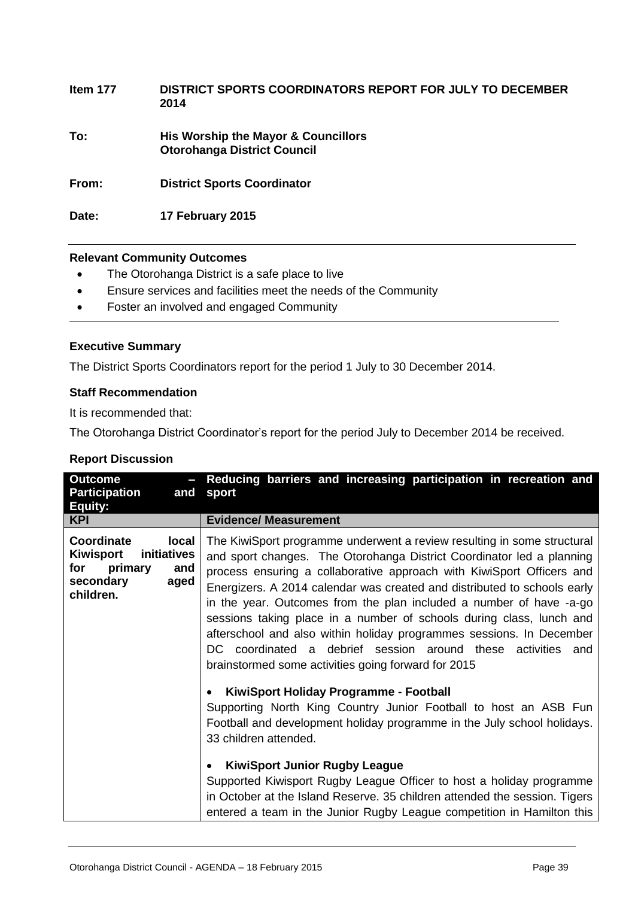| **Item 177** | **DISTRICT SPORTS COORDINATORS REPORT FOR JULY TO DECEMBER 2014** |
|---|---|
| **To:** | **His Worship the Mayor & Councillors Otorohanga District Council** |
| **From:** | **District Sports Coordinator** |
| **Date:** | **17 February 2015** |

**Relevant Community Outcomes**

- The Otorohanga District is a safe place to live
- Ensure services and facilities meet the needs of the Community
- Foster an involved and engaged Community

**Executive Summary**

The District Sports Coordinators report for the period 1 July to 30 December 2014.

**Staff Recommendation**

It is recommended that:

The Otorohanga District Coordinator's report for the period July to December 2014 be received.

**Report Discussion**

| **Outcome – Participation and Equity:** | **Reducing barriers and increasing participation in recreation and sport** |
|---|---|
| **KPI** | **Evidence/ Measurement** |
| **Coordinate local Kiwisport initiatives for primary and secondary aged children.** | The KiwiSport programme underwent a review resulting in some structural and sport changes. The Otorohanga District Coordinator led a planning process ensuring a collaborative approach with KiwiSport Officers and Energizers. A 2014 calendar was created and distributed to schools early in the year. Outcomes from the plan included a number of have -a-go sessions taking place in a number of schools during class, lunch and afterschool and also within holiday programmes sessions. In December DC coordinated a debrief session around these activities and brainstormed some activities going forward for 2015<br><br>• **KiwiSport Holiday Programme - Football**<br>Supporting North King Country Junior Football to host an ASB Fun Football and development holiday programme in the July school holidays. 33 children attended.<br><br>• **KiwiSport Junior Rugby League**<br>Supported Kiwisport Rugby League Officer to host a holiday programme in October at the Island Reserve. 35 children attended the session. Tigers entered a team in the Junior Rugby League competition in Hamilton this |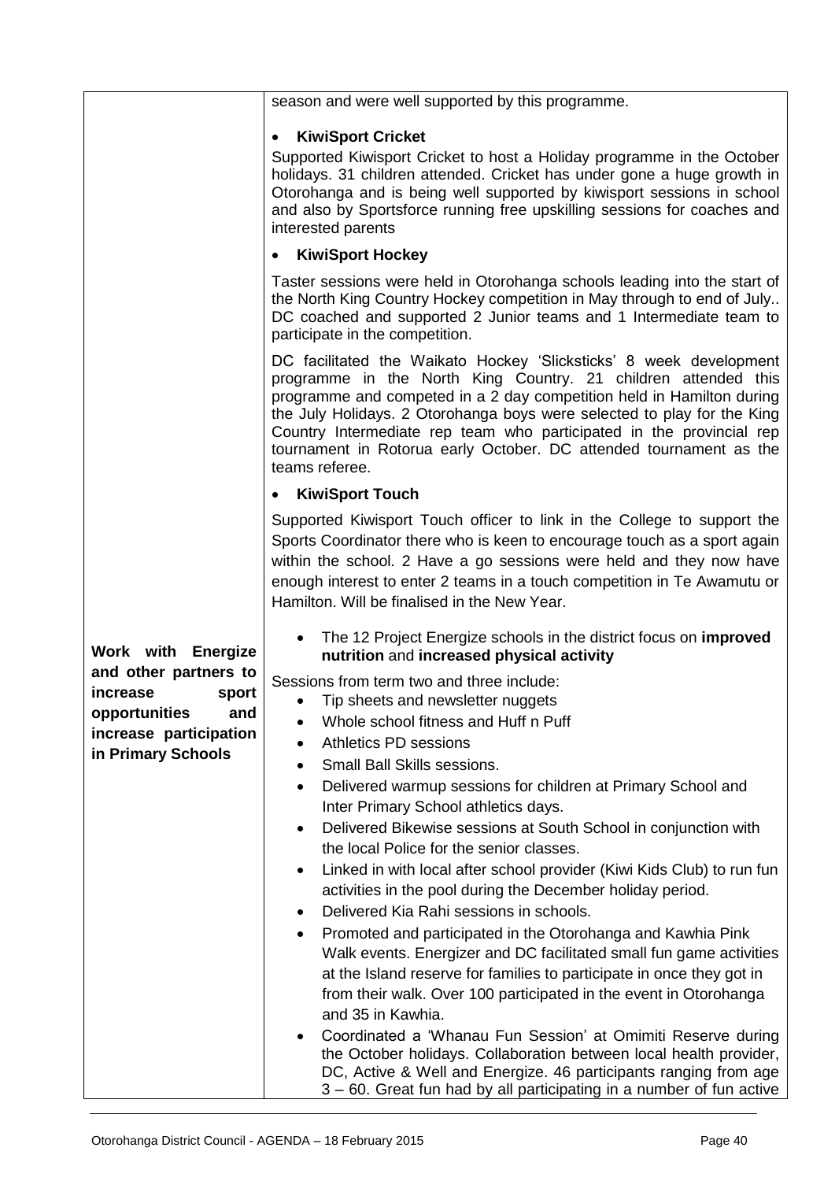| | |
|---|---|
| | season and were well supported by this programme.<br><br>• **KiwiSport Cricket**<br>Supported Kiwisport Cricket to host a Holiday programme in the October holidays. 31 children attended. Cricket has under gone a huge growth in Otorohanga and is being well supported by kiwisport sessions in school and also by Sportsforce running free upskilling sessions for coaches and interested parents<br><br>• **KiwiSport Hockey**<br>Taster sessions were held in Otorohanga schools leading into the start of the North King Country Hockey competition in May through to end of July.. DC coached and supported 2 Junior teams and 1 Intermediate team to participate in the competition.<br><br>DC facilitated the Waikato Hockey 'Slicksticks' 8 week development programme in the North King Country. 21 children attended this programme and competed in a 2 day competition held in Hamilton during the July Holidays. 2 Otorohanga boys were selected to play for the King Country Intermediate rep team who participated in the provincial rep tournament in Rotorua early October. DC attended tournament as the teams referee.<br><br>• **KiwiSport Touch**<br>Supported Kiwisport Touch officer to link in the College to support the Sports Coordinator there who is keen to encourage touch as a sport again within the school. 2 Have a go sessions were held and they now have enough interest to enter 2 teams in a touch competition in Te Awamutu or Hamilton. Will be finalised in the New Year. |
| **Work with Energize and other partners to increase sport opportunities and increase participation in Primary Schools** | • The 12 Project Energize schools in the district focus on **improved nutrition** and **increased physical activity**<br><br>Sessions from term two and three include:<br>• Tip sheets and newsletter nuggets<br>• Whole school fitness and Huff n Puff<br>• Athletics PD sessions<br>• Small Ball Skills sessions.<br>• Delivered warmup sessions for children at Primary School and Inter Primary School athletics days.<br>• Delivered Bikewise sessions at South School in conjunction with the local Police for the senior classes.<br>• Linked in with local after school provider (Kiwi Kids Club) to run fun activities in the pool during the December holiday period.<br>• Delivered Kia Rahi sessions in schools.<br>• Promoted and participated in the Otorohanga and Kawhia Pink Walk events. Energizer and DC facilitated small fun game activities at the Island reserve for families to participate in once they got in from their walk. Over 100 participated in the event in Otorohanga and 35 in Kawhia.<br>• Coordinated a 'Whanau Fun Session' at Omimiti Reserve during the October holidays. Collaboration between local health provider, DC, Active & Well and Energize. 46 participants ranging from age 3 – 60. Great fun had by all participating in a number of fun active |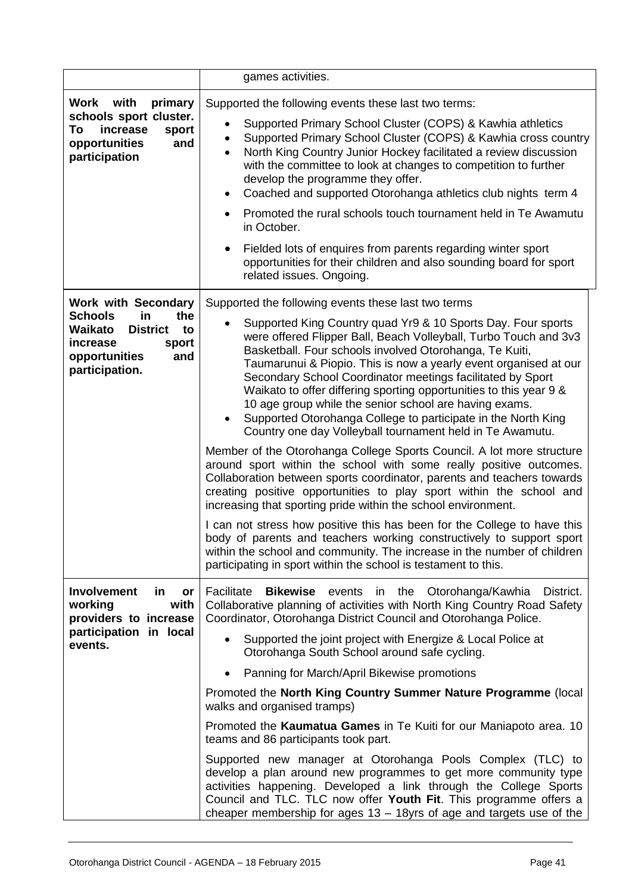| | |
|---|---|
| | games activities. |
| **Work with primary schools sport cluster. To increase sport opportunities and participation** | Supported the following events these last two terms:<br>• Supported Primary School Cluster (COPS) & Kawhia athletics<br>• Supported Primary School Cluster (COPS) & Kawhia cross country<br>• North King Country Junior Hockey facilitated a review discussion with the committee to look at changes to competition to further develop the programme they offer.<br>• Coached and supported Otorohanga athletics club nights term 4<br>• Promoted the rural schools touch tournament held in Te Awamutu in October.<br>• Fielded lots of enquires from parents regarding winter sport opportunities for their children and also sounding board for sport related issues. Ongoing. |
| **Work with Secondary Schools in the Waikato District to increase sport opportunities and participation.** | Supported the following events these last two terms<br>• Supported King Country quad Yr9 & 10 Sports Day. Four sports were offered Flipper Ball, Beach Volleyball, Turbo Touch and 3v3 Basketball. Four schools involved Otorohanga, Te Kuiti, Taumarunui & Piopio. This is now a yearly event organised at our Secondary School Coordinator meetings facilitated by Sport Waikato to offer differing sporting opportunities to this year 9 & 10 age group while the senior school are having exams.<br>• Supported Otorohanga College to participate in the North King Country one day Volleyball tournament held in Te Awamutu.<br><br>Member of the Otorohanga College Sports Council. A lot more structure around sport within the school with some really positive outcomes. Collaboration between sports coordinator, parents and teachers towards creating positive opportunities to play sport within the school and increasing that sporting pride within the school environment.<br><br>I can not stress how positive this has been for the College to have this body of parents and teachers working constructively to support sport within the school and community. The increase in the number of children participating in sport within the school is testament to this. |
| **Involvement in or working with providers to increase participation in local events.** | Facilitate **Bikewise** events in the Otorohanga/Kawhia District. Collaborative planning of activities with North King Country Road Safety Coordinator, Otorohanga District Council and Otorohanga Police.<br>• Supported the joint project with Energize & Local Police at Otoranhanga South School around safe cycling.<br>• Panning for March/April Bikewise promotions<br><br>Promoted the **North King Country Summer Nature Programme** (local walks and organised tramps)<br><br>Promoted the **Kaumatua Games** in Te Kuiti for our Maniapoto area. 10 teams and 86 participants took part.<br><br>Supported new manager at Otorohanga Pools Complex (TLC) to develop a plan around new programmes to get more community type activities happening. Developed a link through the College Sports Council and TLC. TLC now offer **Youth Fit**. This programme offers a cheaper membership for ages 13 – 18yrs of age and targets use of the |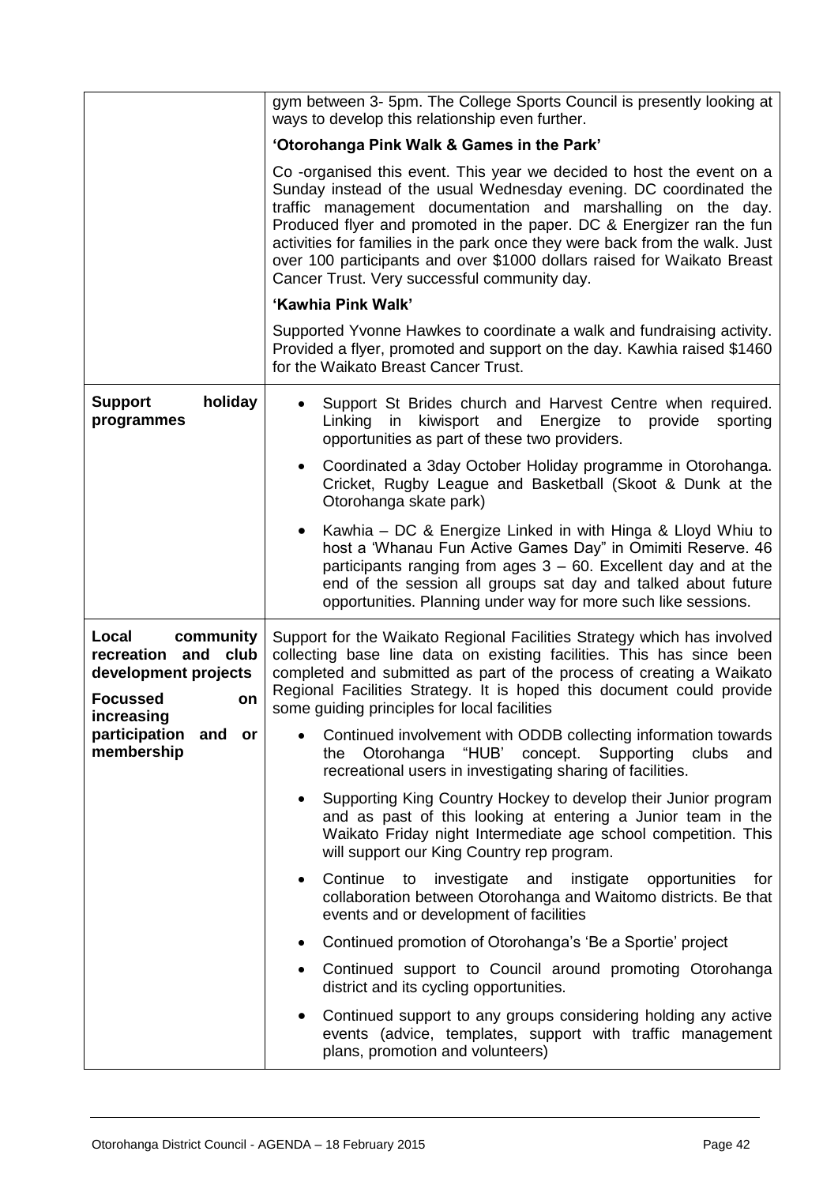| | |
|---|---|
| | gym between 3- 5pm. The College Sports Council is presently looking at ways to develop this relationship even further.<br><br>**'Otorohanga Pink Walk & Games in the Park'**<br><br>Co -organised this event. This year we decided to host the event on a Sunday instead of the usual Wednesday evening. DC coordinated the traffic management documentation and marshalling on the day. Produced flyer and promoted in the paper. DC & Energizer ran the fun activities for families in the park once they were back from the walk. Just over 100 participants and over $1000 dollars raised for Waikato Breast Cancer Trust. Very successful community day.<br><br>**'Kawhia Pink Walk'**<br><br>Supported Yvonne Hawkes to coordinate a walk and fundraising activity. Provided a flyer, promoted and support on the day. Kawhia raised $1460 for the Waikato Breast Cancer Trust. |
| **Support holiday programmes** | • Support St Brides church and Harvest Centre when required. Linking in kiwisport and Energize to provide sporting opportunities as part of these two providers.<br><br>• Coordinated a 3day October Holiday programme in Otorohanga. Cricket, Rugby League and Basketball (Skoot & Dunk at the Otorohanga skate park)<br><br>• Kawhia – DC & Energize Linked in with Hinga & Lloyd Whiu to host a 'Whanau Fun Active Games Day" in Omimiti Reserve. 46 participants ranging from ages 3 – 60. Excellent day and at the end of the session all groups sat day and talked about future opportunities. Planning under way for more such like sessions. |
| **Local community recreation and club development projects**<br><br>**Focussed on increasing participation and or membership** | Support for the Waikato Regional Facilities Strategy which has involved collecting base line data on existing facilities. This has since been completed and submitted as part of the process of creating a Waikato Regional Facilities Strategy. It is hoped this document could provide some guiding principles for local facilities<br><br>• Continued involvement with ODDB collecting information towards the Otorohanga "HUB' concept. Supporting clubs and recreational users in investigating sharing of facilities.<br><br>• Supporting King Country Hockey to develop their Junior program and as past of this looking at entering a Junior team in the Waikato Friday night Intermediate age school competition. This will support our King Country rep program.<br><br>• Continue to investigate and instigate opportunities for collaboration between Otorohanga and Waitomo districts. Be that events and or development of facilities<br><br>• Continued promotion of Otorohanga's 'Be a Sportie' project<br><br>• Continued support to Council around promoting Otorohanga district and its cycling opportunities.<br><br>• Continued support to any groups considering holding any active events (advice, templates, support with traffic management plans, promotion and volunteers) |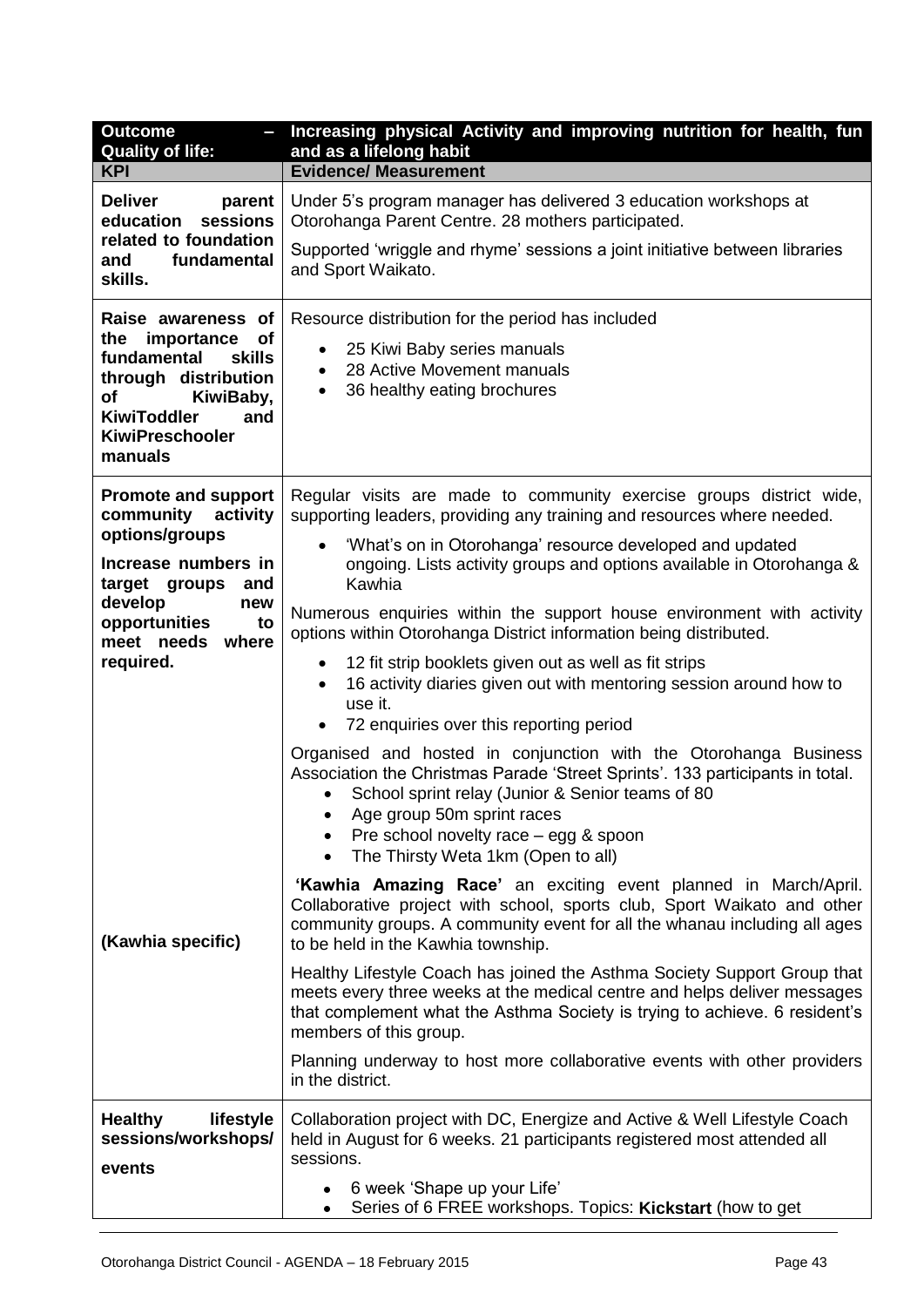| **Outcome – Quality of life:** | **Increasing physical Activity and improving nutrition for health, fun and as a lifelong habit** |
|---|---|
| **KPI** | **Evidence/ Measurement** |
| **Deliver parent education sessions related to foundation and fundamental skills.** | Under 5's program manager has delivered 3 education workshops at Otorohanga Parent Centre. 28 mothers participated.<br><br>Supported 'wriggle and rhyme' sessions a joint initiative between libraries and Sport Waikato. |
| **Raise awareness of the importance of fundamental skills through distribution of KiwiBaby, KiwiToddler and KiwiPreschooler manuals** | Resource distribution for the period has included<br>• 25 Kiwi Baby series manuals<br>• 28 Active Movement manuals<br>• 36 healthy eating brochures |
| **Promote and support community activity options/groups**<br><br>**Increase numbers in target groups and develop new opportunities to meet needs where required.**<br><br><br><br><br><br><br><br><br><br>**(Kawhia specific)** | Regular visits are made to community exercise groups district wide, supporting leaders, providing any training and resources where needed.<br>• 'What's on in Otorohanga' resource developed and updated ongoing. Lists activity groups and options available in Otorohanga & Kawhia<br><br>Numerous enquiries within the support house environment with activity options within Otorohanga District information being distributed.<br>• 12 fit strip booklets given out as well as fit strips<br>• 16 activity diaries given out with mentoring session around how to use it.<br>• 72 enquiries over this reporting period<br><br>Organised and hosted in conjunction with the Otorohanga Business Association the Christmas Parade 'Street Sprints'. 133 participants in total.<br>• School sprint relay (Junior & Senior teams of 80<br>• Age group 50m sprint races<br>• Pre school novelty race – egg & spoon<br>• The Thirsty Weta 1km (Open to all)<br><br>**'Kawhia Amazing Race'** an exciting event planned in March/April. Collaborative project with school, sports club, Sport Waikato and other community groups. A community event for all the whanau including all ages to be held in the Kawhia township.<br><br>Healthy Lifestyle Coach has joined the Asthma Society Support Group that meets every three weeks at the medical centre and helps deliver messages that complement what the Asthma Society is trying to achieve. 6 resident's members of this group.<br><br>Planning underway to host more collaborative events with other providers in the district. |
| **Healthy lifestyle sessions/workshops/ events** | Collaboration project with DC, Energize and Active & Well Lifestyle Coach held in August for 6 weeks. 21 participants registered most attended all sessions.<br>• 6 week 'Shape up your Life'<br>• Series of 6 FREE workshops. Topics: **Kickstart** (how to get |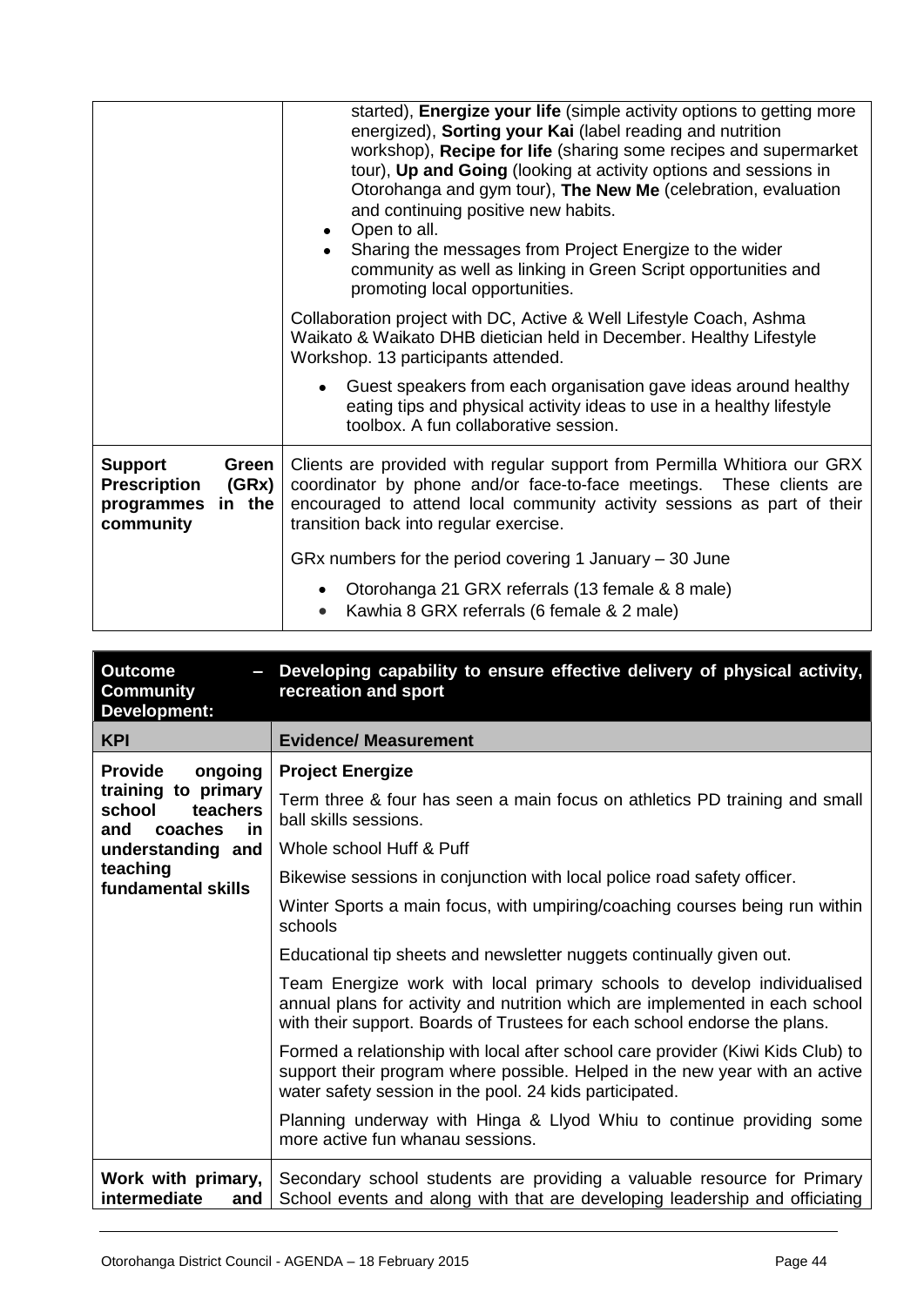| | |
|---|---|
| | started), **Energize your life** (simple activity options to getting more energized), **Sorting your Kai** (label reading and nutrition workshop), **Recipe for life** (sharing some recipes and supermarket tour), **Up and Going** (looking at activity options and sessions in Otorohanga and gym tour), **The New Me** (celebration, evaluation and continuing positive new habits.<br>• Open to all.<br>• Sharing the messages from Project Energize to the wider community as well as linking in Green Script opportunities and promoting local opportunities.<br><br>Collaboration project with DC, Active & Well Lifestyle Coach, Ashma Waikato & Waikato DHB dietician held in December. Healthy Lifestyle Workshop. 13 participants attended.<br><br>• Guest speakers from each organisation gave ideas around healthy eating tips and physical activity ideas to use in a healthy lifestyle toolbox. A fun collaborative session. |
| **Support Green Prescription (GRx) programmes in the community** | Clients are provided with regular support from Permilla Whitiora our GRX coordinator by phone and/or face-to-face meetings. These clients are encouraged to attend local community activity sessions as part of their transition back into regular exercise.<br><br>GRx numbers for the period covering 1 January – 30 June<br><br>• Otorohanga 21 GRX referrals (13 female & 8 male)<br>• Kawhia 8 GRX referrals (6 female & 2 male) |

| **Outcome – Community Development:** | **Developing capability to ensure effective delivery of physical activity, recreation and sport** |
|---|---|
| **KPI** | **Evidence/ Measurement** |
| **Provide ongoing training to primary school teachers and coaches in understanding and teaching fundamental skills** | **Project Energize**<br><br>Term three & four has seen a main focus on athletics PD training and small ball skills sessions.<br><br>Whole school Huff & Puff<br><br>Bikewise sessions in conjunction with local police road safety officer.<br><br>Winter Sports a main focus, with umpiring/coaching courses being run within schools<br><br>Educational tip sheets and newsletter nuggets continually given out.<br><br>Team Energize work with local primary schools to develop individualised annual plans for activity and nutrition which are implemented in each school with their support. Boards of Trustees for each school endorse the plans.<br><br>Formed a relationship with local after school care provider (Kiwi Kids Club) to support their program where possible. Helped in the new year with an active water safety session in the pool. 24 kids participated.<br><br>Planning underway with Hinga & Llyod Whiu to continue providing some more active fun whanau sessions. |
| **Work with primary, intermediate and** | Secondary school students are providing a valuable resource for Primary School events and along with that are developing leadership and officiating |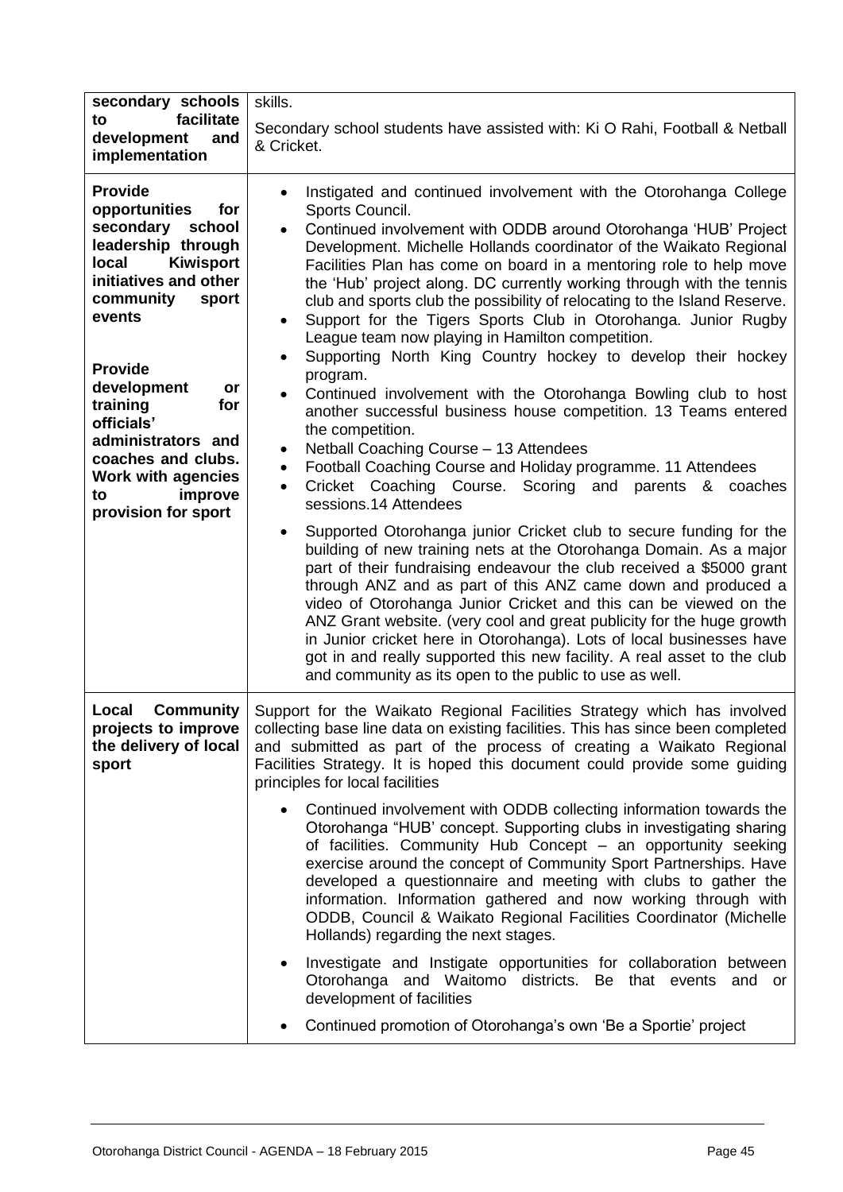| | |
|---|---|
| **secondary schools to facilitate development and implementation** | skills.<br><br>Secondary school students have assisted with: Ki O Rahi, Football & Netball & Cricket. |
| **Provide opportunities for secondary school leadership through local Kiwisport initiatives and other community sport events**<br><br>**Provide development or training for officials' administrators and coaches and clubs. Work with agencies to improve provision for sport** | • Instigated and continued involvement with the Otorohanga College Sports Council.<br>• Continued involvement with ODDB around Otorohanga 'HUB' Project Development. Michelle Hollands coordinator of the Waikato Regional Facilities Plan has come on board in a mentoring role to help move the 'Hub' project along. DC currently working through with the tennis club and sports club the possibility of relocating to the Island Reserve.<br>• Support for the Tigers Sports Club in Otorohanga. Junior Rugby League team now playing in Hamilton competition.<br>• Supporting North King Country hockey to develop their hockey program.<br>• Continued involvement with the Otorohanga Bowling club to host another successful business house competition. 13 Teams entered the competition.<br>• Netball Coaching Course – 13 Attendees<br>• Football Coaching Course and Holiday programme. 11 Attendees<br>• Cricket Coaching Course. Scoring and parents & coaches sessions.14 Attendees<br><br>• Supported Otorohanga junior Cricket club to secure funding for the building of new training nets at the Otorohanga Domain. As a major part of their fundraising endeavour the club received a $5000 grant through ANZ and as part of this ANZ came down and produced a video of Otorohanga Junior Cricket and this can be viewed on the ANZ Grant website. (very cool and great publicity for the huge growth in Junior cricket here in Otorohanga). Lots of local businesses have got in and really supported this new facility. A real asset to the club and community as its open to the public to use as well. |
| **Local Community projects to improve the delivery of local sport** | Support for the Waikato Regional Facilities Strategy which has involved collecting base line data on existing facilities. This has since been completed and submitted as part of the process of creating a Waikato Regional Facilities Strategy. It is hoped this document could provide some guiding principles for local facilities<br><br>• Continued involvement with ODDB collecting information towards the Otorohanga "HUB" concept. Supporting clubs in investigating sharing of facilities. Community Hub Concept – an opportunity seeking exercise around the concept of Community Sport Partnerships. Have developed a questionnaire and meeting with clubs to gather the information. Information gathered and now working through with ODDB, Council & Waikato Regional Facilities Coordinator (Michelle Hollands) regarding the next stages.<br><br>• Investigate and Instigate opportunities for collaboration between Otorohanga and Waitomo districts. Be that events and or development of facilities<br><br>• Continued promotion of Otorohanga's own 'Be a Sportie' project |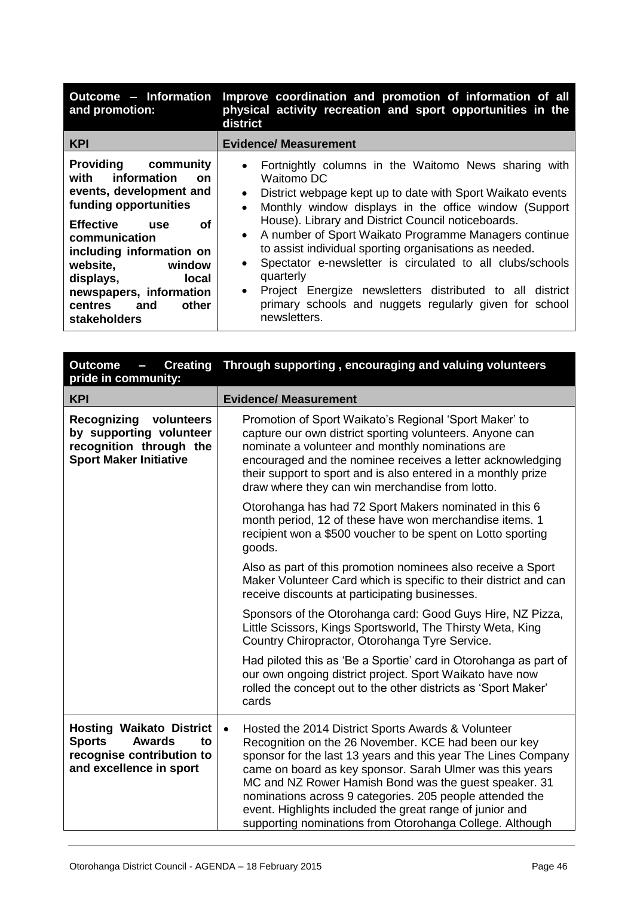| Outcome – Information and promotion: | Improve coordination and promotion of information of all physical activity recreation and sport opportunities in the district |
|---|---|
| **KPI** | **Evidence/ Measurement** |
| **Providing community with information on events, development and funding opportunities**<br><br>**Effective use of communication including information on website, window displays, local newspapers, information centres and other stakeholders** | • Fortnightly columns in the Waitomo News sharing with Waitomo DC<br>• District webpage kept up to date with Sport Waikato events<br>• Monthly window displays in the office window (Support House). Library and District Council noticeboards.<br>• A number of Sport Waikato Programme Managers continue to assist individual sporting organisations as needed.<br>• Spectator e-newsletter is circulated to all clubs/schools quarterly<br>• Project Energize newsletters distributed to all district primary schools and nuggets regularly given for school newsletters. |

| Outcome – Creating pride in community: | Through supporting , encouraging and valuing volunteers |
|---|---|
| **KPI** | **Evidence/ Measurement** |
| **Recognizing volunteers by supporting volunteer recognition through the Sport Maker Initiative** | Promotion of Sport Waikato's Regional 'Sport Maker' to capture our own district sporting volunteers. Anyone can nominate a volunteer and monthly nominations are encouraged and the nominee receives a letter acknowledging their support to sport and is also entered in a monthly prize draw where they can win merchandise from lotto.<br><br>Otorohanga has had 72 Sport Makers nominated in this 6 month period, 12 of these have won merchandise items. 1 recipient won a $500 voucher to be spent on Lotto sporting goods.<br><br>Also as part of this promotion nominees also receive a Sport Maker Volunteer Card which is specific to their district and can receive discounts at participating businesses.<br><br>Sponsors of the Otorohanga card: Good Guys Hire, NZ Pizza, Little Scissors, Kings Sportsworld, The Thirsty Weta, King Country Chiropractor, Otorohanga Tyre Service.<br><br>Had piloted this as 'Be a Sportie' card in Otorohanga as part of our own ongoing district project. Sport Waikato have now rolled the concept out to the other districts as 'Sport Maker' cards |
| **Hosting Waikato District Sports Awards to recognise contribution to and excellence in sport** | • Hosted the 2014 District Sports Awards & Volunteer Recognition on the 26 November. KCE had been our key sponsor for the last 13 years and this year The Lines Company came on board as key sponsor. Sarah Ulmer was this years MC and NZ Rower Hamish Bond was the guest speaker. 31 nominations across 9 categories. 205 people attended the event. Highlights included the great range of junior and supporting nominations from Otorohanga College. Although |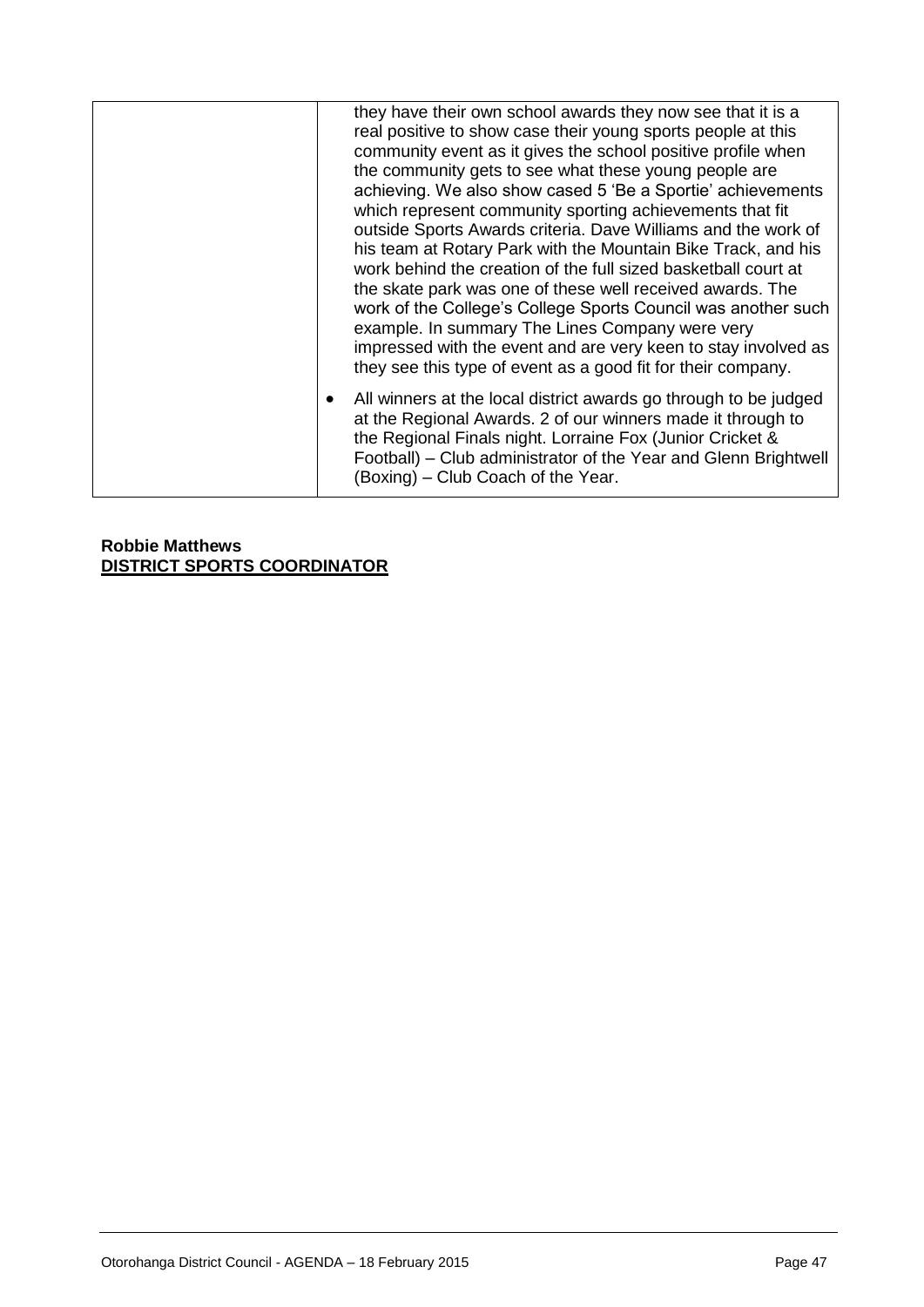| | they have their own school awards they now see that it is a real positive to show case their young sports people at this community event as it gives the school positive profile when the community gets to see what these young people are achieving. We also show cased 5 'Be a Sportie' achievements which represent community sporting achievements that fit outside Sports Awards criteria. Dave Williams and the work of his team at Rotary Park with the Mountain Bike Track, and his work behind the creation of the full sized basketball court at the skate park was one of these well received awards. The work of the College's College Sports Council was another such example. In summary The Lines Company were very impressed with the event and are very keen to stay involved as they see this type of event as a good fit for their company.<br><br>• All winners at the local district awards go through to be judged at the Regional Awards. 2 of our winners made it through to the Regional Finals night. Lorraine Fox (Junior Cricket & Football) – Club administrator of the Year and Glenn Brightwell (Boxing) – Club Coach of the Year. |
|---|---|

**Robbie Matthews**
**<u>DISTRICT SPORTS COORDINATOR</u>**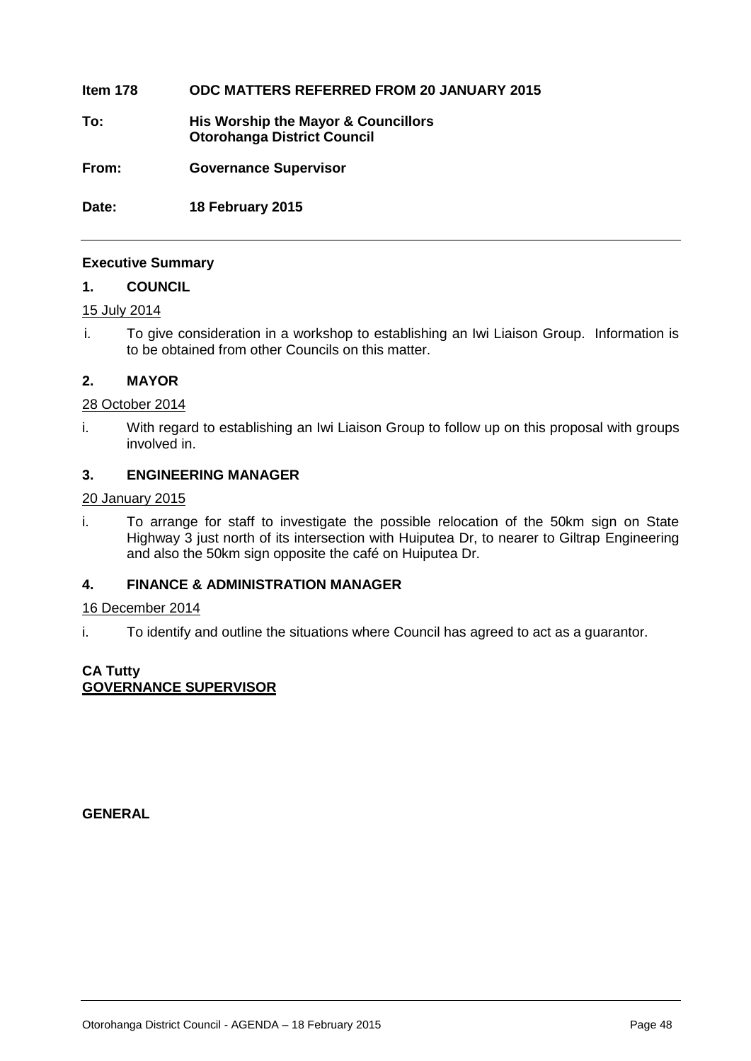**Item 178 ODC MATTERS REFERRED FROM 20 JANUARY 2015**

**To:** **His Worship the Mayor & Councillors**
**Otorohanga District Council**

**From:** **Governance Supervisor**

**Date:** **18 February 2015**

---

### Executive Summary

### 1. COUNCIL

15 July 2014

i. To give consideration in a workshop to establishing an Iwi Liaison Group. Information is to be obtained from other Councils on this matter.

### 2. MAYOR

28 October 2014

i. With regard to establishing an Iwi Liaison Group to follow up on this proposal with groups involved in.

### 3. ENGINEERING MANAGER

20 January 2015

i. To arrange for staff to investigate the possible relocation of the 50km sign on State Highway 3 just north of its intersection with Huiputea Dr, to nearer to Giltrap Engineering and also the 50km sign opposite the café on Huiputea Dr.

### 4. FINANCE & ADMINISTRATION MANAGER

16 December 2014

i. To identify and outline the situations where Council has agreed to act as a guarantor.

**CA Tutty**
**GOVERNANCE SUPERVISOR**

**GENERAL**